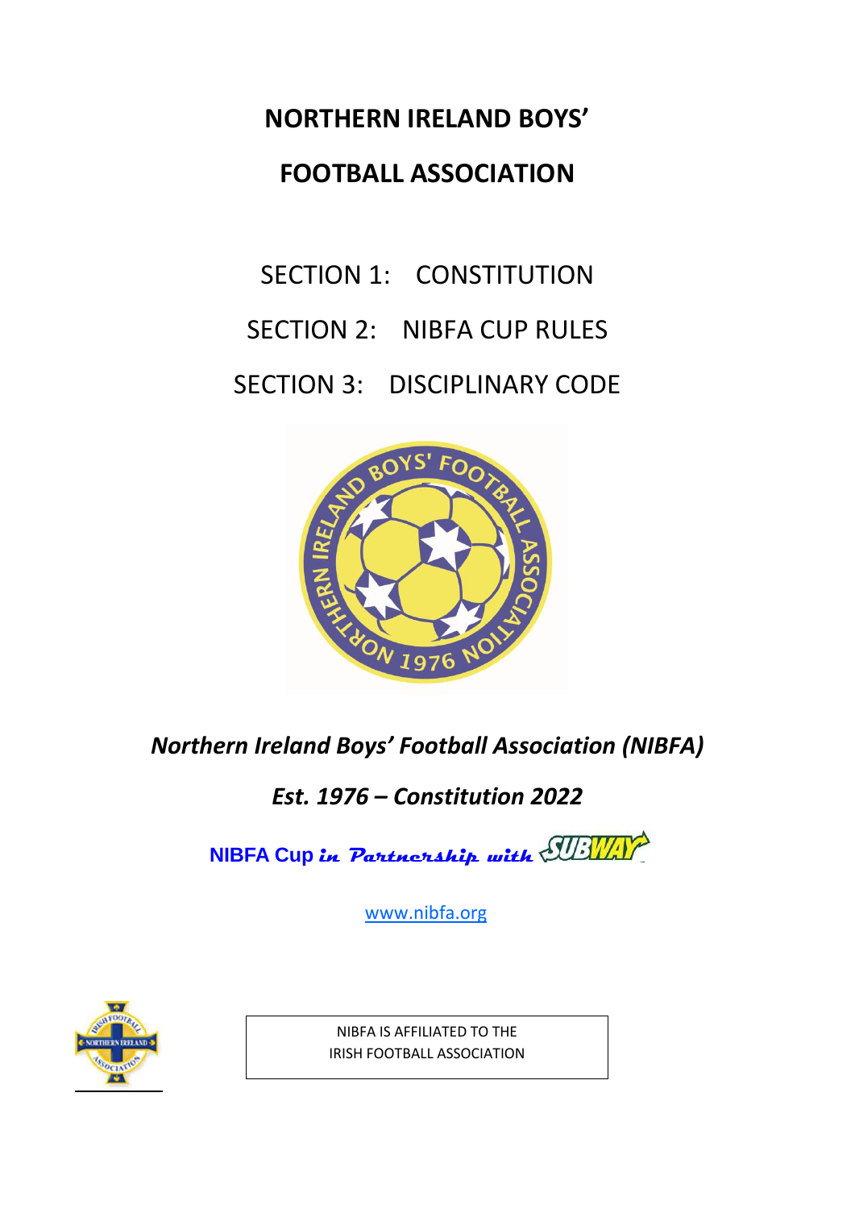# NORTHERN IRELAND BOYS' FOOTBALL ASSOCIATION

SECTION 1: CONSTITUTION

SECTION 2: NIBFA CUP RULES

SECTION 3: DISCIPLINARY CODE

***Northern Ireland Boys' Football Association (NIBFA)***

***Est. 1976 – Constitution 2022***

**NIBFA Cup** *in Partnership with* SUBWAY

www.nibfa.org

NIBFA IS AFFILIATED TO THE
IRISH FOOTBALL ASSOCIATION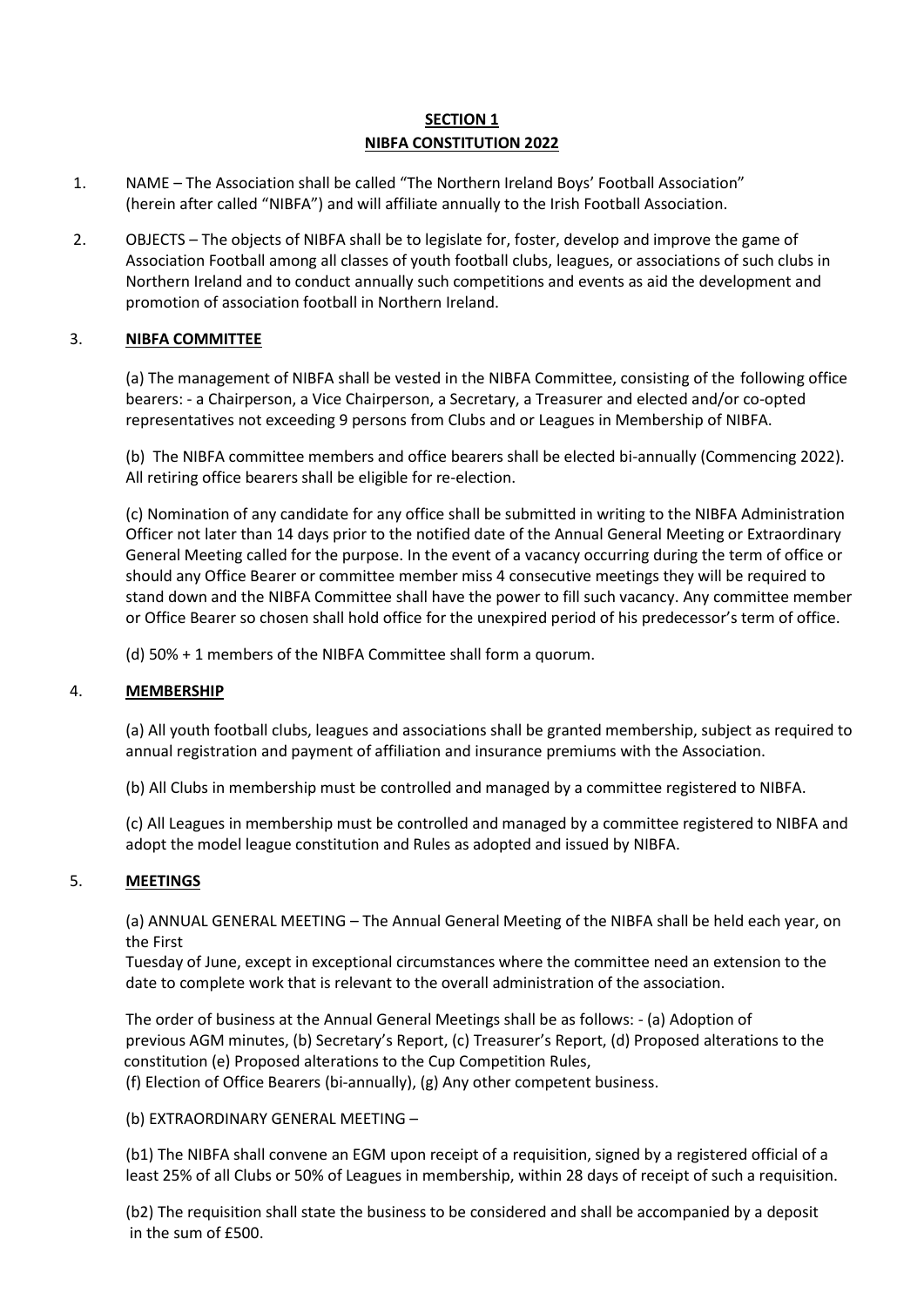**SECTION 1**
**NIBFA CONSTITUTION 2022**

1. NAME – The Association shall be called "The Northern Ireland Boys' Football Association" (herein after called "NIBFA") and will affiliate annually to the Irish Football Association.

2. OBJECTS – The objects of NIBFA shall be to legislate for, foster, develop and improve the game of Association Football among all classes of youth football clubs, leagues, or associations of such clubs in Northern Ireland and to conduct annually such competitions and events as aid the development and promotion of association football in Northern Ireland.

3. **NIBFA COMMITTEE**

   (a) The management of NIBFA shall be vested in the NIBFA Committee, consisting of the following office bearers: - a Chairperson, a Vice Chairperson, a Secretary, a Treasurer and elected and/or co-opted representatives not exceeding 9 persons from Clubs and or Leagues in Membership of NIBFA.

   (b) The NIBFA committee members and office bearers shall be elected bi-annually (Commencing 2022). All retiring office bearers shall be eligible for re-election.

   (c) Nomination of any candidate for any office shall be submitted in writing to the NIBFA Administration Officer not later than 14 days prior to the notified date of the Annual General Meeting or Extraordinary General Meeting called for the purpose. In the event of a vacancy occurring during the term of office or should any Office Bearer or committee member miss 4 consecutive meetings they will be required to stand down and the NIBFA Committee shall have the power to fill such vacancy. Any committee member or Office Bearer so chosen shall hold office for the unexpired period of his predecessor's term of office.

   (d) 50% + 1 members of the NIBFA Committee shall form a quorum.

4. **MEMBERSHIP**

   (a) All youth football clubs, leagues and associations shall be granted membership, subject as required to annual registration and payment of affiliation and insurance premiums with the Association.

   (b) All Clubs in membership must be controlled and managed by a committee registered to NIBFA.

   (c) All Leagues in membership must be controlled and managed by a committee registered to NIBFA and adopt the model league constitution and Rules as adopted and issued by NIBFA.

5. **MEETINGS**

   (a) ANNUAL GENERAL MEETING – The Annual General Meeting of the NIBFA shall be held each year, on the First Tuesday of June, except in exceptional circumstances where the committee need an extension to the date to complete work that is relevant to the overall administration of the association.

   The order of business at the Annual General Meetings shall be as follows: - (a) Adoption of previous AGM minutes, (b) Secretary's Report, (c) Treasurer's Report, (d) Proposed alterations to the constitution (e) Proposed alterations to the Cup Competition Rules, (f) Election of Office Bearers (bi-annually), (g) Any other competent business.

   (b) EXTRAORDINARY GENERAL MEETING –

   (b1) The NIBFA shall convene an EGM upon receipt of a requisition, signed by a registered official of a least 25% of all Clubs or 50% of Leagues in membership, within 28 days of receipt of such a requisition.

   (b2) The requisition shall state the business to be considered and shall be accompanied by a deposit in the sum of £500.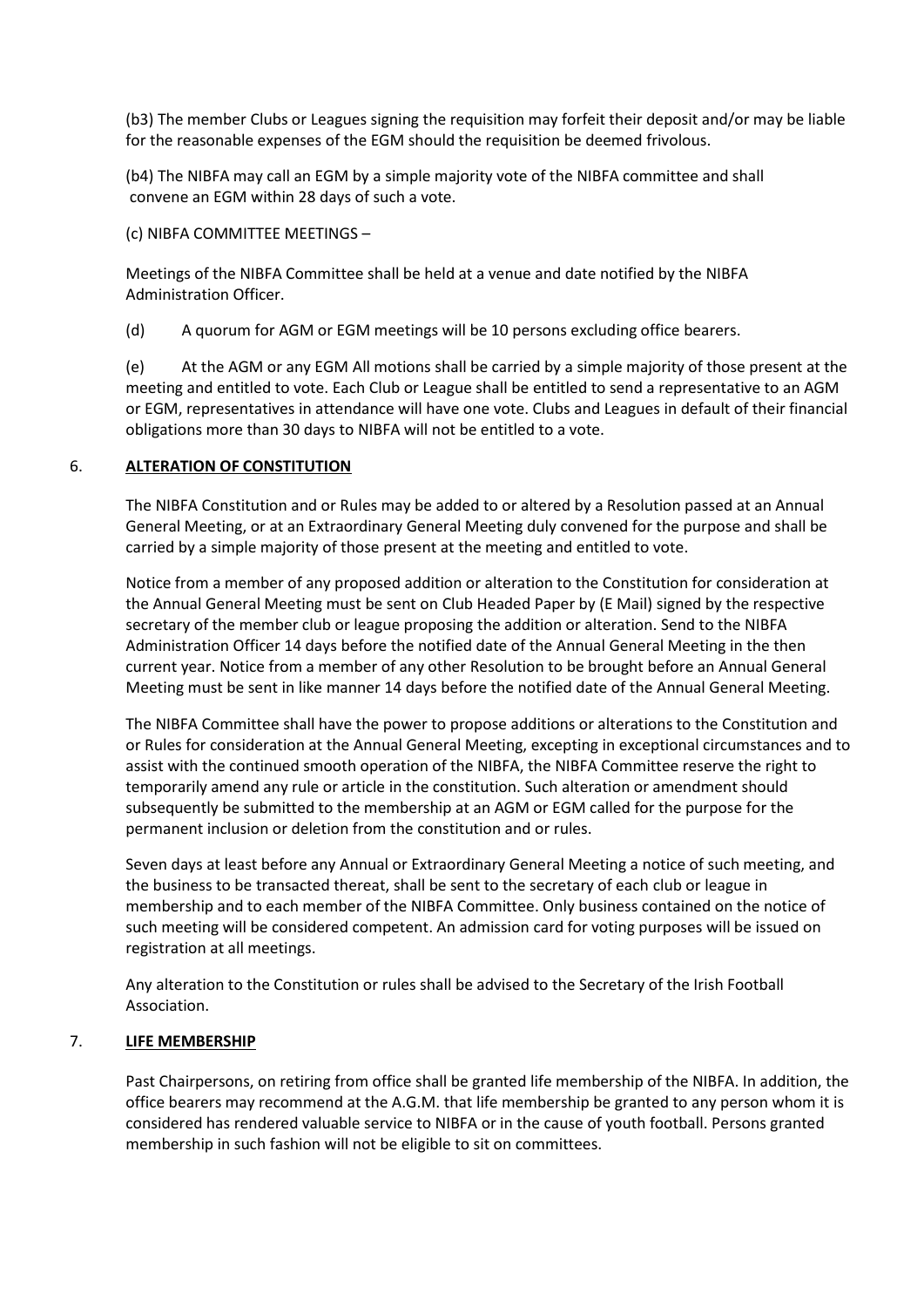(b3) The member Clubs or Leagues signing the requisition may forfeit their deposit and/or may be liable for the reasonable expenses of the EGM should the requisition be deemed frivolous.

(b4) The NIBFA may call an EGM by a simple majority vote of the NIBFA committee and shall convene an EGM within 28 days of such a vote.

(c) NIBFA COMMITTEE MEETINGS –

Meetings of the NIBFA Committee shall be held at a venue and date notified by the NIBFA Administration Officer.

(d) A quorum for AGM or EGM meetings will be 10 persons excluding office bearers.

(e) At the AGM or any EGM All motions shall be carried by a simple majority of those present at the meeting and entitled to vote. Each Club or League shall be entitled to send a representative to an AGM or EGM, representatives in attendance will have one vote. Clubs and Leagues in default of their financial obligations more than 30 days to NIBFA will not be entitled to a vote.

## 6. **ALTERATION OF CONSTITUTION**

The NIBFA Constitution and or Rules may be added to or altered by a Resolution passed at an Annual General Meeting, or at an Extraordinary General Meeting duly convened for the purpose and shall be carried by a simple majority of those present at the meeting and entitled to vote.

Notice from a member of any proposed addition or alteration to the Constitution for consideration at the Annual General Meeting must be sent on Club Headed Paper by (E Mail) signed by the respective secretary of the member club or league proposing the addition or alteration. Send to the NIBFA Administration Officer 14 days before the notified date of the Annual General Meeting in the then current year. Notice from a member of any other Resolution to be brought before an Annual General Meeting must be sent in like manner 14 days before the notified date of the Annual General Meeting.

The NIBFA Committee shall have the power to propose additions or alterations to the Constitution and or Rules for consideration at the Annual General Meeting, excepting in exceptional circumstances and to assist with the continued smooth operation of the NIBFA, the NIBFA Committee reserve the right to temporarily amend any rule or article in the constitution. Such alteration or amendment should subsequently be submitted to the membership at an AGM or EGM called for the purpose for the permanent inclusion or deletion from the constitution and or rules.

Seven days at least before any Annual or Extraordinary General Meeting a notice of such meeting, and the business to be transacted thereat, shall be sent to the secretary of each club or league in membership and to each member of the NIBFA Committee. Only business contained on the notice of such meeting will be considered competent. An admission card for voting purposes will be issued on registration at all meetings.

Any alteration to the Constitution or rules shall be advised to the Secretary of the Irish Football Association.

## 7. **LIFE MEMBERSHIP**

Past Chairpersons, on retiring from office shall be granted life membership of the NIBFA. In addition, the office bearers may recommend at the A.G.M. that life membership be granted to any person whom it is considered has rendered valuable service to NIBFA or in the cause of youth football. Persons granted membership in such fashion will not be eligible to sit on committees.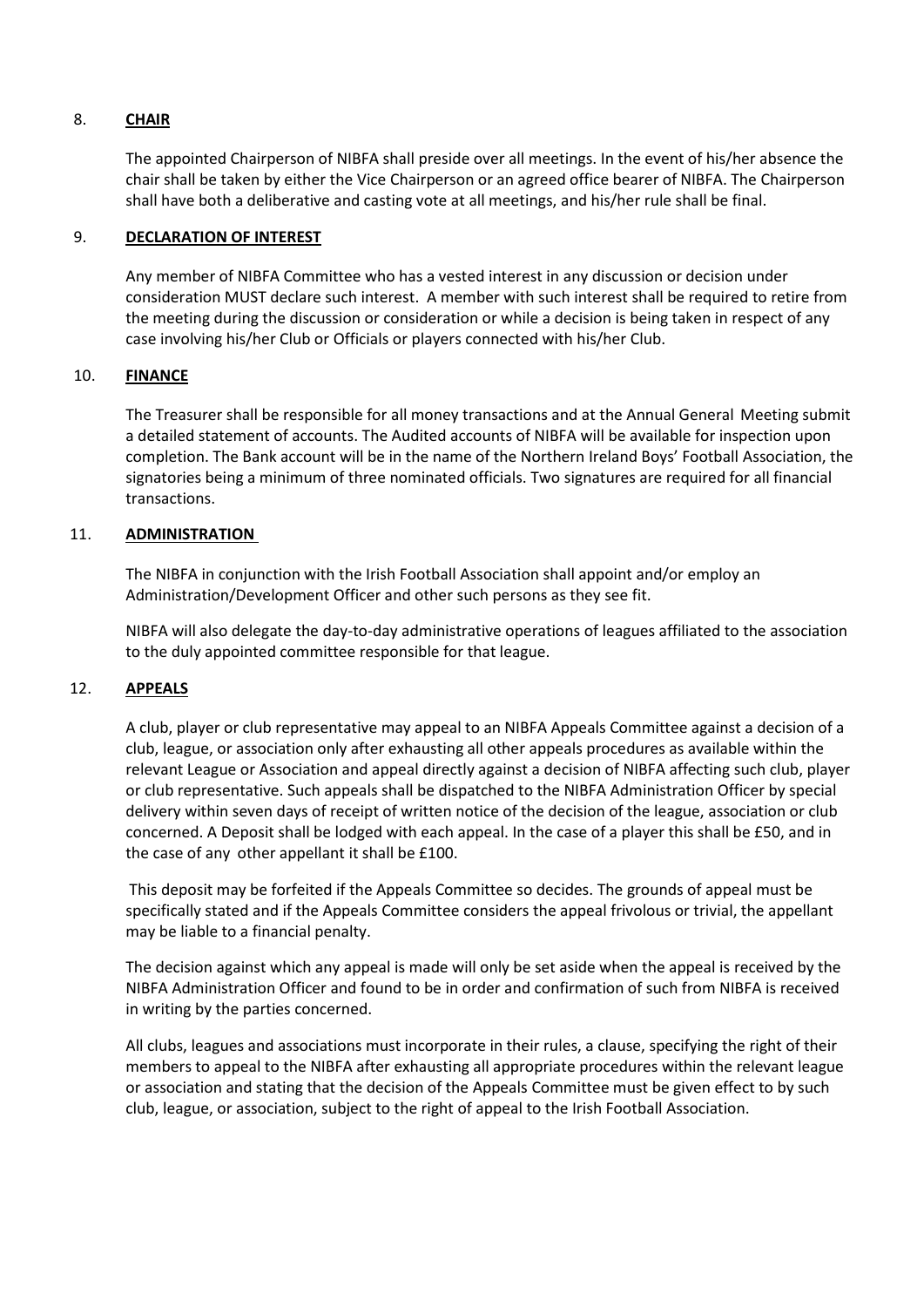## 8. **CHAIR**

The appointed Chairperson of NIBFA shall preside over all meetings. In the event of his/her absence the chair shall be taken by either the Vice Chairperson or an agreed office bearer of NIBFA. The Chairperson shall have both a deliberative and casting vote at all meetings, and his/her rule shall be final.

## 9. **DECLARATION OF INTEREST**

Any member of NIBFA Committee who has a vested interest in any discussion or decision under consideration MUST declare such interest. A member with such interest shall be required to retire from the meeting during the discussion or consideration or while a decision is being taken in respect of any case involving his/her Club or Officials or players connected with his/her Club.

## 10. **FINANCE**

The Treasurer shall be responsible for all money transactions and at the Annual General Meeting submit a detailed statement of accounts. The Audited accounts of NIBFA will be available for inspection upon completion. The Bank account will be in the name of the Northern Ireland Boys' Football Association, the signatories being a minimum of three nominated officials. Two signatures are required for all financial transactions.

## 11. **ADMINISTRATION**

The NIBFA in conjunction with the Irish Football Association shall appoint and/or employ an Administration/Development Officer and other such persons as they see fit.

NIBFA will also delegate the day-to-day administrative operations of leagues affiliated to the association to the duly appointed committee responsible for that league.

## 12. **APPEALS**

A club, player or club representative may appeal to an NIBFA Appeals Committee against a decision of a club, league, or association only after exhausting all other appeals procedures as available within the relevant League or Association and appeal directly against a decision of NIBFA affecting such club, player or club representative. Such appeals shall be dispatched to the NIBFA Administration Officer by special delivery within seven days of receipt of written notice of the decision of the league, association or club concerned. A Deposit shall be lodged with each appeal. In the case of a player this shall be £50, and in the case of any other appellant it shall be £100.

This deposit may be forfeited if the Appeals Committee so decides. The grounds of appeal must be specifically stated and if the Appeals Committee considers the appeal frivolous or trivial, the appellant may be liable to a financial penalty.

The decision against which any appeal is made will only be set aside when the appeal is received by the NIBFA Administration Officer and found to be in order and confirmation of such from NIBFA is received in writing by the parties concerned.

All clubs, leagues and associations must incorporate in their rules, a clause, specifying the right of their members to appeal to the NIBFA after exhausting all appropriate procedures within the relevant league or association and stating that the decision of the Appeals Committee must be given effect to by such club, league, or association, subject to the right of appeal to the Irish Football Association.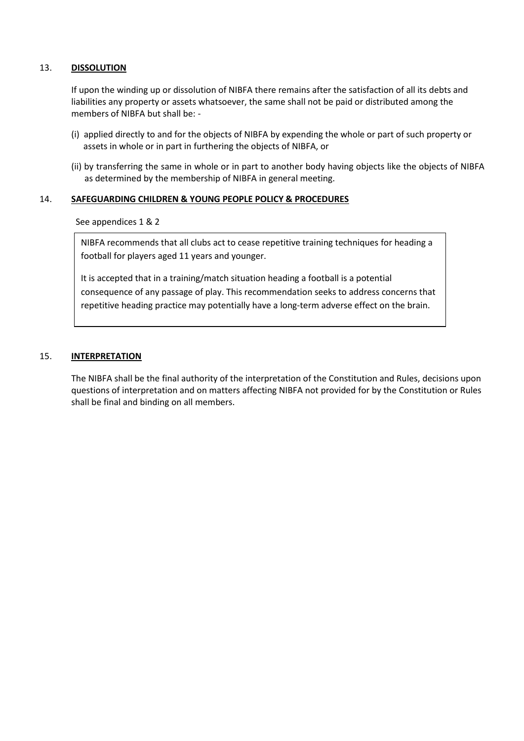## 13. **DISSOLUTION**

If upon the winding up or dissolution of NIBFA there remains after the satisfaction of all its debts and liabilities any property or assets whatsoever, the same shall not be paid or distributed among the members of NIBFA but shall be: -

(i) applied directly to and for the objects of NIBFA by expending the whole or part of such property or assets in whole or in part in furthering the objects of NIBFA, or

(ii) by transferring the same in whole or in part to another body having objects like the objects of NIBFA as determined by the membership of NIBFA in general meeting.

## 14. **SAFEGUARDING CHILDREN & YOUNG PEOPLE POLICY & PROCEDURES**

See appendices 1 & 2

NIBFA recommends that all clubs act to cease repetitive training techniques for heading a football for players aged 11 years and younger.

It is accepted that in a training/match situation heading a football is a potential consequence of any passage of play. This recommendation seeks to address concerns that repetitive heading practice may potentially have a long-term adverse effect on the brain.

## 15. **INTERPRETATION**

The NIBFA shall be the final authority of the interpretation of the Constitution and Rules, decisions upon questions of interpretation and on matters affecting NIBFA not provided for by the Constitution or Rules shall be final and binding on all members.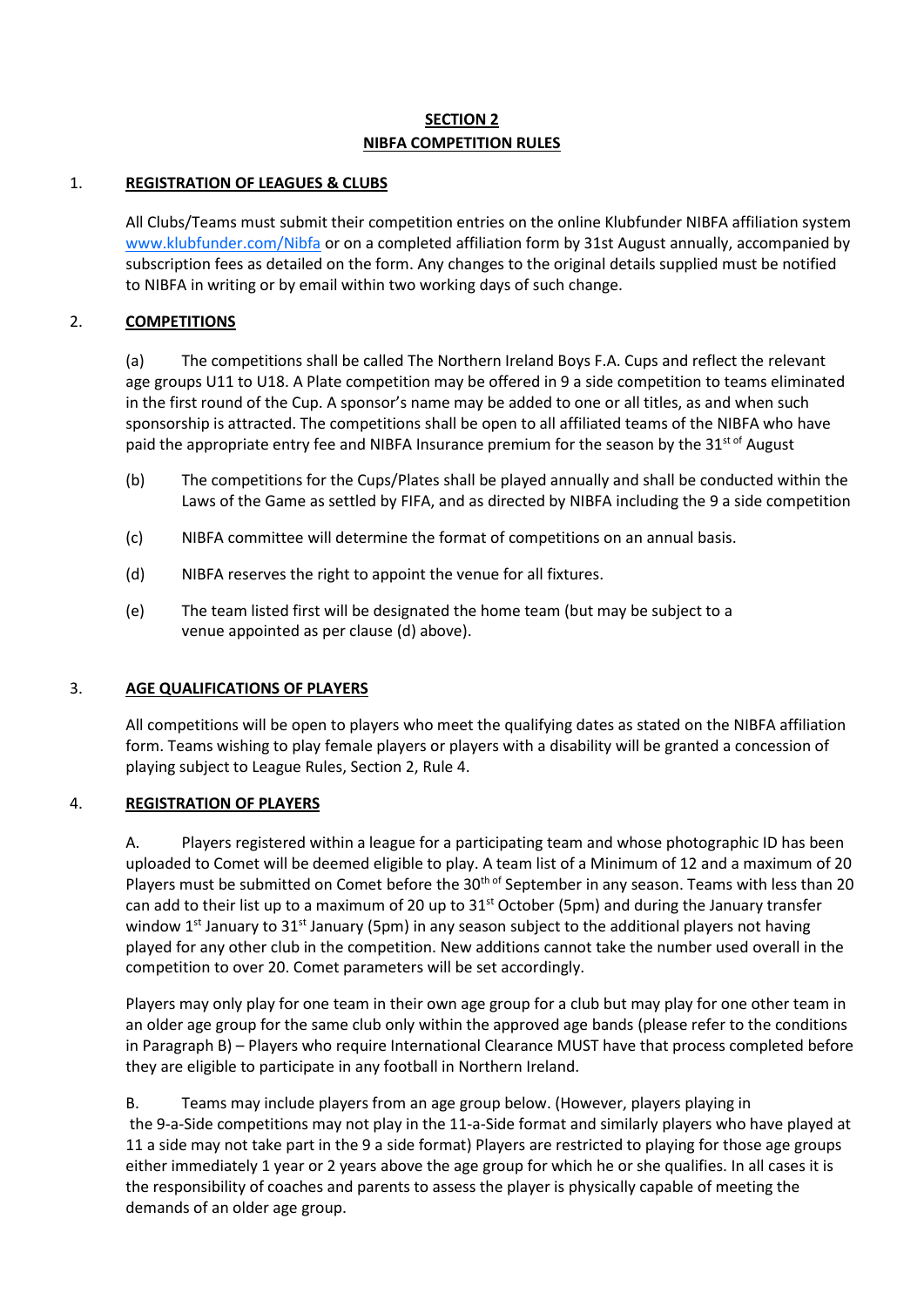## SECTION 2
## NIBFA COMPETITION RULES

1. **REGISTRATION OF LEAGUES & CLUBS**

All Clubs/Teams must submit their competition entries on the online Klubfunder NIBFA affiliation system [www.klubfunder.com/Nibfa](http://www.klubfunder.com/Nibfa) or on a completed affiliation form by 31st August annually, accompanied by subscription fees as detailed on the form. Any changes to the original details supplied must be notified to NIBFA in writing or by email within two working days of such change.

2. **COMPETITIONS**

(a) The competitions shall be called The Northern Ireland Boys F.A. Cups and reflect the relevant age groups U11 to U18. A Plate competition may be offered in 9 a side competition to teams eliminated in the first round of the Cup. A sponsor's name may be added to one or all titles, as and when such sponsorship is attracted. The competitions shall be open to all affiliated teams of the NIBFA who have paid the appropriate entry fee and NIBFA Insurance premium for the season by the 31st of August

(b) The competitions for the Cups/Plates shall be played annually and shall be conducted within the Laws of the Game as settled by FIFA, and as directed by NIBFA including the 9 a side competition

(c) NIBFA committee will determine the format of competitions on an annual basis.

(d) NIBFA reserves the right to appoint the venue for all fixtures.

(e) The team listed first will be designated the home team (but may be subject to a venue appointed as per clause (d) above).

3. **AGE QUALIFICATIONS OF PLAYERS**

All competitions will be open to players who meet the qualifying dates as stated on the NIBFA affiliation form. Teams wishing to play female players or players with a disability will be granted a concession of playing subject to League Rules, Section 2, Rule 4.

4. **REGISTRATION OF PLAYERS**

A. Players registered within a league for a participating team and whose photographic ID has been uploaded to Comet will be deemed eligible to play. A team list of a Minimum of 12 and a maximum of 20 Players must be submitted on Comet before the 30th of September in any season. Teams with less than 20 can add to their list up to a maximum of 20 up to 31st October (5pm) and during the January transfer window 1st January to 31st January (5pm) in any season subject to the additional players not having played for any other club in the competition. New additions cannot take the number used overall in the competition to over 20. Comet parameters will be set accordingly.

Players may only play for one team in their own age group for a club but may play for one other team in an older age group for the same club only within the approved age bands (please refer to the conditions in Paragraph B) – Players who require International Clearance MUST have that process completed before they are eligible to participate in any football in Northern Ireland.

B. Teams may include players from an age group below. (However, players playing in the 9-a-Side competitions may not play in the 11-a-Side format and similarly players who have played at 11 a side may not take part in the 9 a side format) Players are restricted to playing for those age groups either immediately 1 year or 2 years above the age group for which he or she qualifies. In all cases it is the responsibility of coaches and parents to assess the player is physically capable of meeting the demands of an older age group.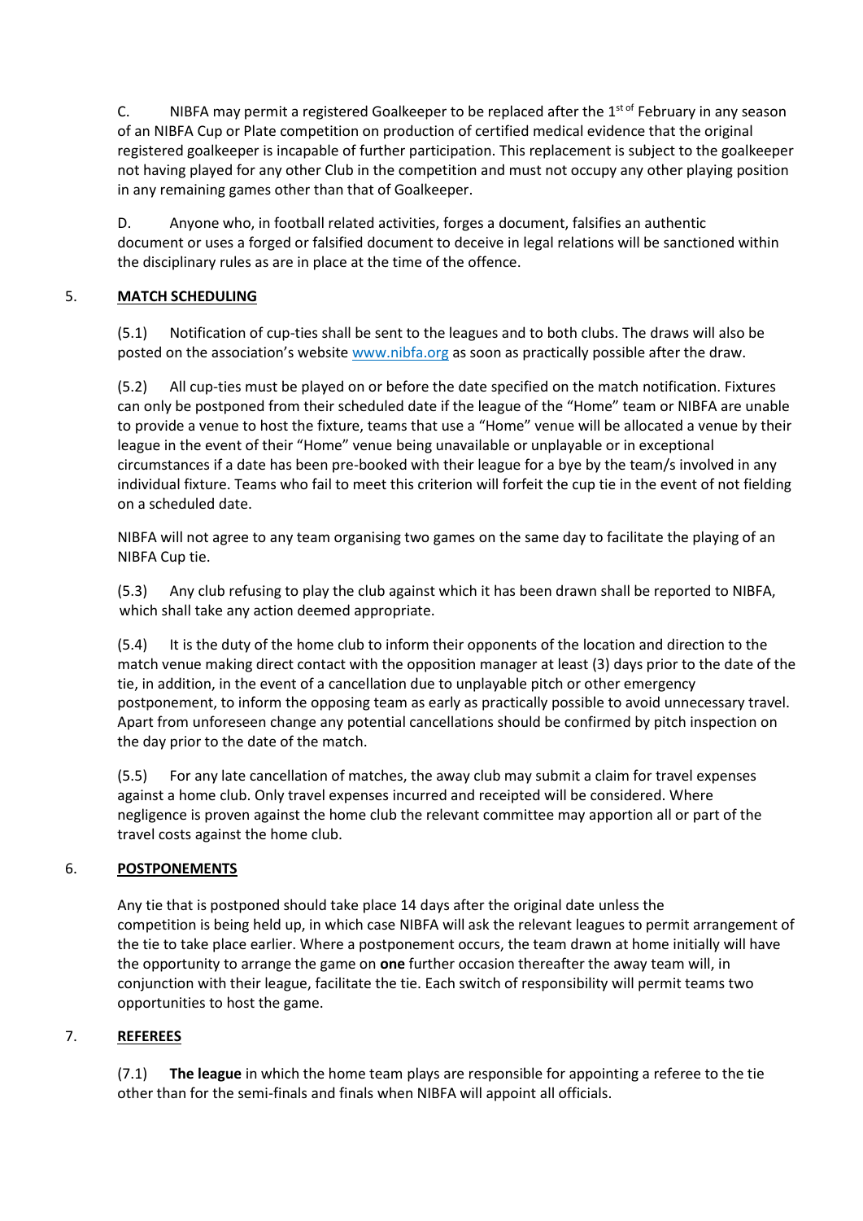C. NIBFA may permit a registered Goalkeeper to be replaced after the 1st of February in any season of an NIBFA Cup or Plate competition on production of certified medical evidence that the original registered goalkeeper is incapable of further participation. This replacement is subject to the goalkeeper not having played for any other Club in the competition and must not occupy any other playing position in any remaining games other than that of Goalkeeper.

D. Anyone who, in football related activities, forges a document, falsifies an authentic document or uses a forged or falsified document to deceive in legal relations will be sanctioned within the disciplinary rules as are in place at the time of the offence.

## 5. MATCH SCHEDULING

(5.1) Notification of cup-ties shall be sent to the leagues and to both clubs. The draws will also be posted on the association's website www.nibfa.org as soon as practically possible after the draw.

(5.2) All cup-ties must be played on or before the date specified on the match notification. Fixtures can only be postponed from their scheduled date if the league of the "Home" team or NIBFA are unable to provide a venue to host the fixture, teams that use a "Home" venue will be allocated a venue by their league in the event of their "Home" venue being unavailable or unplayable or in exceptional circumstances if a date has been pre-booked with their league for a bye by the team/s involved in any individual fixture. Teams who fail to meet this criterion will forfeit the cup tie in the event of not fielding on a scheduled date.

NIBFA will not agree to any team organising two games on the same day to facilitate the playing of an NIBFA Cup tie.

(5.3) Any club refusing to play the club against which it has been drawn shall be reported to NIBFA, which shall take any action deemed appropriate.

(5.4) It is the duty of the home club to inform their opponents of the location and direction to the match venue making direct contact with the opposition manager at least (3) days prior to the date of the tie, in addition, in the event of a cancellation due to unplayable pitch or other emergency postponement, to inform the opposing team as early as practically possible to avoid unnecessary travel. Apart from unforeseen change any potential cancellations should be confirmed by pitch inspection on the day prior to the date of the match.

(5.5) For any late cancellation of matches, the away club may submit a claim for travel expenses against a home club. Only travel expenses incurred and receipted will be considered. Where negligence is proven against the home club the relevant committee may apportion all or part of the travel costs against the home club.

## 6. POSTPONEMENTS

Any tie that is postponed should take place 14 days after the original date unless the competition is being held up, in which case NIBFA will ask the relevant leagues to permit arrangement of the tie to take place earlier. Where a postponement occurs, the team drawn at home initially will have the opportunity to arrange the game on **one** further occasion thereafter the away team will, in conjunction with their league, facilitate the tie. Each switch of responsibility will permit teams two opportunities to host the game.

## 7. REFEREES

(7.1) **The league** in which the home team plays are responsible for appointing a referee to the tie other than for the semi-finals and finals when NIBFA will appoint all officials.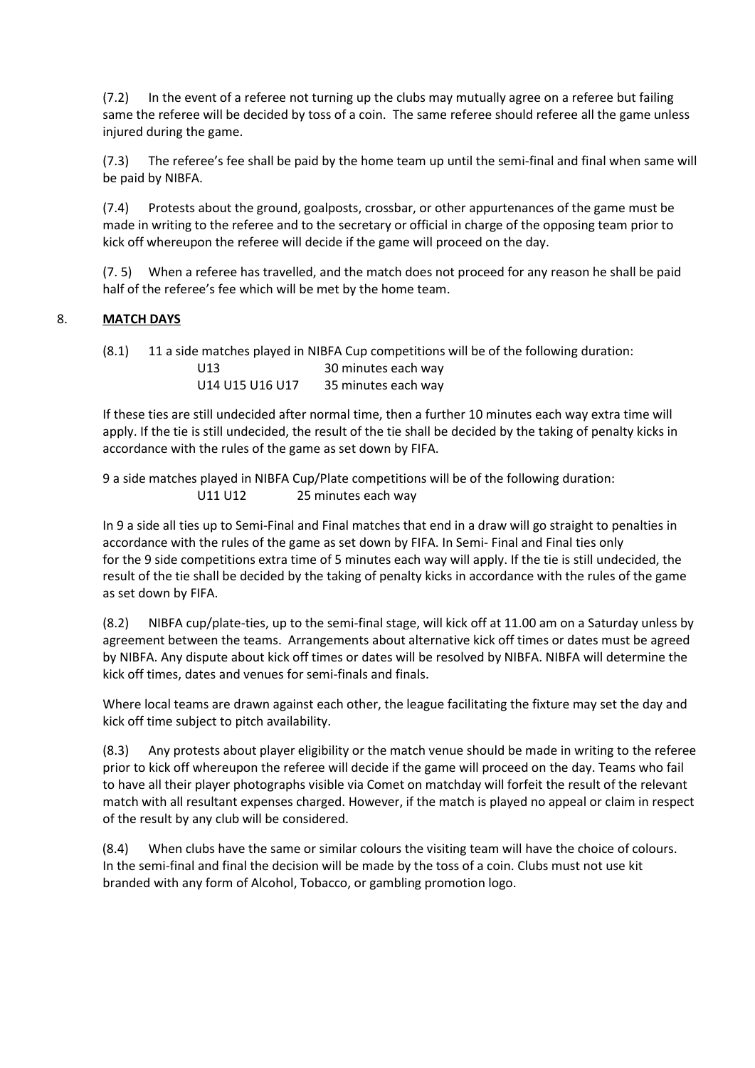(7.2) In the event of a referee not turning up the clubs may mutually agree on a referee but failing same the referee will be decided by toss of a coin. The same referee should referee all the game unless injured during the game.

(7.3) The referee's fee shall be paid by the home team up until the semi-final and final when same will be paid by NIBFA.

(7.4) Protests about the ground, goalposts, crossbar, or other appurtenances of the game must be made in writing to the referee and to the secretary or official in charge of the opposing team prior to kick off whereupon the referee will decide if the game will proceed on the day.

(7. 5) When a referee has travelled, and the match does not proceed for any reason he shall be paid half of the referee's fee which will be met by the home team.

## 8. **MATCH DAYS**

(8.1) 11 a side matches played in NIBFA Cup competitions will be of the following duration:

| | |
|---|---|
| U13 | 30 minutes each way |
| U14 U15 U16 U17 | 35 minutes each way |

If these ties are still undecided after normal time, then a further 10 minutes each way extra time will apply. If the tie is still undecided, the result of the tie shall be decided by the taking of penalty kicks in accordance with the rules of the game as set down by FIFA.

9 a side matches played in NIBFA Cup/Plate competitions will be of the following duration:

| | |
|---|---|
| U11 U12 | 25 minutes each way |

In 9 a side all ties up to Semi-Final and Final matches that end in a draw will go straight to penalties in accordance with the rules of the game as set down by FIFA. In Semi- Final and Final ties only for the 9 side competitions extra time of 5 minutes each way will apply. If the tie is still undecided, the result of the tie shall be decided by the taking of penalty kicks in accordance with the rules of the game as set down by FIFA.

(8.2) NIBFA cup/plate-ties, up to the semi-final stage, will kick off at 11.00 am on a Saturday unless by agreement between the teams. Arrangements about alternative kick off times or dates must be agreed by NIBFA. Any dispute about kick off times or dates will be resolved by NIBFA. NIBFA will determine the kick off times, dates and venues for semi-finals and finals.

Where local teams are drawn against each other, the league facilitating the fixture may set the day and kick off time subject to pitch availability.

(8.3) Any protests about player eligibility or the match venue should be made in writing to the referee prior to kick off whereupon the referee will decide if the game will proceed on the day. Teams who fail to have all their player photographs visible via Comet on matchday will forfeit the result of the relevant match with all resultant expenses charged. However, if the match is played no appeal or claim in respect of the result by any club will be considered.

(8.4) When clubs have the same or similar colours the visiting team will have the choice of colours. In the semi-final and final the decision will be made by the toss of a coin. Clubs must not use kit branded with any form of Alcohol, Tobacco, or gambling promotion logo.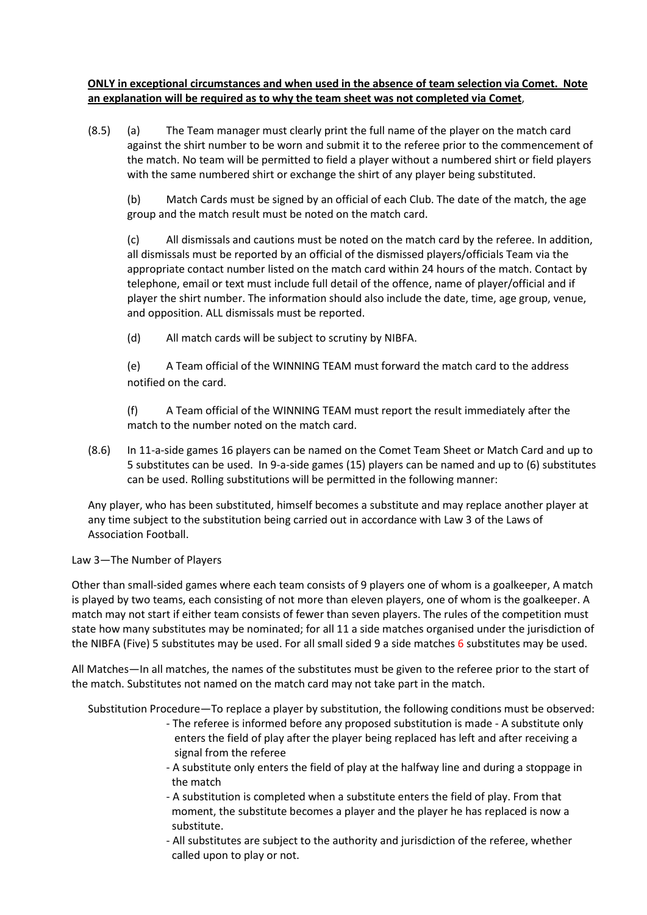**<u>ONLY in exceptional circumstances and when used in the absence of team selection via Comet. Note an explanation will be required as to why the team sheet was not completed via Comet</u>**,

(8.5) (a) The Team manager must clearly print the full name of the player on the match card against the shirt number to be worn and submit it to the referee prior to the commencement of the match. No team will be permitted to field a player without a numbered shirt or field players with the same numbered shirt or exchange the shirt of any player being substituted.

(b) Match Cards must be signed by an official of each Club. The date of the match, the age group and the match result must be noted on the match card.

(c) All dismissals and cautions must be noted on the match card by the referee. In addition, all dismissals must be reported by an official of the dismissed players/officials Team via the appropriate contact number listed on the match card within 24 hours of the match. Contact by telephone, email or text must include full detail of the offence, name of player/official and if player the shirt number. The information should also include the date, time, age group, venue, and opposition. ALL dismissals must be reported.

(d) All match cards will be subject to scrutiny by NIBFA.

(e) A Team official of the WINNING TEAM must forward the match card to the address notified on the card.

(f) A Team official of the WINNING TEAM must report the result immediately after the match to the number noted on the match card.

(8.6) In 11-a-side games 16 players can be named on the Comet Team Sheet or Match Card and up to 5 substitutes can be used. In 9-a-side games (15) players can be named and up to (6) substitutes can be used. Rolling substitutions will be permitted in the following manner:

Any player, who has been substituted, himself becomes a substitute and may replace another player at any time subject to the substitution being carried out in accordance with Law 3 of the Laws of Association Football.

Law 3—The Number of Players

Other than small-sided games where each team consists of 9 players one of whom is a goalkeeper, A match is played by two teams, each consisting of not more than eleven players, one of whom is the goalkeeper. A match may not start if either team consists of fewer than seven players. The rules of the competition must state how many substitutes may be nominated; for all 11 a side matches organised under the jurisdiction of the NIBFA (Five) 5 substitutes may be used. For all small sided 9 a side matches 6 substitutes may be used.

All Matches—In all matches, the names of the substitutes must be given to the referee prior to the start of the match. Substitutes not named on the match card may not take part in the match.

Substitution Procedure—To replace a player by substitution, the following conditions must be observed:

- The referee is informed before any proposed substitution is made - A substitute only enters the field of play after the player being replaced has left and after receiving a signal from the referee
- A substitute only enters the field of play at the halfway line and during a stoppage in the match
- A substitution is completed when a substitute enters the field of play. From that moment, the substitute becomes a player and the player he has replaced is now a substitute.
- All substitutes are subject to the authority and jurisdiction of the referee, whether called upon to play or not.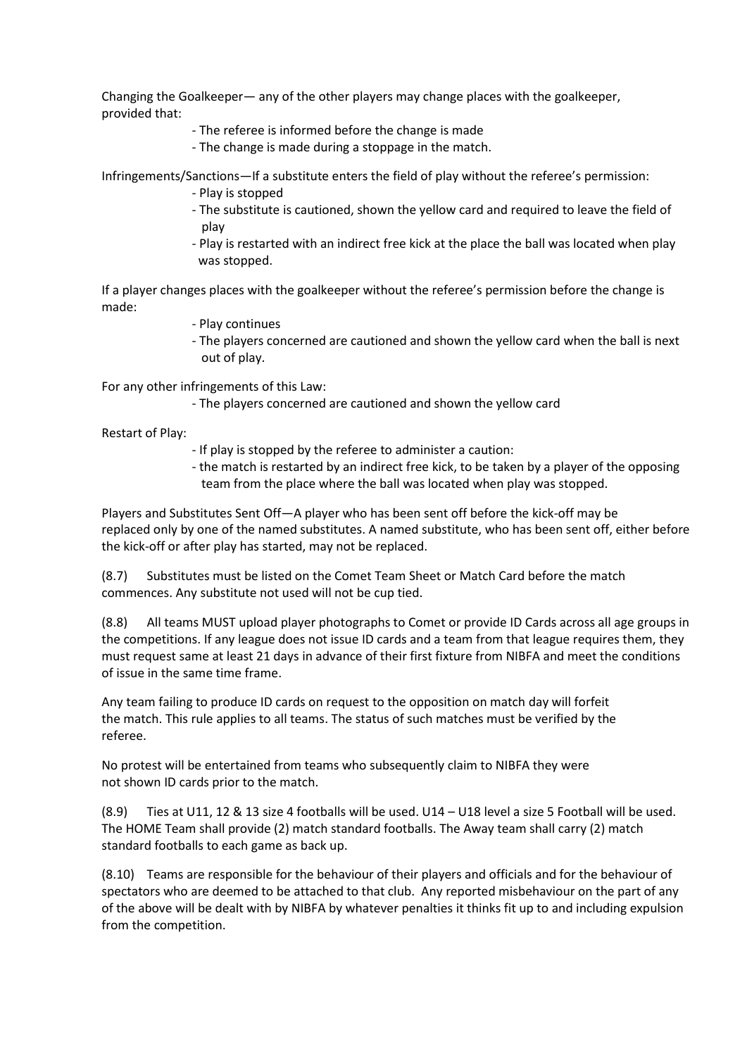Changing the Goalkeeper— any of the other players may change places with the goalkeeper, provided that:

- The referee is informed before the change is made
- The change is made during a stoppage in the match.

Infringements/Sanctions—If a substitute enters the field of play without the referee's permission:

- Play is stopped
- The substitute is cautioned, shown the yellow card and required to leave the field of play
- Play is restarted with an indirect free kick at the place the ball was located when play was stopped.

If a player changes places with the goalkeeper without the referee's permission before the change is made:

- Play continues
- The players concerned are cautioned and shown the yellow card when the ball is next out of play.

For any other infringements of this Law:

- The players concerned are cautioned and shown the yellow card

Restart of Play:

- If play is stopped by the referee to administer a caution:
- the match is restarted by an indirect free kick, to be taken by a player of the opposing team from the place where the ball was located when play was stopped.

Players and Substitutes Sent Off—A player who has been sent off before the kick-off may be replaced only by one of the named substitutes. A named substitute, who has been sent off, either before the kick-off or after play has started, may not be replaced.

(8.7) Substitutes must be listed on the Comet Team Sheet or Match Card before the match commences. Any substitute not used will not be cup tied.

(8.8) All teams MUST upload player photographs to Comet or provide ID Cards across all age groups in the competitions. If any league does not issue ID cards and a team from that league requires them, they must request same at least 21 days in advance of their first fixture from NIBFA and meet the conditions of issue in the same time frame.

Any team failing to produce ID cards on request to the opposition on match day will forfeit the match. This rule applies to all teams. The status of such matches must be verified by the referee.

No protest will be entertained from teams who subsequently claim to NIBFA they were not shown ID cards prior to the match.

(8.9) Ties at U11, 12 & 13 size 4 footballs will be used. U14 – U18 level a size 5 Football will be used. The HOME Team shall provide (2) match standard footballs. The Away team shall carry (2) match standard footballs to each game as back up.

(8.10) Teams are responsible for the behaviour of their players and officials and for the behaviour of spectators who are deemed to be attached to that club. Any reported misbehaviour on the part of any of the above will be dealt with by NIBFA by whatever penalties it thinks fit up to and including expulsion from the competition.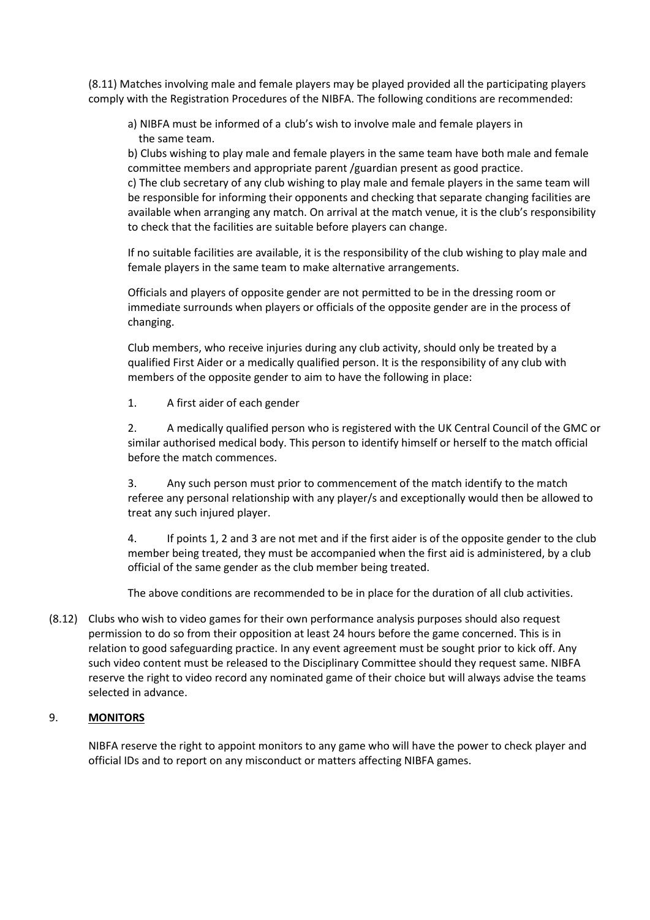(8.11) Matches involving male and female players may be played provided all the participating players comply with the Registration Procedures of the NIBFA. The following conditions are recommended:

a) NIBFA must be informed of a club's wish to involve male and female players in the same team.

b) Clubs wishing to play male and female players in the same team have both male and female committee members and appropriate parent /guardian present as good practice.

c) The club secretary of any club wishing to play male and female players in the same team will be responsible for informing their opponents and checking that separate changing facilities are available when arranging any match. On arrival at the match venue, it is the club's responsibility to check that the facilities are suitable before players can change.

If no suitable facilities are available, it is the responsibility of the club wishing to play male and female players in the same team to make alternative arrangements.

Officials and players of opposite gender are not permitted to be in the dressing room or immediate surrounds when players or officials of the opposite gender are in the process of changing.

Club members, who receive injuries during any club activity, should only be treated by a qualified First Aider or a medically qualified person. It is the responsibility of any club with members of the opposite gender to aim to have the following in place:

1. A first aider of each gender

2. A medically qualified person who is registered with the UK Central Council of the GMC or similar authorised medical body. This person to identify himself or herself to the match official before the match commences.

3. Any such person must prior to commencement of the match identify to the match referee any personal relationship with any player/s and exceptionally would then be allowed to treat any such injured player.

4. If points 1, 2 and 3 are not met and if the first aider is of the opposite gender to the club member being treated, they must be accompanied when the first aid is administered, by a club official of the same gender as the club member being treated.

The above conditions are recommended to be in place for the duration of all club activities.

(8.12) Clubs who wish to video games for their own performance analysis purposes should also request permission to do so from their opposition at least 24 hours before the game concerned. This is in relation to good safeguarding practice. In any event agreement must be sought prior to kick off. Any such video content must be released to the Disciplinary Committee should they request same. NIBFA reserve the right to video record any nominated game of their choice but will always advise the teams selected in advance.

## 9. **MONITORS**

NIBFA reserve the right to appoint monitors to any game who will have the power to check player and official IDs and to report on any misconduct or matters affecting NIBFA games.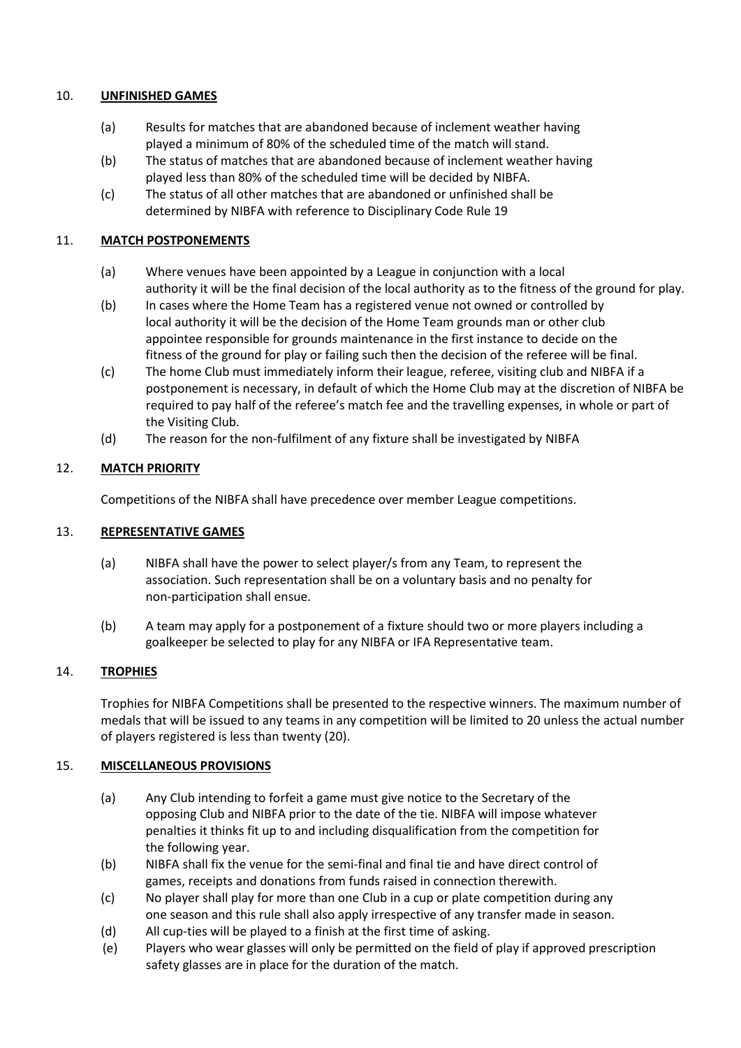## 10. UNFINISHED GAMES

(a) Results for matches that are abandoned because of inclement weather having played a minimum of 80% of the scheduled time of the match will stand.

(b) The status of matches that are abandoned because of inclement weather having played less than 80% of the scheduled time will be decided by NIBFA.

(c) The status of all other matches that are abandoned or unfinished shall be determined by NIBFA with reference to Disciplinary Code Rule 19

## 11. MATCH POSTPONEMENTS

(a) Where venues have been appointed by a League in conjunction with a local authority it will be the final decision of the local authority as to the fitness of the ground for play.

(b) In cases where the Home Team has a registered venue not owned or controlled by local authority it will be the decision of the Home Team grounds man or other club appointee responsible for grounds maintenance in the first instance to decide on the fitness of the ground for play or failing such then the decision of the referee will be final.

(c) The home Club must immediately inform their league, referee, visiting club and NIBFA if a postponement is necessary, in default of which the Home Club may at the discretion of NIBFA be required to pay half of the referee's match fee and the travelling expenses, in whole or part of the Visiting Club.

(d) The reason for the non-fulfilment of any fixture shall be investigated by NIBFA

## 12. MATCH PRIORITY

Competitions of the NIBFA shall have precedence over member League competitions.

## 13. REPRESENTATIVE GAMES

(a) NIBFA shall have the power to select player/s from any Team, to represent the association. Such representation shall be on a voluntary basis and no penalty for non-participation shall ensue.

(b) A team may apply for a postponement of a fixture should two or more players including a goalkeeper be selected to play for any NIBFA or IFA Representative team.

## 14. TROPHIES

Trophies for NIBFA Competitions shall be presented to the respective winners. The maximum number of medals that will be issued to any teams in any competition will be limited to 20 unless the actual number of players registered is less than twenty (20).

## 15. MISCELLANEOUS PROVISIONS

(a) Any Club intending to forfeit a game must give notice to the Secretary of the opposing Club and NIBFA prior to the date of the tie. NIBFA will impose whatever penalties it thinks fit up to and including disqualification from the competition for the following year.

(b) NIBFA shall fix the venue for the semi-final and final tie and have direct control of games, receipts and donations from funds raised in connection therewith.

(c) No player shall play for more than one Club in a cup or plate competition during any one season and this rule shall also apply irrespective of any transfer made in season.

(d) All cup-ties will be played to a finish at the first time of asking.

(e) Players who wear glasses will only be permitted on the field of play if approved prescription safety glasses are in place for the duration of the match.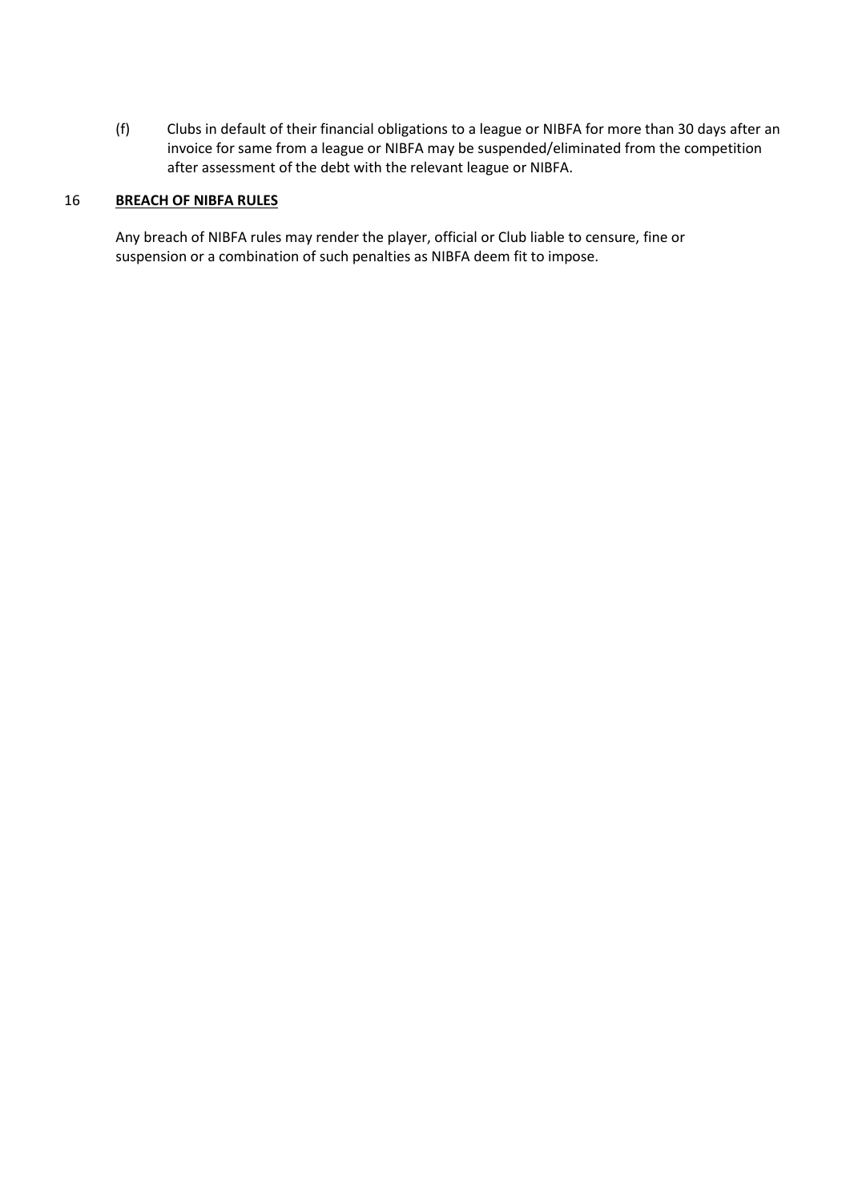(f) Clubs in default of their financial obligations to a league or NIBFA for more than 30 days after an invoice for same from a league or NIBFA may be suspended/eliminated from the competition after assessment of the debt with the relevant league or NIBFA.

## 16 **BREACH OF NIBFA RULES**

Any breach of NIBFA rules may render the player, official or Club liable to censure, fine or suspension or a combination of such penalties as NIBFA deem fit to impose.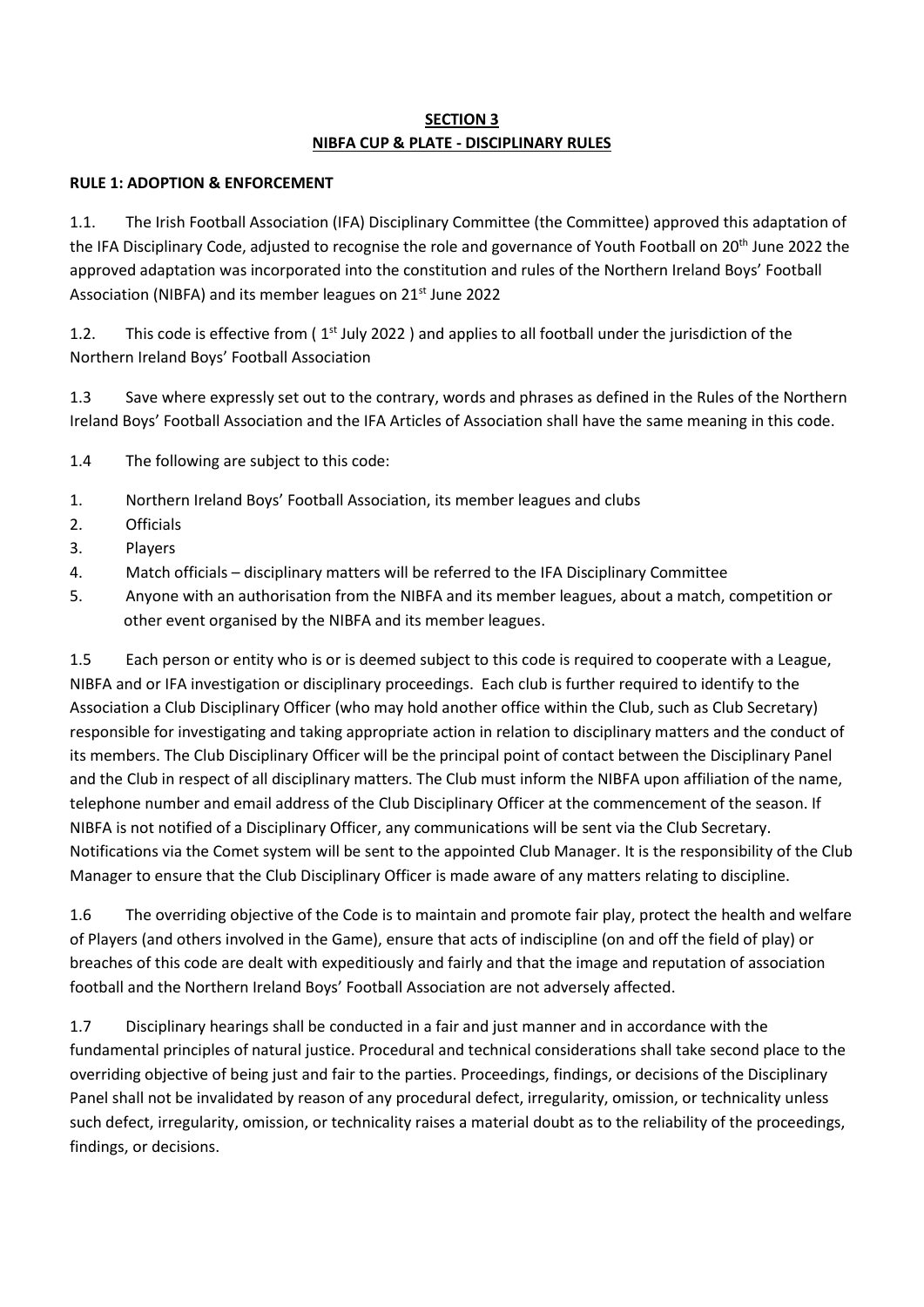# SECTION 3
## NIBFA CUP & PLATE - DISCIPLINARY RULES

**RULE 1: ADOPTION & ENFORCEMENT**

1.1. The Irish Football Association (IFA) Disciplinary Committee (the Committee) approved this adaptation of the IFA Disciplinary Code, adjusted to recognise the role and governance of Youth Football on 20th June 2022 the approved adaptation was incorporated into the constitution and rules of the Northern Ireland Boys' Football Association (NIBFA) and its member leagues on 21st June 2022

1.2. This code is effective from ( 1st July 2022 ) and applies to all football under the jurisdiction of the Northern Ireland Boys' Football Association

1.3 Save where expressly set out to the contrary, words and phrases as defined in the Rules of the Northern Ireland Boys' Football Association and the IFA Articles of Association shall have the same meaning in this code.

1.4 The following are subject to this code:

1. Northern Ireland Boys' Football Association, its member leagues and clubs
2. Officials
3. Players
4. Match officials – disciplinary matters will be referred to the IFA Disciplinary Committee
5. Anyone with an authorisation from the NIBFA and its member leagues, about a match, competition or other event organised by the NIBFA and its member leagues.

1.5 Each person or entity who is or is deemed subject to this code is required to cooperate with a League, NIBFA and or IFA investigation or disciplinary proceedings. Each club is further required to identify to the Association a Club Disciplinary Officer (who may hold another office within the Club, such as Club Secretary) responsible for investigating and taking appropriate action in relation to disciplinary matters and the conduct of its members. The Club Disciplinary Officer will be the principal point of contact between the Disciplinary Panel and the Club in respect of all disciplinary matters. The Club must inform the NIBFA upon affiliation of the name, telephone number and email address of the Club Disciplinary Officer at the commencement of the season. If NIBFA is not notified of a Disciplinary Officer, any communications will be sent via the Club Secretary. Notifications via the Comet system will be sent to the appointed Club Manager. It is the responsibility of the Club Manager to ensure that the Club Disciplinary Officer is made aware of any matters relating to discipline.

1.6 The overriding objective of the Code is to maintain and promote fair play, protect the health and welfare of Players (and others involved in the Game), ensure that acts of indiscipline (on and off the field of play) or breaches of this code are dealt with expeditiously and fairly and that the image and reputation of association football and the Northern Ireland Boys' Football Association are not adversely affected.

1.7 Disciplinary hearings shall be conducted in a fair and just manner and in accordance with the fundamental principles of natural justice. Procedural and technical considerations shall take second place to the overriding objective of being just and fair to the parties. Proceedings, findings, or decisions of the Disciplinary Panel shall not be invalidated by reason of any procedural defect, irregularity, omission, or technicality unless such defect, irregularity, omission, or technicality raises a material doubt as to the reliability of the proceedings, findings, or decisions.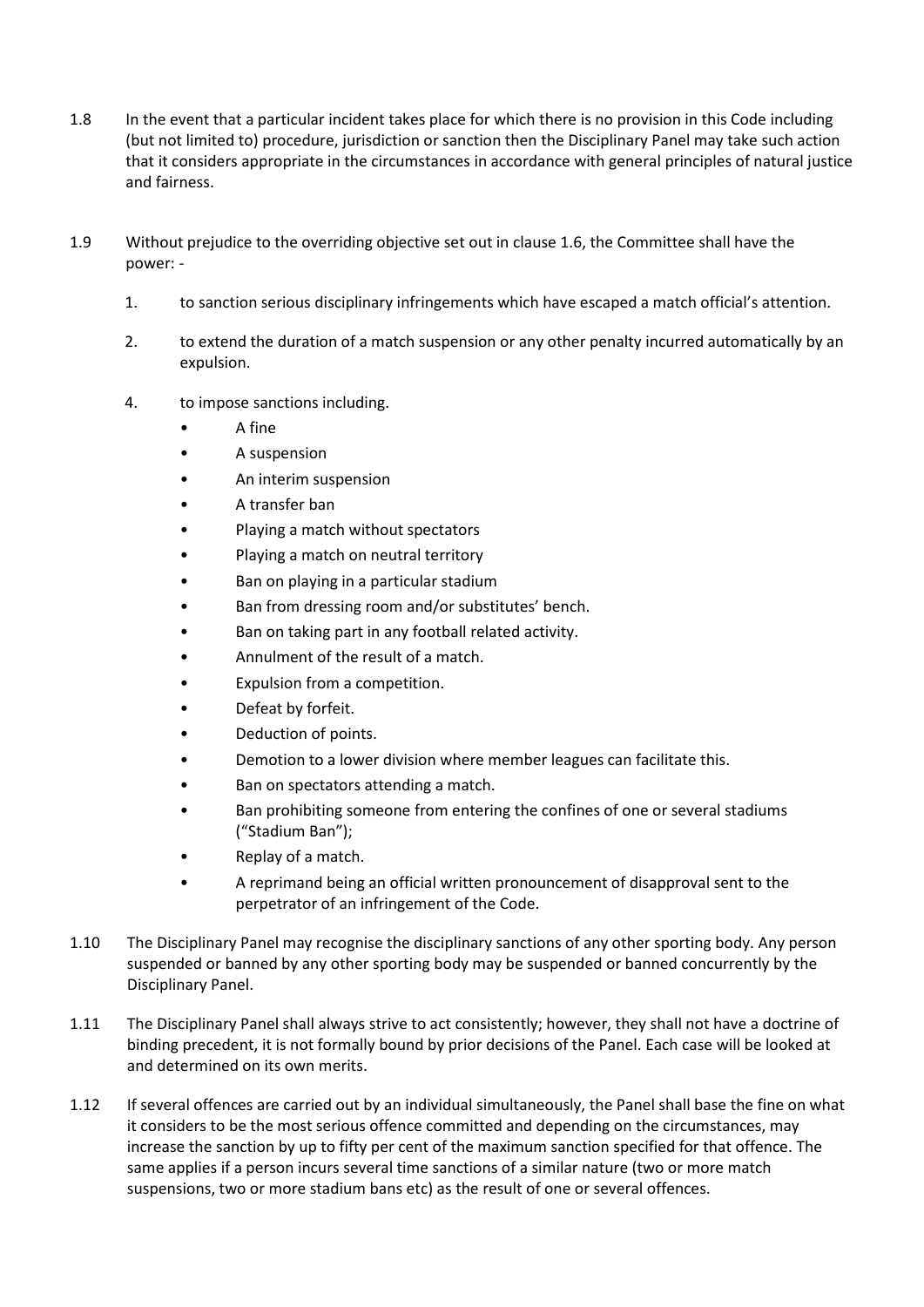1.8 In the event that a particular incident takes place for which there is no provision in this Code including (but not limited to) procedure, jurisdiction or sanction then the Disciplinary Panel may take such action that it considers appropriate in the circumstances in accordance with general principles of natural justice and fairness.

1.9 Without prejudice to the overriding objective set out in clause 1.6, the Committee shall have the power: -

1. to sanction serious disciplinary infringements which have escaped a match official's attention.

2. to extend the duration of a match suspension or any other penalty incurred automatically by an expulsion.

4. to impose sanctions including.
   - A fine
   - A suspension
   - An interim suspension
   - A transfer ban
   - Playing a match without spectators
   - Playing a match on neutral territory
   - Ban on playing in a particular stadium
   - Ban from dressing room and/or substitutes' bench.
   - Ban on taking part in any football related activity.
   - Annulment of the result of a match.
   - Expulsion from a competition.
   - Defeat by forfeit.
   - Deduction of points.
   - Demotion to a lower division where member leagues can facilitate this.
   - Ban on spectators attending a match.
   - Ban prohibiting someone from entering the confines of one or several stadiums ("Stadium Ban");
   - Replay of a match.
   - A reprimand being an official written pronouncement of disapproval sent to the perpetrator of an infringement of the Code.

1.10 The Disciplinary Panel may recognise the disciplinary sanctions of any other sporting body. Any person suspended or banned by any other sporting body may be suspended or banned concurrently by the Disciplinary Panel.

1.11 The Disciplinary Panel shall always strive to act consistently; however, they shall not have a doctrine of binding precedent, it is not formally bound by prior decisions of the Panel. Each case will be looked at and determined on its own merits.

1.12 If several offences are carried out by an individual simultaneously, the Panel shall base the fine on what it considers to be the most serious offence committed and depending on the circumstances, may increase the sanction by up to fifty per cent of the maximum sanction specified for that offence. The same applies if a person incurs several time sanctions of a similar nature (two or more match suspensions, two or more stadium bans etc) as the result of one or several offences.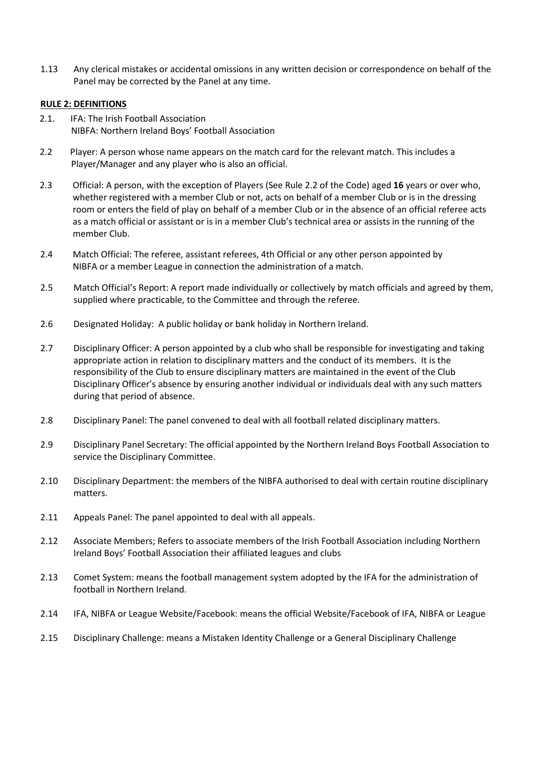1.13 Any clerical mistakes or accidental omissions in any written decision or correspondence on behalf of the Panel may be corrected by the Panel at any time.

**RULE 2: DEFINITIONS**

2.1. IFA: The Irish Football Association
NIBFA: Northern Ireland Boys' Football Association

2.2 Player: A person whose name appears on the match card for the relevant match. This includes a Player/Manager and any player who is also an official.

2.3 Official: A person, with the exception of Players (See Rule 2.2 of the Code) aged **16** years or over who, whether registered with a member Club or not, acts on behalf of a member Club or is in the dressing room or enters the field of play on behalf of a member Club or in the absence of an official referee acts as a match official or assistant or is in a member Club's technical area or assists in the running of the member Club.

2.4 Match Official: The referee, assistant referees, 4th Official or any other person appointed by NIBFA or a member League in connection the administration of a match.

2.5 Match Official's Report: A report made individually or collectively by match officials and agreed by them, supplied where practicable, to the Committee and through the referee.

2.6 Designated Holiday: A public holiday or bank holiday in Northern Ireland.

2.7 Disciplinary Officer: A person appointed by a club who shall be responsible for investigating and taking appropriate action in relation to disciplinary matters and the conduct of its members. It is the responsibility of the Club to ensure disciplinary matters are maintained in the event of the Club Disciplinary Officer's absence by ensuring another individual or individuals deal with any such matters during that period of absence.

2.8 Disciplinary Panel: The panel convened to deal with all football related disciplinary matters.

2.9 Disciplinary Panel Secretary: The official appointed by the Northern Ireland Boys Football Association to service the Disciplinary Committee.

2.10 Disciplinary Department: the members of the NIBFA authorised to deal with certain routine disciplinary matters.

2.11 Appeals Panel: The panel appointed to deal with all appeals.

2.12 Associate Members; Refers to associate members of the Irish Football Association including Northern Ireland Boys' Football Association their affiliated leagues and clubs

2.13 Comet System: means the football management system adopted by the IFA for the administration of football in Northern Ireland.

2.14 IFA, NIBFA or League Website/Facebook: means the official Website/Facebook of IFA, NIBFA or League

2.15 Disciplinary Challenge: means a Mistaken Identity Challenge or a General Disciplinary Challenge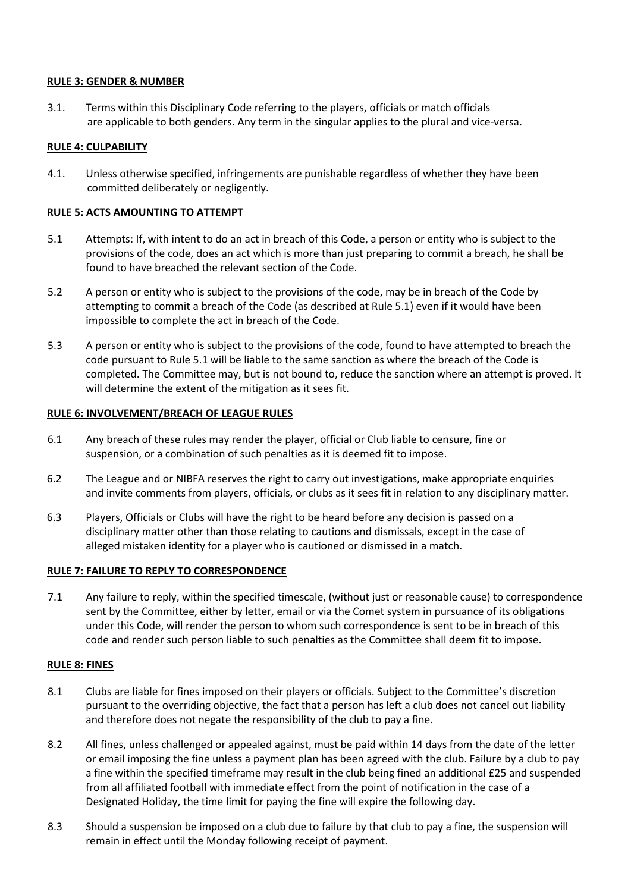**RULE 3: GENDER & NUMBER**

3.1. Terms within this Disciplinary Code referring to the players, officials or match officials are applicable to both genders. Any term in the singular applies to the plural and vice-versa.

**RULE 4: CULPABILITY**

4.1. Unless otherwise specified, infringements are punishable regardless of whether they have been committed deliberately or negligently.

**RULE 5: ACTS AMOUNTING TO ATTEMPT**

5.1 Attempts: If, with intent to do an act in breach of this Code, a person or entity who is subject to the provisions of the code, does an act which is more than just preparing to commit a breach, he shall be found to have breached the relevant section of the Code.

5.2 A person or entity who is subject to the provisions of the code, may be in breach of the Code by attempting to commit a breach of the Code (as described at Rule 5.1) even if it would have been impossible to complete the act in breach of the Code.

5.3 A person or entity who is subject to the provisions of the code, found to have attempted to breach the code pursuant to Rule 5.1 will be liable to the same sanction as where the breach of the Code is completed. The Committee may, but is not bound to, reduce the sanction where an attempt is proved. It will determine the extent of the mitigation as it sees fit.

**RULE 6: INVOLVEMENT/BREACH OF LEAGUE RULES**

6.1 Any breach of these rules may render the player, official or Club liable to censure, fine or suspension, or a combination of such penalties as it is deemed fit to impose.

6.2 The League and or NIBFA reserves the right to carry out investigations, make appropriate enquiries and invite comments from players, officials, or clubs as it sees fit in relation to any disciplinary matter.

6.3 Players, Officials or Clubs will have the right to be heard before any decision is passed on a disciplinary matter other than those relating to cautions and dismissals, except in the case of alleged mistaken identity for a player who is cautioned or dismissed in a match.

**RULE 7: FAILURE TO REPLY TO CORRESPONDENCE**

7.1 Any failure to reply, within the specified timescale, (without just or reasonable cause) to correspondence sent by the Committee, either by letter, email or via the Comet system in pursuance of its obligations under this Code, will render the person to whom such correspondence is sent to be in breach of this code and render such person liable to such penalties as the Committee shall deem fit to impose.

**RULE 8: FINES**

8.1 Clubs are liable for fines imposed on their players or officials. Subject to the Committee's discretion pursuant to the overriding objective, the fact that a person has left a club does not cancel out liability and therefore does not negate the responsibility of the club to pay a fine.

8.2 All fines, unless challenged or appealed against, must be paid within 14 days from the date of the letter or email imposing the fine unless a payment plan has been agreed with the club. Failure by a club to pay a fine within the specified timeframe may result in the club being fined an additional £25 and suspended from all affiliated football with immediate effect from the point of notification in the case of a Designated Holiday, the time limit for paying the fine will expire the following day.

8.3 Should a suspension be imposed on a club due to failure by that club to pay a fine, the suspension will remain in effect until the Monday following receipt of payment.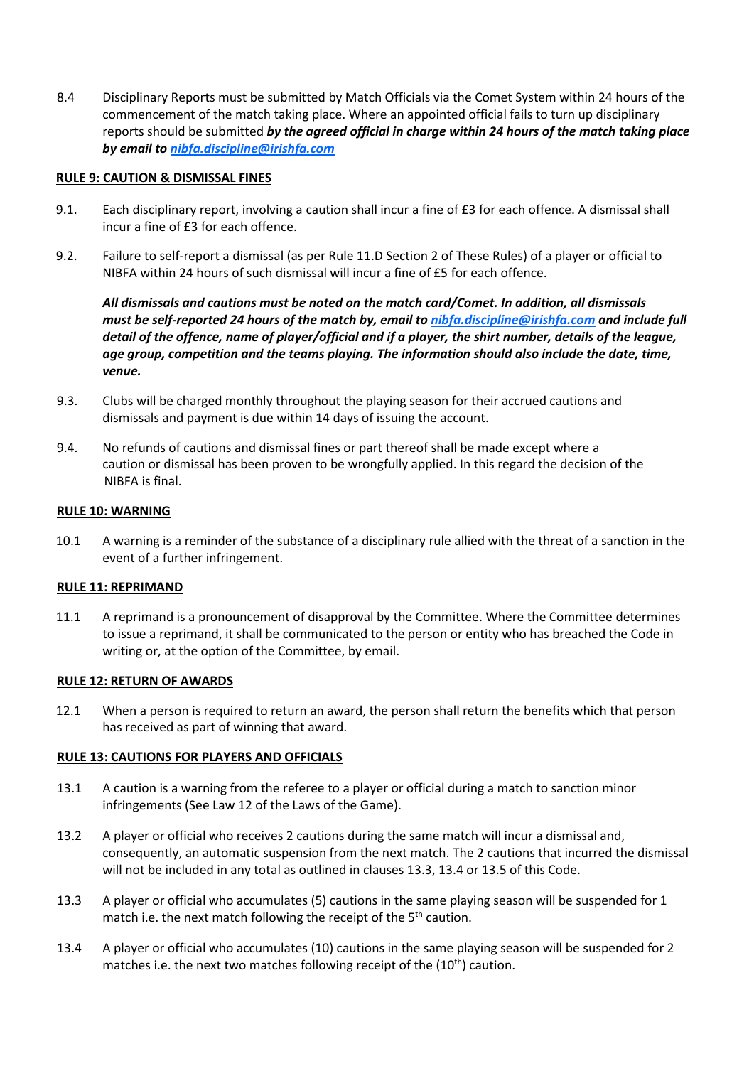8.4 Disciplinary Reports must be submitted by Match Officials via the Comet System within 24 hours of the commencement of the match taking place. Where an appointed official fails to turn up disciplinary reports should be submitted ***by the agreed official in charge within 24 hours of the match taking place by email to [nibfa.discipline@irishfa.com](mailto:nibfa.discipline@irishfa.com)***

**RULE 9: CAUTION & DISMISSAL FINES**

9.1. Each disciplinary report, involving a caution shall incur a fine of £3 for each offence. A dismissal shall incur a fine of £3 for each offence.

9.2. Failure to self-report a dismissal (as per Rule 11.D Section 2 of These Rules) of a player or official to NIBFA within 24 hours of such dismissal will incur a fine of £5 for each offence.

***All dismissals and cautions must be noted on the match card/Comet. In addition, all dismissals must be self-reported 24 hours of the match by, email to [nibfa.discipline@irishfa.com](mailto:nibfa.discipline@irishfa.com) and include full detail of the offence, name of player/official and if a player, the shirt number, details of the league, age group, competition and the teams playing. The information should also include the date, time, venue.***

9.3. Clubs will be charged monthly throughout the playing season for their accrued cautions and dismissals and payment is due within 14 days of issuing the account.

9.4. No refunds of cautions and dismissal fines or part thereof shall be made except where a caution or dismissal has been proven to be wrongfully applied. In this regard the decision of the NIBFA is final.

**RULE 10: WARNING**

10.1 A warning is a reminder of the substance of a disciplinary rule allied with the threat of a sanction in the event of a further infringement.

**RULE 11: REPRIMAND**

11.1 A reprimand is a pronouncement of disapproval by the Committee. Where the Committee determines to issue a reprimand, it shall be communicated to the person or entity who has breached the Code in writing or, at the option of the Committee, by email.

**RULE 12: RETURN OF AWARDS**

12.1 When a person is required to return an award, the person shall return the benefits which that person has received as part of winning that award.

**RULE 13: CAUTIONS FOR PLAYERS AND OFFICIALS**

13.1 A caution is a warning from the referee to a player or official during a match to sanction minor infringements (See Law 12 of the Laws of the Game).

13.2 A player or official who receives 2 cautions during the same match will incur a dismissal and, consequently, an automatic suspension from the next match. The 2 cautions that incurred the dismissal will not be included in any total as outlined in clauses 13.3, 13.4 or 13.5 of this Code.

13.3 A player or official who accumulates (5) cautions in the same playing season will be suspended for 1 match i.e. the next match following the receipt of the 5th caution.

13.4 A player or official who accumulates (10) cautions in the same playing season will be suspended for 2 matches i.e. the next two matches following receipt of the (10th) caution.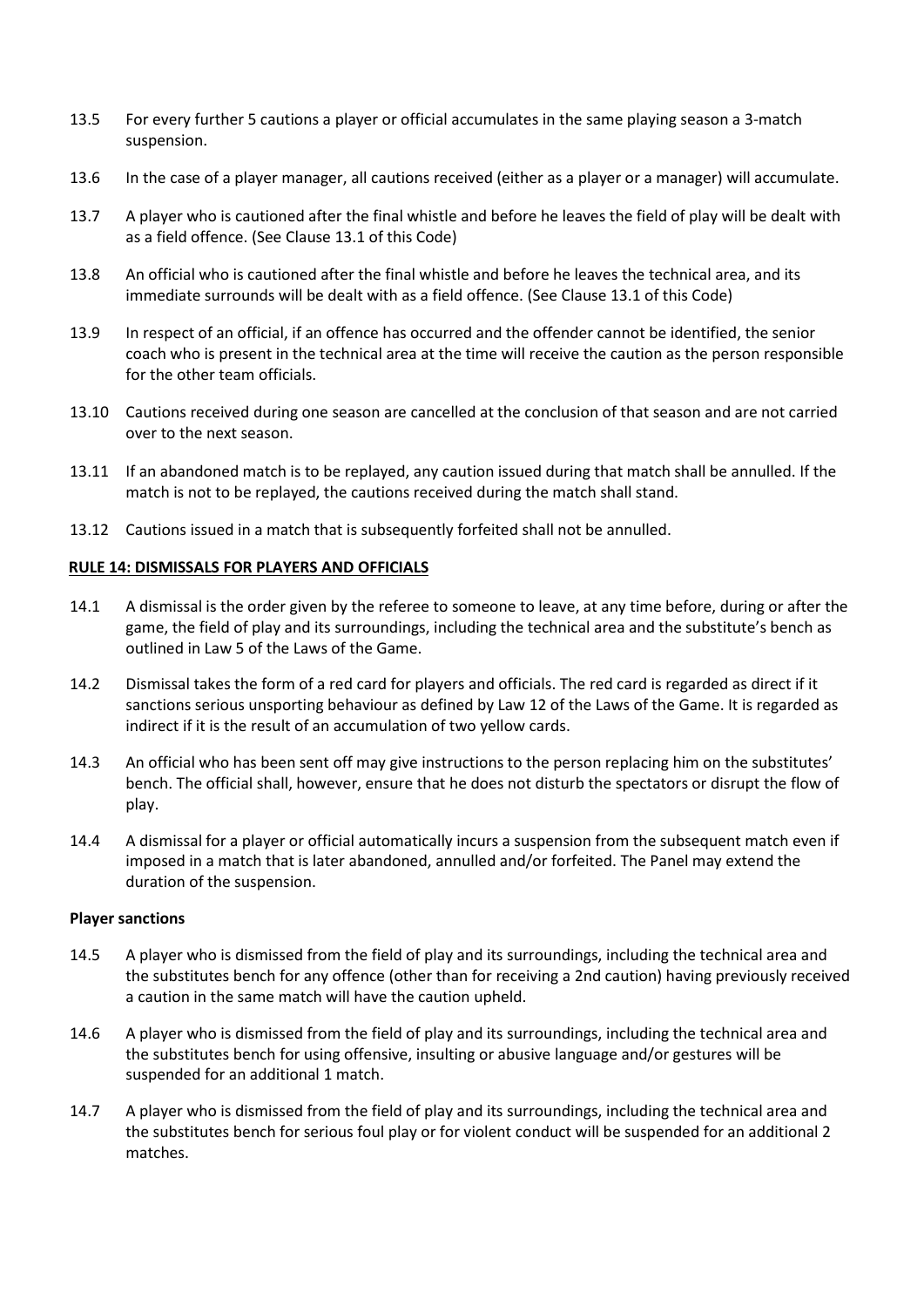13.5 For every further 5 cautions a player or official accumulates in the same playing season a 3-match suspension.

13.6 In the case of a player manager, all cautions received (either as a player or a manager) will accumulate.

13.7 A player who is cautioned after the final whistle and before he leaves the field of play will be dealt with as a field offence. (See Clause 13.1 of this Code)

13.8 An official who is cautioned after the final whistle and before he leaves the technical area, and its immediate surrounds will be dealt with as a field offence. (See Clause 13.1 of this Code)

13.9 In respect of an official, if an offence has occurred and the offender cannot be identified, the senior coach who is present in the technical area at the time will receive the caution as the person responsible for the other team officials.

13.10 Cautions received during one season are cancelled at the conclusion of that season and are not carried over to the next season.

13.11 If an abandoned match is to be replayed, any caution issued during that match shall be annulled. If the match is not to be replayed, the cautions received during the match shall stand.

13.12 Cautions issued in a match that is subsequently forfeited shall not be annulled.

**RULE 14: DISMISSALS FOR PLAYERS AND OFFICIALS**

14.1 A dismissal is the order given by the referee to someone to leave, at any time before, during or after the game, the field of play and its surroundings, including the technical area and the substitute's bench as outlined in Law 5 of the Laws of the Game.

14.2 Dismissal takes the form of a red card for players and officials. The red card is regarded as direct if it sanctions serious unsporting behaviour as defined by Law 12 of the Laws of the Game. It is regarded as indirect if it is the result of an accumulation of two yellow cards.

14.3 An official who has been sent off may give instructions to the person replacing him on the substitutes' bench. The official shall, however, ensure that he does not disturb the spectators or disrupt the flow of play.

14.4 A dismissal for a player or official automatically incurs a suspension from the subsequent match even if imposed in a match that is later abandoned, annulled and/or forfeited. The Panel may extend the duration of the suspension.

**Player sanctions**

14.5 A player who is dismissed from the field of play and its surroundings, including the technical area and the substitutes bench for any offence (other than for receiving a 2nd caution) having previously received a caution in the same match will have the caution upheld.

14.6 A player who is dismissed from the field of play and its surroundings, including the technical area and the substitutes bench for using offensive, insulting or abusive language and/or gestures will be suspended for an additional 1 match.

14.7 A player who is dismissed from the field of play and its surroundings, including the technical area and the substitutes bench for serious foul play or for violent conduct will be suspended for an additional 2 matches.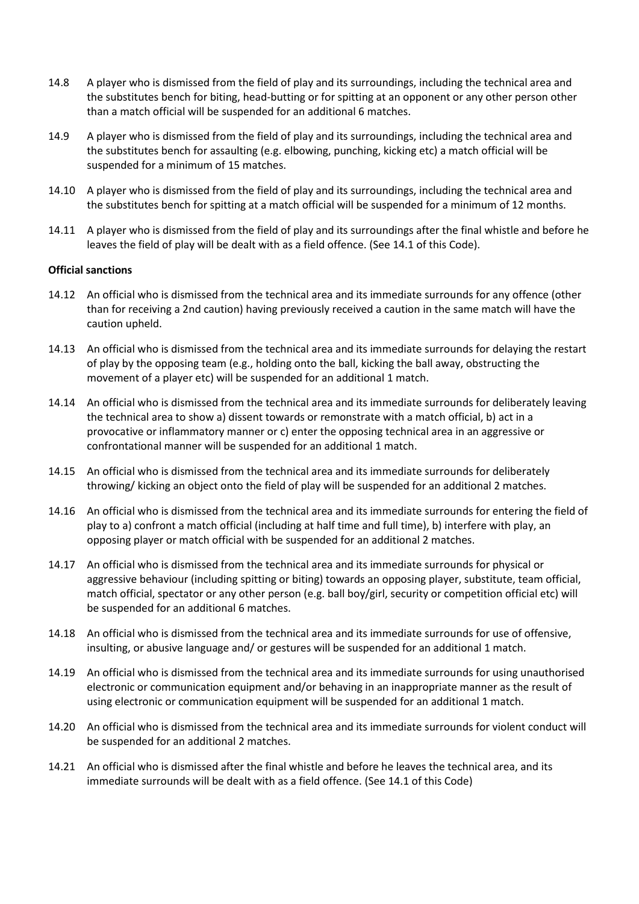14.8 A player who is dismissed from the field of play and its surroundings, including the technical area and the substitutes bench for biting, head-butting or for spitting at an opponent or any other person other than a match official will be suspended for an additional 6 matches.

14.9 A player who is dismissed from the field of play and its surroundings, including the technical area and the substitutes bench for assaulting (e.g. elbowing, punching, kicking etc) a match official will be suspended for a minimum of 15 matches.

14.10 A player who is dismissed from the field of play and its surroundings, including the technical area and the substitutes bench for spitting at a match official will be suspended for a minimum of 12 months.

14.11 A player who is dismissed from the field of play and its surroundings after the final whistle and before he leaves the field of play will be dealt with as a field offence. (See 14.1 of this Code).

**Official sanctions**

14.12 An official who is dismissed from the technical area and its immediate surrounds for any offence (other than for receiving a 2nd caution) having previously received a caution in the same match will have the caution upheld.

14.13 An official who is dismissed from the technical area and its immediate surrounds for delaying the restart of play by the opposing team (e.g., holding onto the ball, kicking the ball away, obstructing the movement of a player etc) will be suspended for an additional 1 match.

14.14 An official who is dismissed from the technical area and its immediate surrounds for deliberately leaving the technical area to show a) dissent towards or remonstrate with a match official, b) act in a provocative or inflammatory manner or c) enter the opposing technical area in an aggressive or confrontational manner will be suspended for an additional 1 match.

14.15 An official who is dismissed from the technical area and its immediate surrounds for deliberately throwing/ kicking an object onto the field of play will be suspended for an additional 2 matches.

14.16 An official who is dismissed from the technical area and its immediate surrounds for entering the field of play to a) confront a match official (including at half time and full time), b) interfere with play, an opposing player or match official with be suspended for an additional 2 matches.

14.17 An official who is dismissed from the technical area and its immediate surrounds for physical or aggressive behaviour (including spitting or biting) towards an opposing player, substitute, team official, match official, spectator or any other person (e.g. ball boy/girl, security or competition official etc) will be suspended for an additional 6 matches.

14.18 An official who is dismissed from the technical area and its immediate surrounds for use of offensive, insulting, or abusive language and/ or gestures will be suspended for an additional 1 match.

14.19 An official who is dismissed from the technical area and its immediate surrounds for using unauthorised electronic or communication equipment and/or behaving in an inappropriate manner as the result of using electronic or communication equipment will be suspended for an additional 1 match.

14.20 An official who is dismissed from the technical area and its immediate surrounds for violent conduct will be suspended for an additional 2 matches.

14.21 An official who is dismissed after the final whistle and before he leaves the technical area, and its immediate surrounds will be dealt with as a field offence. (See 14.1 of this Code)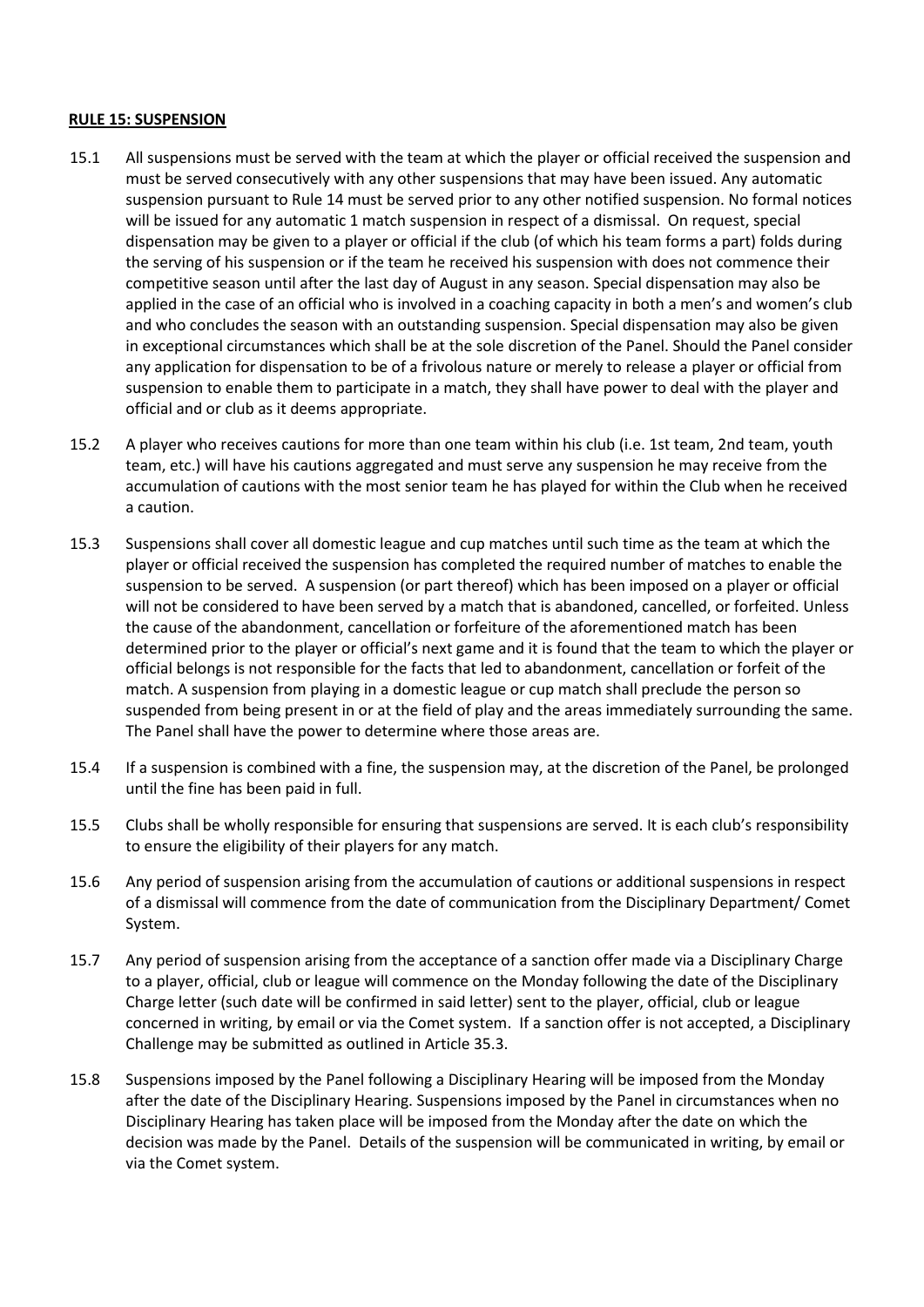## RULE 15: SUSPENSION

15.1 All suspensions must be served with the team at which the player or official received the suspension and must be served consecutively with any other suspensions that may have been issued. Any automatic suspension pursuant to Rule 14 must be served prior to any other notified suspension. No formal notices will be issued for any automatic 1 match suspension in respect of a dismissal. On request, special dispensation may be given to a player or official if the club (of which his team forms a part) folds during the serving of his suspension or if the team he received his suspension with does not commence their competitive season until after the last day of August in any season. Special dispensation may also be applied in the case of an official who is involved in a coaching capacity in both a men's and women's club and who concludes the season with an outstanding suspension. Special dispensation may also be given in exceptional circumstances which shall be at the sole discretion of the Panel. Should the Panel consider any application for dispensation to be of a frivolous nature or merely to release a player or official from suspension to enable them to participate in a match, they shall have power to deal with the player and official and or club as it deems appropriate.

15.2 A player who receives cautions for more than one team within his club (i.e. 1st team, 2nd team, youth team, etc.) will have his cautions aggregated and must serve any suspension he may receive from the accumulation of cautions with the most senior team he has played for within the Club when he received a caution.

15.3 Suspensions shall cover all domestic league and cup matches until such time as the team at which the player or official received the suspension has completed the required number of matches to enable the suspension to be served. A suspension (or part thereof) which has been imposed on a player or official will not be considered to have been served by a match that is abandoned, cancelled, or forfeited. Unless the cause of the abandonment, cancellation or forfeiture of the aforementioned match has been determined prior to the player or official's next game and it is found that the team to which the player or official belongs is not responsible for the facts that led to abandonment, cancellation or forfeit of the match. A suspension from playing in a domestic league or cup match shall preclude the person so suspended from being present in or at the field of play and the areas immediately surrounding the same. The Panel shall have the power to determine where those areas are.

15.4 If a suspension is combined with a fine, the suspension may, at the discretion of the Panel, be prolonged until the fine has been paid in full.

15.5 Clubs shall be wholly responsible for ensuring that suspensions are served. It is each club's responsibility to ensure the eligibility of their players for any match.

15.6 Any period of suspension arising from the accumulation of cautions or additional suspensions in respect of a dismissal will commence from the date of communication from the Disciplinary Department/ Comet System.

15.7 Any period of suspension arising from the acceptance of a sanction offer made via a Disciplinary Charge to a player, official, club or league will commence on the Monday following the date of the Disciplinary Charge letter (such date will be confirmed in said letter) sent to the player, official, club or league concerned in writing, by email or via the Comet system. If a sanction offer is not accepted, a Disciplinary Challenge may be submitted as outlined in Article 35.3.

15.8 Suspensions imposed by the Panel following a Disciplinary Hearing will be imposed from the Monday after the date of the Disciplinary Hearing. Suspensions imposed by the Panel in circumstances when no Disciplinary Hearing has taken place will be imposed from the Monday after the date on which the decision was made by the Panel. Details of the suspension will be communicated in writing, by email or via the Comet system.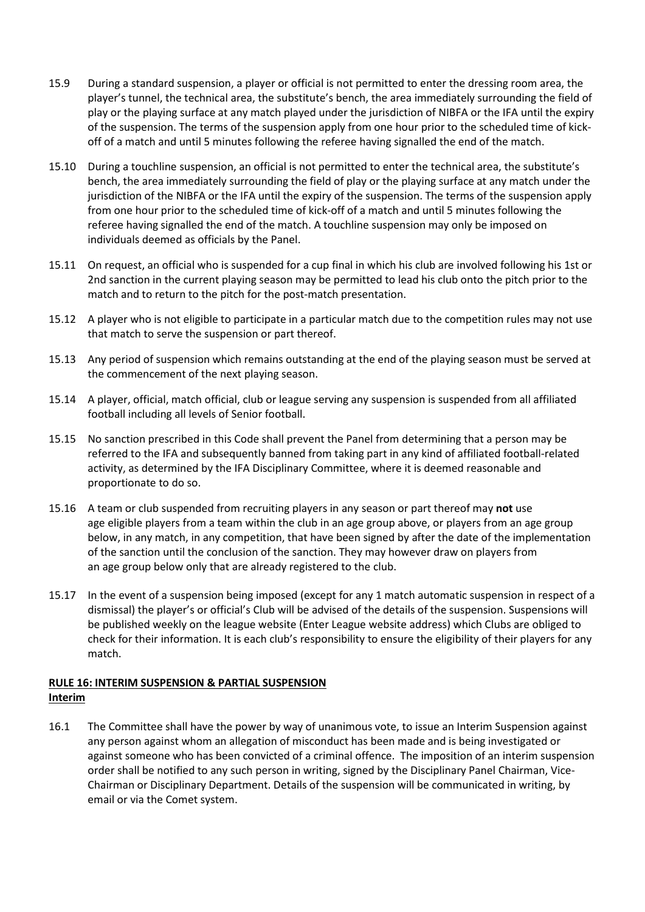15.9 During a standard suspension, a player or official is not permitted to enter the dressing room area, the player's tunnel, the technical area, the substitute's bench, the area immediately surrounding the field of play or the playing surface at any match played under the jurisdiction of NIBFA or the IFA until the expiry of the suspension. The terms of the suspension apply from one hour prior to the scheduled time of kick-off of a match and until 5 minutes following the referee having signalled the end of the match.

15.10 During a touchline suspension, an official is not permitted to enter the technical area, the substitute's bench, the area immediately surrounding the field of play or the playing surface at any match under the jurisdiction of the NIBFA or the IFA until the expiry of the suspension. The terms of the suspension apply from one hour prior to the scheduled time of kick-off of a match and until 5 minutes following the referee having signalled the end of the match. A touchline suspension may only be imposed on individuals deemed as officials by the Panel.

15.11 On request, an official who is suspended for a cup final in which his club are involved following his 1st or 2nd sanction in the current playing season may be permitted to lead his club onto the pitch prior to the match and to return to the pitch for the post-match presentation.

15.12 A player who is not eligible to participate in a particular match due to the competition rules may not use that match to serve the suspension or part thereof.

15.13 Any period of suspension which remains outstanding at the end of the playing season must be served at the commencement of the next playing season.

15.14 A player, official, match official, club or league serving any suspension is suspended from all affiliated football including all levels of Senior football.

15.15 No sanction prescribed in this Code shall prevent the Panel from determining that a person may be referred to the IFA and subsequently banned from taking part in any kind of affiliated football-related activity, as determined by the IFA Disciplinary Committee, where it is deemed reasonable and proportionate to do so.

15.16 A team or club suspended from recruiting players in any season or part thereof may **not** use age eligible players from a team within the club in an age group above, or players from an age group below, in any match, in any competition, that have been signed by after the date of the implementation of the sanction until the conclusion of the sanction. They may however draw on players from an age group below only that are already registered to the club.

15.17 In the event of a suspension being imposed (except for any 1 match automatic suspension in respect of a dismissal) the player's or official's Club will be advised of the details of the suspension. Suspensions will be published weekly on the league website (Enter League website address) which Clubs are obliged to check for their information. It is each club's responsibility to ensure the eligibility of their players for any match.

## RULE 16: INTERIM SUSPENSION & PARTIAL SUSPENSION

### Interim

16.1 The Committee shall have the power by way of unanimous vote, to issue an Interim Suspension against any person against whom an allegation of misconduct has been made and is being investigated or against someone who has been convicted of a criminal offence. The imposition of an interim suspension order shall be notified to any such person in writing, signed by the Disciplinary Panel Chairman, Vice-Chairman or Disciplinary Department. Details of the suspension will be communicated in writing, by email or via the Comet system.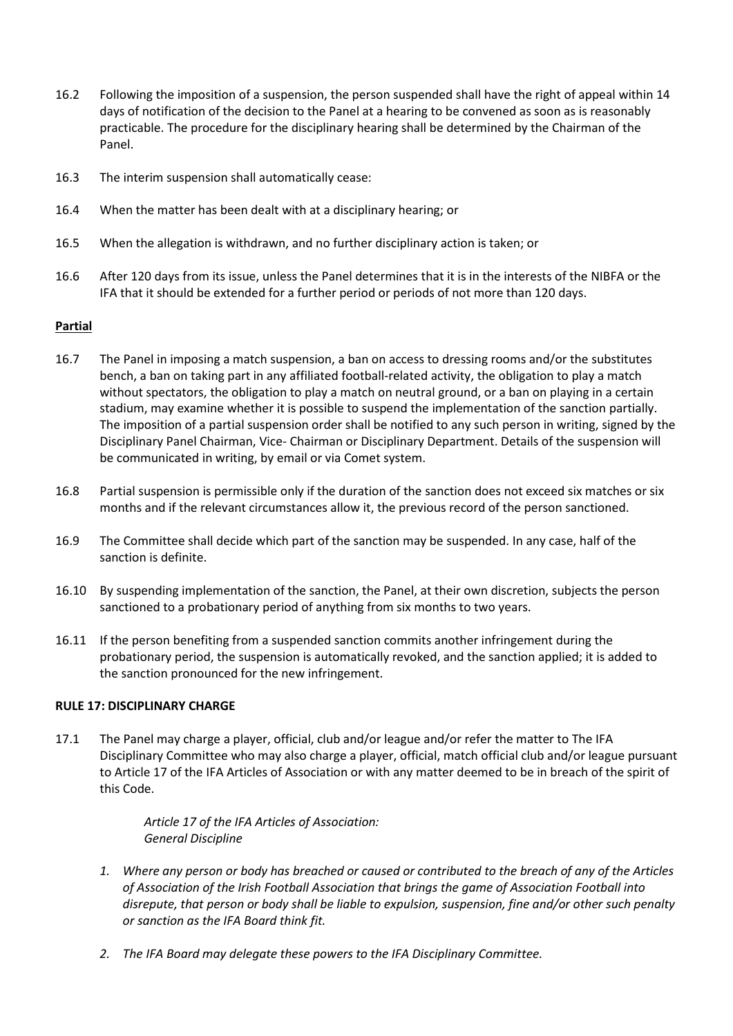16.2 Following the imposition of a suspension, the person suspended shall have the right of appeal within 14 days of notification of the decision to the Panel at a hearing to be convened as soon as is reasonably practicable. The procedure for the disciplinary hearing shall be determined by the Chairman of the Panel.

16.3 The interim suspension shall automatically cease:

16.4 When the matter has been dealt with at a disciplinary hearing; or

16.5 When the allegation is withdrawn, and no further disciplinary action is taken; or

16.6 After 120 days from its issue, unless the Panel determines that it is in the interests of the NIBFA or the IFA that it should be extended for a further period or periods of not more than 120 days.

**Partial**

16.7 The Panel in imposing a match suspension, a ban on access to dressing rooms and/or the substitutes bench, a ban on taking part in any affiliated football-related activity, the obligation to play a match without spectators, the obligation to play a match on neutral ground, or a ban on playing in a certain stadium, may examine whether it is possible to suspend the implementation of the sanction partially. The imposition of a partial suspension order shall be notified to any such person in writing, signed by the Disciplinary Panel Chairman, Vice- Chairman or Disciplinary Department. Details of the suspension will be communicated in writing, by email or via Comet system.

16.8 Partial suspension is permissible only if the duration of the sanction does not exceed six matches or six months and if the relevant circumstances allow it, the previous record of the person sanctioned.

16.9 The Committee shall decide which part of the sanction may be suspended. In any case, half of the sanction is definite.

16.10 By suspending implementation of the sanction, the Panel, at their own discretion, subjects the person sanctioned to a probationary period of anything from six months to two years.

16.11 If the person benefiting from a suspended sanction commits another infringement during the probationary period, the suspension is automatically revoked, and the sanction applied; it is added to the sanction pronounced for the new infringement.

**RULE 17: DISCIPLINARY CHARGE**

17.1 The Panel may charge a player, official, club and/or league and/or refer the matter to The IFA Disciplinary Committee who may also charge a player, official, match official club and/or league pursuant to Article 17 of the IFA Articles of Association or with any matter deemed to be in breach of the spirit of this Code.

*Article 17 of the IFA Articles of Association:*
*General Discipline*

1. *Where any person or body has breached or caused or contributed to the breach of any of the Articles of Association of the Irish Football Association that brings the game of Association Football into disrepute, that person or body shall be liable to expulsion, suspension, fine and/or other such penalty or sanction as the IFA Board think fit.*

2. *The IFA Board may delegate these powers to the IFA Disciplinary Committee.*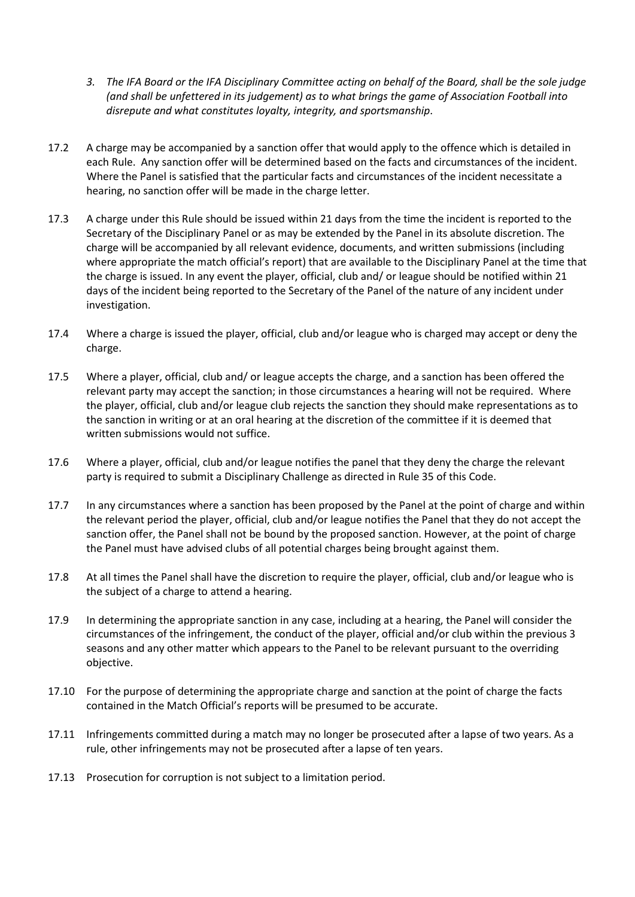3. *The IFA Board or the IFA Disciplinary Committee acting on behalf of the Board, shall be the sole judge (and shall be unfettered in its judgement) as to what brings the game of Association Football into disrepute and what constitutes loyalty, integrity, and sportsmanship*.

17.2 A charge may be accompanied by a sanction offer that would apply to the offence which is detailed in each Rule. Any sanction offer will be determined based on the facts and circumstances of the incident. Where the Panel is satisfied that the particular facts and circumstances of the incident necessitate a hearing, no sanction offer will be made in the charge letter.

17.3 A charge under this Rule should be issued within 21 days from the time the incident is reported to the Secretary of the Disciplinary Panel or as may be extended by the Panel in its absolute discretion. The charge will be accompanied by all relevant evidence, documents, and written submissions (including where appropriate the match official's report) that are available to the Disciplinary Panel at the time that the charge is issued. In any event the player, official, club and/ or league should be notified within 21 days of the incident being reported to the Secretary of the Panel of the nature of any incident under investigation.

17.4 Where a charge is issued the player, official, club and/or league who is charged may accept or deny the charge.

17.5 Where a player, official, club and/ or league accepts the charge, and a sanction has been offered the relevant party may accept the sanction; in those circumstances a hearing will not be required. Where the player, official, club and/or league club rejects the sanction they should make representations as to the sanction in writing or at an oral hearing at the discretion of the committee if it is deemed that written submissions would not suffice.

17.6 Where a player, official, club and/or league notifies the panel that they deny the charge the relevant party is required to submit a Disciplinary Challenge as directed in Rule 35 of this Code.

17.7 In any circumstances where a sanction has been proposed by the Panel at the point of charge and within the relevant period the player, official, club and/or league notifies the Panel that they do not accept the sanction offer, the Panel shall not be bound by the proposed sanction. However, at the point of charge the Panel must have advised clubs of all potential charges being brought against them.

17.8 At all times the Panel shall have the discretion to require the player, official, club and/or league who is the subject of a charge to attend a hearing.

17.9 In determining the appropriate sanction in any case, including at a hearing, the Panel will consider the circumstances of the infringement, the conduct of the player, official and/or club within the previous 3 seasons and any other matter which appears to the Panel to be relevant pursuant to the overriding objective.

17.10 For the purpose of determining the appropriate charge and sanction at the point of charge the facts contained in the Match Official's reports will be presumed to be accurate.

17.11 Infringements committed during a match may no longer be prosecuted after a lapse of two years. As a rule, other infringements may not be prosecuted after a lapse of ten years.

17.13 Prosecution for corruption is not subject to a limitation period.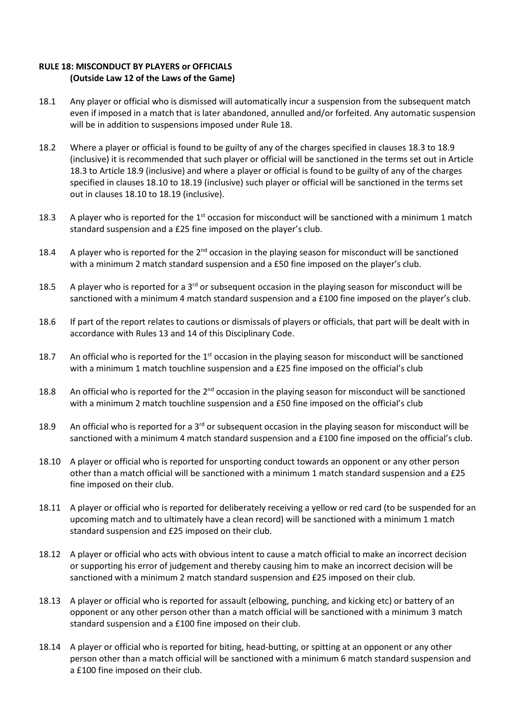**RULE 18: MISCONDUCT BY PLAYERS or OFFICIALS**
**(Outside Law 12 of the Laws of the Game)**

18.1 Any player or official who is dismissed will automatically incur a suspension from the subsequent match even if imposed in a match that is later abandoned, annulled and/or forfeited. Any automatic suspension will be in addition to suspensions imposed under Rule 18.

18.2 Where a player or official is found to be guilty of any of the charges specified in clauses 18.3 to 18.9 (inclusive) it is recommended that such player or official will be sanctioned in the terms set out in Article 18.3 to Article 18.9 (inclusive) and where a player or official is found to be guilty of any of the charges specified in clauses 18.10 to 18.19 (inclusive) such player or official will be sanctioned in the terms set out in clauses 18.10 to 18.19 (inclusive).

18.3 A player who is reported for the 1st occasion for misconduct will be sanctioned with a minimum 1 match standard suspension and a £25 fine imposed on the player's club.

18.4 A player who is reported for the 2nd occasion in the playing season for misconduct will be sanctioned with a minimum 2 match standard suspension and a £50 fine imposed on the player's club.

18.5 A player who is reported for a 3rd or subsequent occasion in the playing season for misconduct will be sanctioned with a minimum 4 match standard suspension and a £100 fine imposed on the player's club.

18.6 If part of the report relates to cautions or dismissals of players or officials, that part will be dealt with in accordance with Rules 13 and 14 of this Disciplinary Code.

18.7 An official who is reported for the 1st occasion in the playing season for misconduct will be sanctioned with a minimum 1 match touchline suspension and a £25 fine imposed on the official's club

18.8 An official who is reported for the 2nd occasion in the playing season for misconduct will be sanctioned with a minimum 2 match touchline suspension and a £50 fine imposed on the official's club

18.9 An official who is reported for a 3rd or subsequent occasion in the playing season for misconduct will be sanctioned with a minimum 4 match standard suspension and a £100 fine imposed on the official's club.

18.10 A player or official who is reported for unsporting conduct towards an opponent or any other person other than a match official will be sanctioned with a minimum 1 match standard suspension and a £25 fine imposed on their club.

18.11 A player or official who is reported for deliberately receiving a yellow or red card (to be suspended for an upcoming match and to ultimately have a clean record) will be sanctioned with a minimum 1 match standard suspension and £25 imposed on their club.

18.12 A player or official who acts with obvious intent to cause a match official to make an incorrect decision or supporting his error of judgement and thereby causing him to make an incorrect decision will be sanctioned with a minimum 2 match standard suspension and £25 imposed on their club.

18.13 A player or official who is reported for assault (elbowing, punching, and kicking etc) or battery of an opponent or any other person other than a match official will be sanctioned with a minimum 3 match standard suspension and a £100 fine imposed on their club.

18.14 A player or official who is reported for biting, head-butting, or spitting at an opponent or any other person other than a match official will be sanctioned with a minimum 6 match standard suspension and a £100 fine imposed on their club.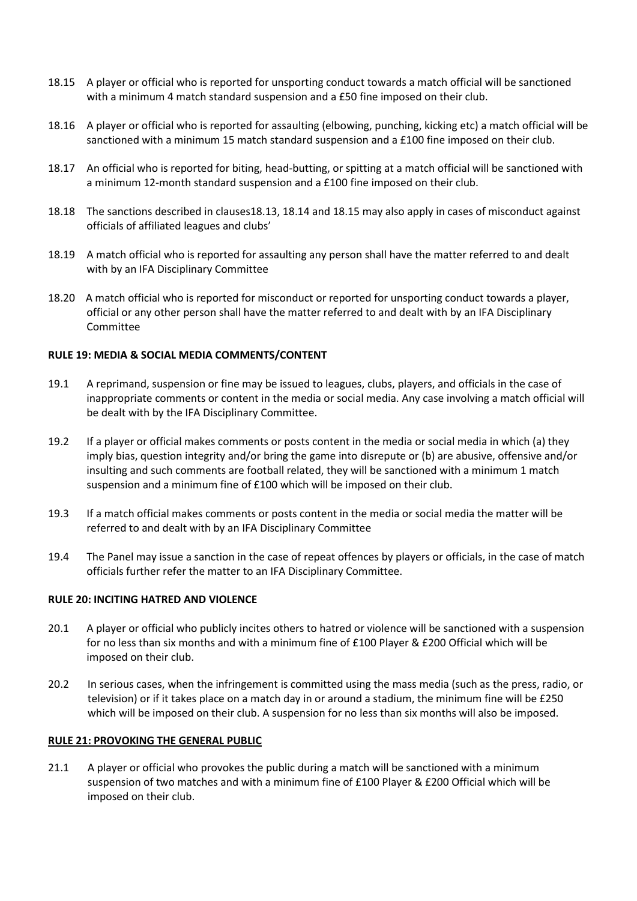18.15 A player or official who is reported for unsporting conduct towards a match official will be sanctioned with a minimum 4 match standard suspension and a £50 fine imposed on their club.

18.16 A player or official who is reported for assaulting (elbowing, punching, kicking etc) a match official will be sanctioned with a minimum 15 match standard suspension and a £100 fine imposed on their club.

18.17 An official who is reported for biting, head-butting, or spitting at a match official will be sanctioned with a minimum 12-month standard suspension and a £100 fine imposed on their club.

18.18 The sanctions described in clauses18.13, 18.14 and 18.15 may also apply in cases of misconduct against officials of affiliated leagues and clubs'

18.19 A match official who is reported for assaulting any person shall have the matter referred to and dealt with by an IFA Disciplinary Committee

18.20 A match official who is reported for misconduct or reported for unsporting conduct towards a player, official or any other person shall have the matter referred to and dealt with by an IFA Disciplinary Committee

**RULE 19: MEDIA & SOCIAL MEDIA COMMENTS/CONTENT**

19.1 A reprimand, suspension or fine may be issued to leagues, clubs, players, and officials in the case of inappropriate comments or content in the media or social media. Any case involving a match official will be dealt with by the IFA Disciplinary Committee.

19.2 If a player or official makes comments or posts content in the media or social media in which (a) they imply bias, question integrity and/or bring the game into disrepute or (b) are abusive, offensive and/or insulting and such comments are football related, they will be sanctioned with a minimum 1 match suspension and a minimum fine of £100 which will be imposed on their club.

19.3 If a match official makes comments or posts content in the media or social media the matter will be referred to and dealt with by an IFA Disciplinary Committee

19.4 The Panel may issue a sanction in the case of repeat offences by players or officials, in the case of match officials further refer the matter to an IFA Disciplinary Committee.

**RULE 20: INCITING HATRED AND VIOLENCE**

20.1 A player or official who publicly incites others to hatred or violence will be sanctioned with a suspension for no less than six months and with a minimum fine of £100 Player & £200 Official which will be imposed on their club.

20.2 In serious cases, when the infringement is committed using the mass media (such as the press, radio, or television) or if it takes place on a match day in or around a stadium, the minimum fine will be £250 which will be imposed on their club. A suspension for no less than six months will also be imposed.

**RULE 21: PROVOKING THE GENERAL PUBLIC**

21.1 A player or official who provokes the public during a match will be sanctioned with a minimum suspension of two matches and with a minimum fine of £100 Player & £200 Official which will be imposed on their club.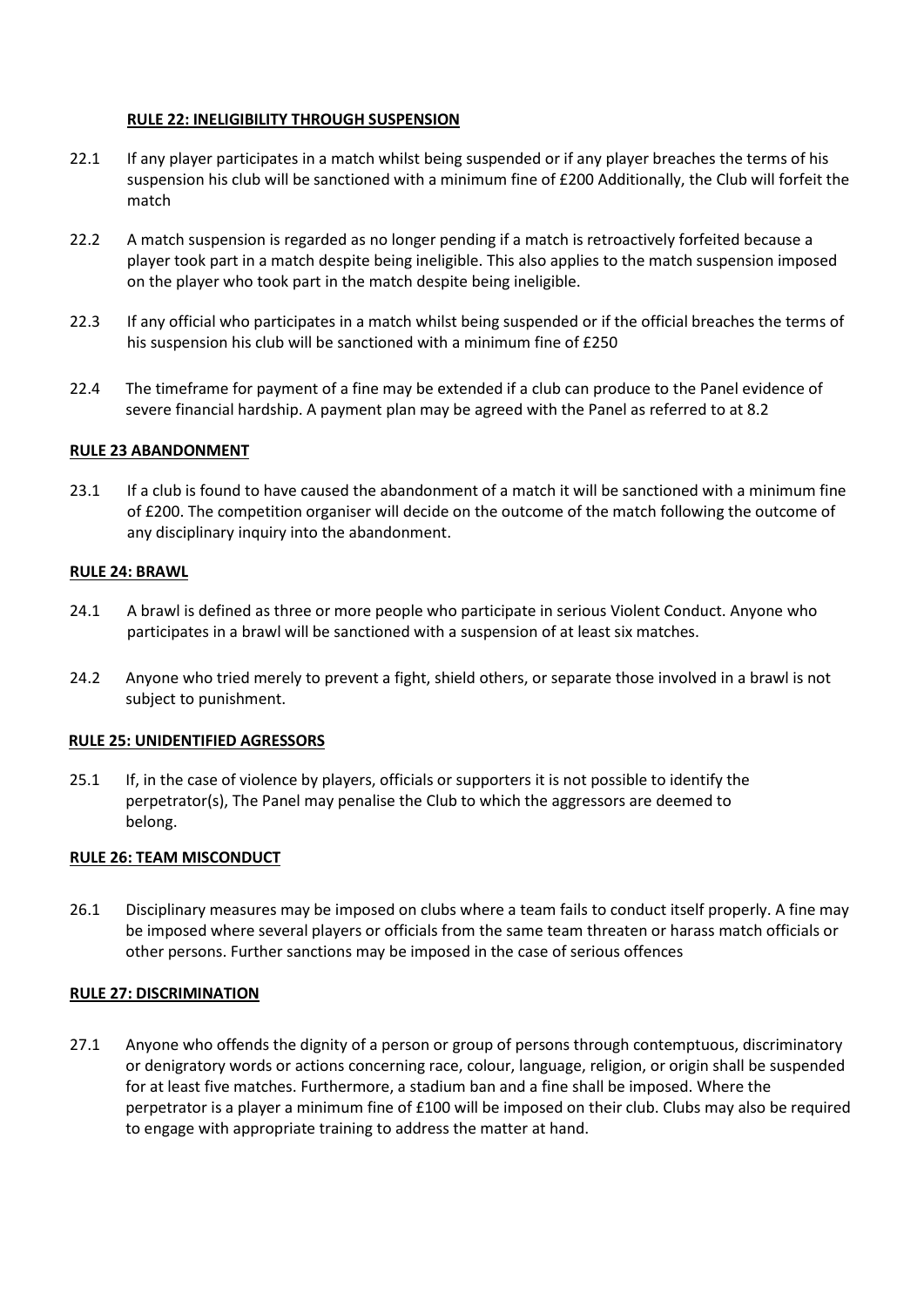## RULE 22: INELIGIBILITY THROUGH SUSPENSION

22.1 If any player participates in a match whilst being suspended or if any player breaches the terms of his suspension his club will be sanctioned with a minimum fine of £200 Additionally, the Club will forfeit the match

22.2 A match suspension is regarded as no longer pending if a match is retroactively forfeited because a player took part in a match despite being ineligible. This also applies to the match suspension imposed on the player who took part in the match despite being ineligible.

22.3 If any official who participates in a match whilst being suspended or if the official breaches the terms of his suspension his club will be sanctioned with a minimum fine of £250

22.4 The timeframe for payment of a fine may be extended if a club can produce to the Panel evidence of severe financial hardship. A payment plan may be agreed with the Panel as referred to at 8.2

## RULE 23 ABANDONMENT

23.1 If a club is found to have caused the abandonment of a match it will be sanctioned with a minimum fine of £200. The competition organiser will decide on the outcome of the match following the outcome of any disciplinary inquiry into the abandonment.

## RULE 24: BRAWL

24.1 A brawl is defined as three or more people who participate in serious Violent Conduct. Anyone who participates in a brawl will be sanctioned with a suspension of at least six matches.

24.2 Anyone who tried merely to prevent a fight, shield others, or separate those involved in a brawl is not subject to punishment.

## RULE 25: UNIDENTIFIED AGRESSORS

25.1 If, in the case of violence by players, officials or supporters it is not possible to identify the perpetrator(s), The Panel may penalise the Club to which the aggressors are deemed to belong.

## RULE 26: TEAM MISCONDUCT

26.1 Disciplinary measures may be imposed on clubs where a team fails to conduct itself properly. A fine may be imposed where several players or officials from the same team threaten or harass match officials or other persons. Further sanctions may be imposed in the case of serious offences

## RULE 27: DISCRIMINATION

27.1 Anyone who offends the dignity of a person or group of persons through contemptuous, discriminatory or denigratory words or actions concerning race, colour, language, religion, or origin shall be suspended for at least five matches. Furthermore, a stadium ban and a fine shall be imposed. Where the perpetrator is a player a minimum fine of £100 will be imposed on their club. Clubs may also be required to engage with appropriate training to address the matter at hand.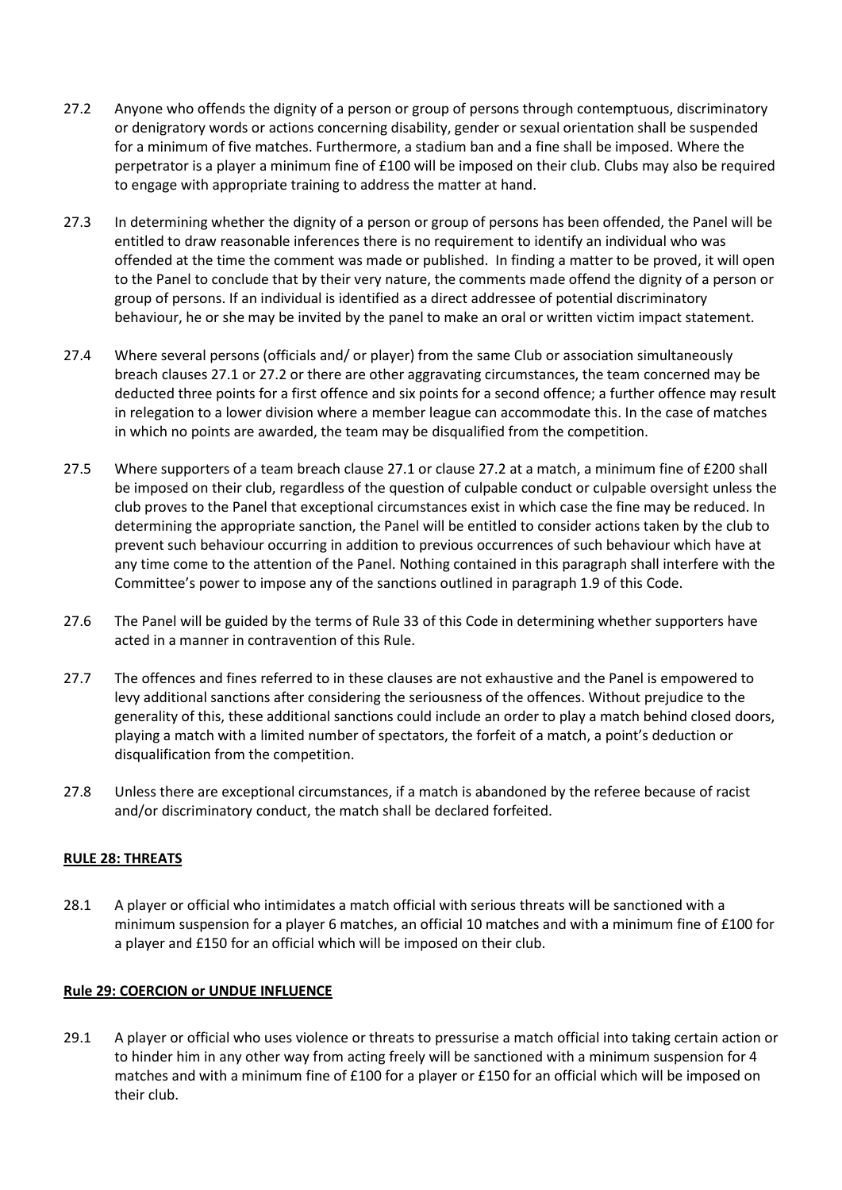27.2 Anyone who offends the dignity of a person or group of persons through contemptuous, discriminatory or denigratory words or actions concerning disability, gender or sexual orientation shall be suspended for a minimum of five matches. Furthermore, a stadium ban and a fine shall be imposed. Where the perpetrator is a player a minimum fine of £100 will be imposed on their club. Clubs may also be required to engage with appropriate training to address the matter at hand.

27.3 In determining whether the dignity of a person or group of persons has been offended, the Panel will be entitled to draw reasonable inferences there is no requirement to identify an individual who was offended at the time the comment was made or published. In finding a matter to be proved, it will open to the Panel to conclude that by their very nature, the comments made offend the dignity of a person or group of persons. If an individual is identified as a direct addressee of potential discriminatory behaviour, he or she may be invited by the panel to make an oral or written victim impact statement.

27.4 Where several persons (officials and/ or player) from the same Club or association simultaneously breach clauses 27.1 or 27.2 or there are other aggravating circumstances, the team concerned may be deducted three points for a first offence and six points for a second offence; a further offence may result in relegation to a lower division where a member league can accommodate this. In the case of matches in which no points are awarded, the team may be disqualified from the competition.

27.5 Where supporters of a team breach clause 27.1 or clause 27.2 at a match, a minimum fine of £200 shall be imposed on their club, regardless of the question of culpable conduct or culpable oversight unless the club proves to the Panel that exceptional circumstances exist in which case the fine may be reduced. In determining the appropriate sanction, the Panel will be entitled to consider actions taken by the club to prevent such behaviour occurring in addition to previous occurrences of such behaviour which have at any time come to the attention of the Panel. Nothing contained in this paragraph shall interfere with the Committee's power to impose any of the sanctions outlined in paragraph 1.9 of this Code.

27.6 The Panel will be guided by the terms of Rule 33 of this Code in determining whether supporters have acted in a manner in contravention of this Rule.

27.7 The offences and fines referred to in these clauses are not exhaustive and the Panel is empowered to levy additional sanctions after considering the seriousness of the offences. Without prejudice to the generality of this, these additional sanctions could include an order to play a match behind closed doors, playing a match with a limited number of spectators, the forfeit of a match, a point's deduction or disqualification from the competition.

27.8 Unless there are exceptional circumstances, if a match is abandoned by the referee because of racist and/or discriminatory conduct, the match shall be declared forfeited.

## RULE 28: THREATS

28.1 A player or official who intimidates a match official with serious threats will be sanctioned with a minimum suspension for a player 6 matches, an official 10 matches and with a minimum fine of £100 for a player and £150 for an official which will be imposed on their club.

## Rule 29: COERCION or UNDUE INFLUENCE

29.1 A player or official who uses violence or threats to pressurise a match official into taking certain action or to hinder him in any other way from acting freely will be sanctioned with a minimum suspension for 4 matches and with a minimum fine of £100 for a player or £150 for an official which will be imposed on their club.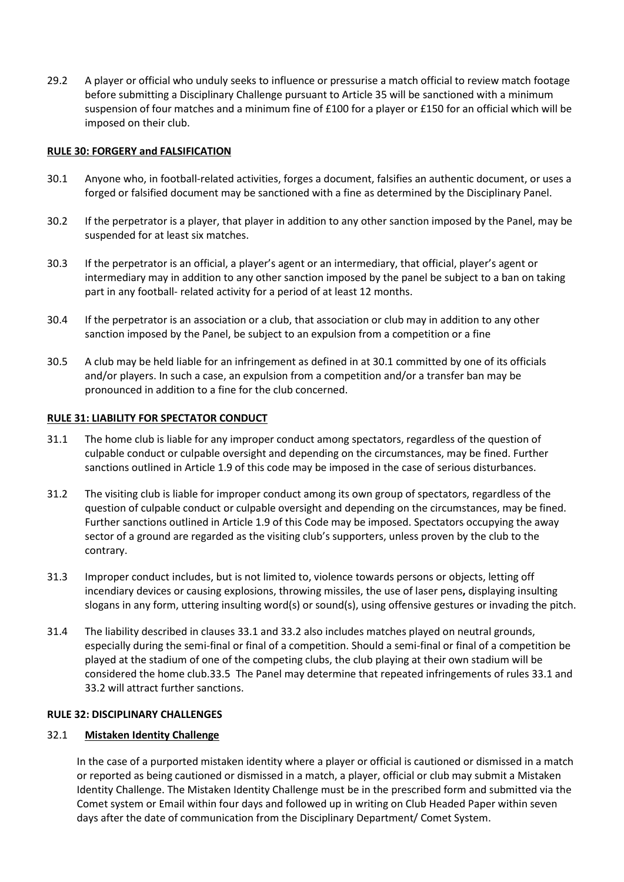29.2 A player or official who unduly seeks to influence or pressurise a match official to review match footage before submitting a Disciplinary Challenge pursuant to Article 35 will be sanctioned with a minimum suspension of four matches and a minimum fine of £100 for a player or £150 for an official which will be imposed on their club.

**RULE 30: FORGERY and FALSIFICATION**

30.1 Anyone who, in football-related activities, forges a document, falsifies an authentic document, or uses a forged or falsified document may be sanctioned with a fine as determined by the Disciplinary Panel.

30.2 If the perpetrator is a player, that player in addition to any other sanction imposed by the Panel, may be suspended for at least six matches.

30.3 If the perpetrator is an official, a player's agent or an intermediary, that official, player's agent or intermediary may in addition to any other sanction imposed by the panel be subject to a ban on taking part in any football- related activity for a period of at least 12 months.

30.4 If the perpetrator is an association or a club, that association or club may in addition to any other sanction imposed by the Panel, be subject to an expulsion from a competition or a fine

30.5 A club may be held liable for an infringement as defined in at 30.1 committed by one of its officials and/or players. In such a case, an expulsion from a competition and/or a transfer ban may be pronounced in addition to a fine for the club concerned.

**RULE 31: LIABILITY FOR SPECTATOR CONDUCT**

31.1 The home club is liable for any improper conduct among spectators, regardless of the question of culpable conduct or culpable oversight and depending on the circumstances, may be fined. Further sanctions outlined in Article 1.9 of this code may be imposed in the case of serious disturbances.

31.2 The visiting club is liable for improper conduct among its own group of spectators, regardless of the question of culpable conduct or culpable oversight and depending on the circumstances, may be fined. Further sanctions outlined in Article 1.9 of this Code may be imposed. Spectators occupying the away sector of a ground are regarded as the visiting club's supporters, unless proven by the club to the contrary.

31.3 Improper conduct includes, but is not limited to, violence towards persons or objects, letting off incendiary devices or causing explosions, throwing missiles, the use of laser pens**,** displaying insulting slogans in any form, uttering insulting word(s) or sound(s), using offensive gestures or invading the pitch.

31.4 The liability described in clauses 33.1 and 33.2 also includes matches played on neutral grounds, especially during the semi-final or final of a competition. Should a semi-final or final of a competition be played at the stadium of one of the competing clubs, the club playing at their own stadium will be considered the home club.33.5 The Panel may determine that repeated infringements of rules 33.1 and 33.2 will attract further sanctions.

**RULE 32: DISCIPLINARY CHALLENGES**

32.1 **Mistaken Identity Challenge**

In the case of a purported mistaken identity where a player or official is cautioned or dismissed in a match or reported as being cautioned or dismissed in a match, a player, official or club may submit a Mistaken Identity Challenge. The Mistaken Identity Challenge must be in the prescribed form and submitted via the Comet system or Email within four days and followed up in writing on Club Headed Paper within seven days after the date of communication from the Disciplinary Department/ Comet System.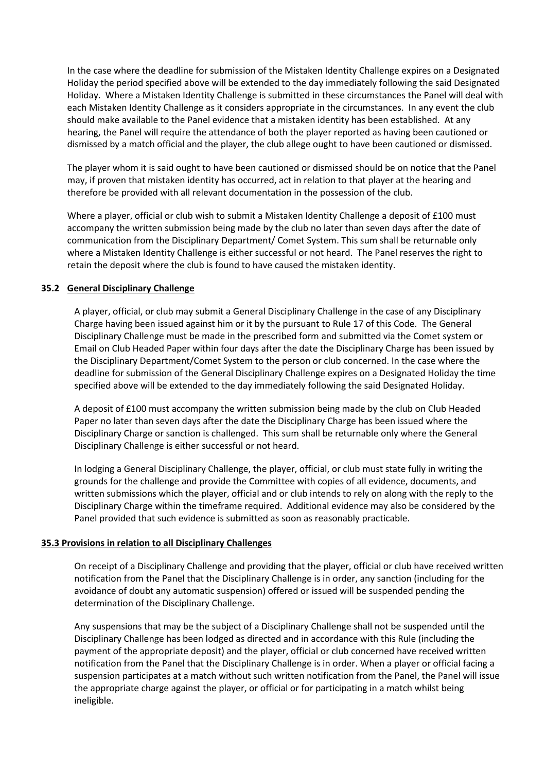In the case where the deadline for submission of the Mistaken Identity Challenge expires on a Designated Holiday the period specified above will be extended to the day immediately following the said Designated Holiday. Where a Mistaken Identity Challenge is submitted in these circumstances the Panel will deal with each Mistaken Identity Challenge as it considers appropriate in the circumstances. In any event the club should make available to the Panel evidence that a mistaken identity has been established. At any hearing, the Panel will require the attendance of both the player reported as having been cautioned or dismissed by a match official and the player, the club allege ought to have been cautioned or dismissed.

The player whom it is said ought to have been cautioned or dismissed should be on notice that the Panel may, if proven that mistaken identity has occurred, act in relation to that player at the hearing and therefore be provided with all relevant documentation in the possession of the club.

Where a player, official or club wish to submit a Mistaken Identity Challenge a deposit of £100 must accompany the written submission being made by the club no later than seven days after the date of communication from the Disciplinary Department/ Comet System. This sum shall be returnable only where a Mistaken Identity Challenge is either successful or not heard. The Panel reserves the right to retain the deposit where the club is found to have caused the mistaken identity.

### 35.2 General Disciplinary Challenge

A player, official, or club may submit a General Disciplinary Challenge in the case of any Disciplinary Charge having been issued against him or it by the pursuant to Rule 17 of this Code. The General Disciplinary Challenge must be made in the prescribed form and submitted via the Comet system or Email on Club Headed Paper within four days after the date the Disciplinary Charge has been issued by the Disciplinary Department/Comet System to the person or club concerned. In the case where the deadline for submission of the General Disciplinary Challenge expires on a Designated Holiday the time specified above will be extended to the day immediately following the said Designated Holiday.

A deposit of £100 must accompany the written submission being made by the club on Club Headed Paper no later than seven days after the date the Disciplinary Charge has been issued where the Disciplinary Charge or sanction is challenged. This sum shall be returnable only where the General Disciplinary Challenge is either successful or not heard.

In lodging a General Disciplinary Challenge, the player, official, or club must state fully in writing the grounds for the challenge and provide the Committee with copies of all evidence, documents, and written submissions which the player, official and or club intends to rely on along with the reply to the Disciplinary Charge within the timeframe required. Additional evidence may also be considered by the Panel provided that such evidence is submitted as soon as reasonably practicable.

### 35.3 Provisions in relation to all Disciplinary Challenges

On receipt of a Disciplinary Challenge and providing that the player, official or club have received written notification from the Panel that the Disciplinary Challenge is in order, any sanction (including for the avoidance of doubt any automatic suspension) offered or issued will be suspended pending the determination of the Disciplinary Challenge.

Any suspensions that may be the subject of a Disciplinary Challenge shall not be suspended until the Disciplinary Challenge has been lodged as directed and in accordance with this Rule (including the payment of the appropriate deposit) and the player, official or club concerned have received written notification from the Panel that the Disciplinary Challenge is in order. When a player or official facing a suspension participates at a match without such written notification from the Panel, the Panel will issue the appropriate charge against the player, or official or for participating in a match whilst being ineligible.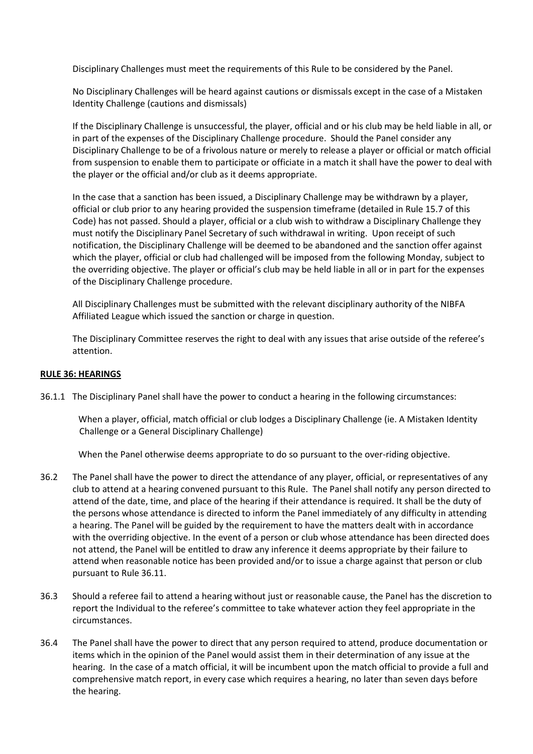Disciplinary Challenges must meet the requirements of this Rule to be considered by the Panel.

No Disciplinary Challenges will be heard against cautions or dismissals except in the case of a Mistaken Identity Challenge (cautions and dismissals)

If the Disciplinary Challenge is unsuccessful, the player, official and or his club may be held liable in all, or in part of the expenses of the Disciplinary Challenge procedure. Should the Panel consider any Disciplinary Challenge to be of a frivolous nature or merely to release a player or official or match official from suspension to enable them to participate or officiate in a match it shall have the power to deal with the player or the official and/or club as it deems appropriate.

In the case that a sanction has been issued, a Disciplinary Challenge may be withdrawn by a player, official or club prior to any hearing provided the suspension timeframe (detailed in Rule 15.7 of this Code) has not passed. Should a player, official or a club wish to withdraw a Disciplinary Challenge they must notify the Disciplinary Panel Secretary of such withdrawal in writing. Upon receipt of such notification, the Disciplinary Challenge will be deemed to be abandoned and the sanction offer against which the player, official or club had challenged will be imposed from the following Monday, subject to the overriding objective. The player or official's club may be held liable in all or in part for the expenses of the Disciplinary Challenge procedure.

All Disciplinary Challenges must be submitted with the relevant disciplinary authority of the NIBFA Affiliated League which issued the sanction or charge in question.

The Disciplinary Committee reserves the right to deal with any issues that arise outside of the referee's attention.

## RULE 36: HEARINGS

36.1.1 The Disciplinary Panel shall have the power to conduct a hearing in the following circumstances:

When a player, official, match official or club lodges a Disciplinary Challenge (ie. A Mistaken Identity Challenge or a General Disciplinary Challenge)

When the Panel otherwise deems appropriate to do so pursuant to the over-riding objective.

36.2 The Panel shall have the power to direct the attendance of any player, official, or representatives of any club to attend at a hearing convened pursuant to this Rule. The Panel shall notify any person directed to attend of the date, time, and place of the hearing if their attendance is required. It shall be the duty of the persons whose attendance is directed to inform the Panel immediately of any difficulty in attending a hearing. The Panel will be guided by the requirement to have the matters dealt with in accordance with the overriding objective. In the event of a person or club whose attendance has been directed does not attend, the Panel will be entitled to draw any inference it deems appropriate by their failure to attend when reasonable notice has been provided and/or to issue a charge against that person or club pursuant to Rule 36.11.

36.3 Should a referee fail to attend a hearing without just or reasonable cause, the Panel has the discretion to report the Individual to the referee's committee to take whatever action they feel appropriate in the circumstances.

36.4 The Panel shall have the power to direct that any person required to attend, produce documentation or items which in the opinion of the Panel would assist them in their determination of any issue at the hearing. In the case of a match official, it will be incumbent upon the match official to provide a full and comprehensive match report, in every case which requires a hearing, no later than seven days before the hearing.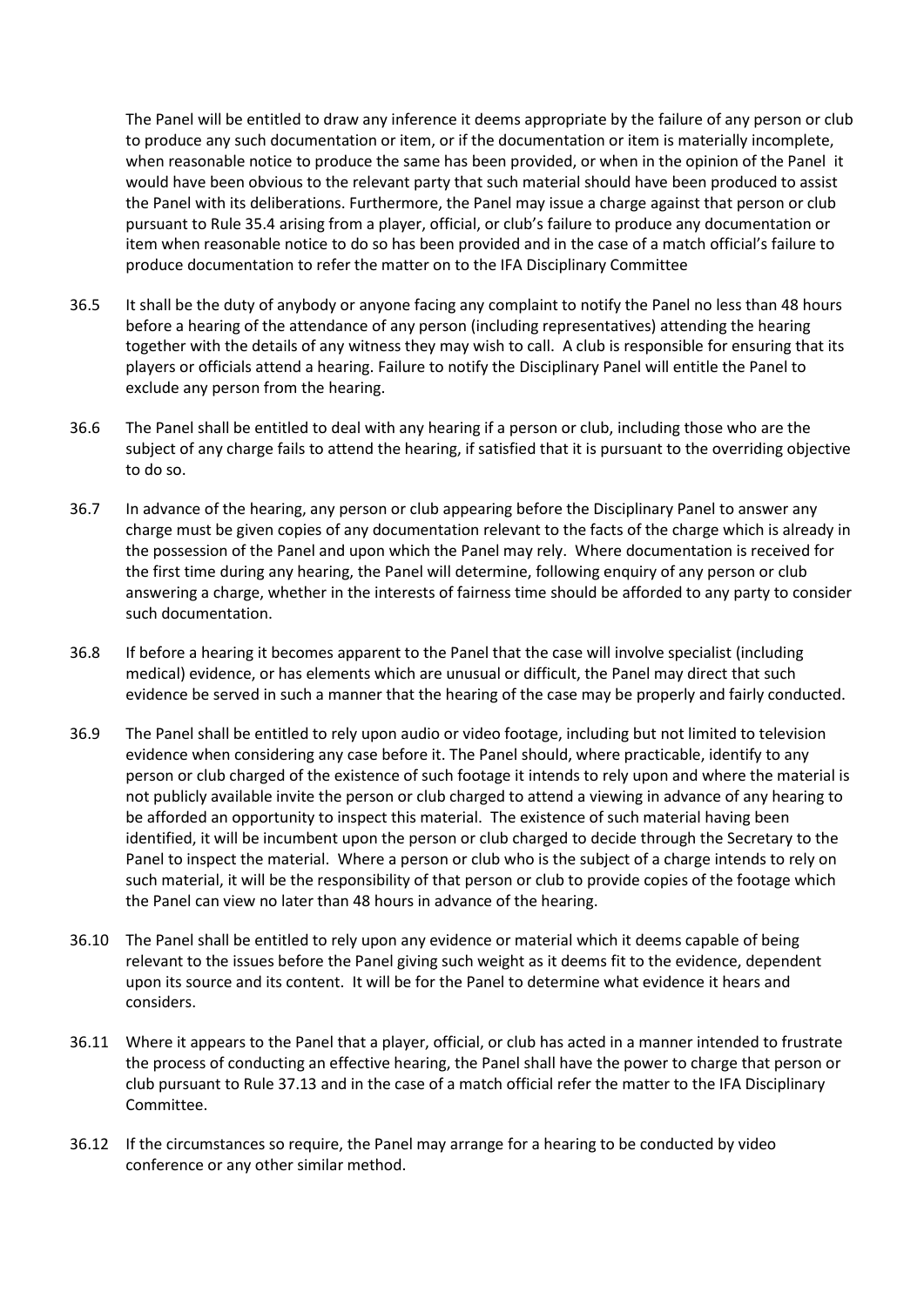The Panel will be entitled to draw any inference it deems appropriate by the failure of any person or club to produce any such documentation or item, or if the documentation or item is materially incomplete, when reasonable notice to produce the same has been provided, or when in the opinion of the Panel it would have been obvious to the relevant party that such material should have been produced to assist the Panel with its deliberations. Furthermore, the Panel may issue a charge against that person or club pursuant to Rule 35.4 arising from a player, official, or club's failure to produce any documentation or item when reasonable notice to do so has been provided and in the case of a match official's failure to produce documentation to refer the matter on to the IFA Disciplinary Committee

36.5 It shall be the duty of anybody or anyone facing any complaint to notify the Panel no less than 48 hours before a hearing of the attendance of any person (including representatives) attending the hearing together with the details of any witness they may wish to call. A club is responsible for ensuring that its players or officials attend a hearing. Failure to notify the Disciplinary Panel will entitle the Panel to exclude any person from the hearing.

36.6 The Panel shall be entitled to deal with any hearing if a person or club, including those who are the subject of any charge fails to attend the hearing, if satisfied that it is pursuant to the overriding objective to do so.

36.7 In advance of the hearing, any person or club appearing before the Disciplinary Panel to answer any charge must be given copies of any documentation relevant to the facts of the charge which is already in the possession of the Panel and upon which the Panel may rely. Where documentation is received for the first time during any hearing, the Panel will determine, following enquiry of any person or club answering a charge, whether in the interests of fairness time should be afforded to any party to consider such documentation.

36.8 If before a hearing it becomes apparent to the Panel that the case will involve specialist (including medical) evidence, or has elements which are unusual or difficult, the Panel may direct that such evidence be served in such a manner that the hearing of the case may be properly and fairly conducted.

36.9 The Panel shall be entitled to rely upon audio or video footage, including but not limited to television evidence when considering any case before it. The Panel should, where practicable, identify to any person or club charged of the existence of such footage it intends to rely upon and where the material is not publicly available invite the person or club charged to attend a viewing in advance of any hearing to be afforded an opportunity to inspect this material. The existence of such material having been identified, it will be incumbent upon the person or club charged to decide through the Secretary to the Panel to inspect the material. Where a person or club who is the subject of a charge intends to rely on such material, it will be the responsibility of that person or club to provide copies of the footage which the Panel can view no later than 48 hours in advance of the hearing.

36.10 The Panel shall be entitled to rely upon any evidence or material which it deems capable of being relevant to the issues before the Panel giving such weight as it deems fit to the evidence, dependent upon its source and its content. It will be for the Panel to determine what evidence it hears and considers.

36.11 Where it appears to the Panel that a player, official, or club has acted in a manner intended to frustrate the process of conducting an effective hearing, the Panel shall have the power to charge that person or club pursuant to Rule 37.13 and in the case of a match official refer the matter to the IFA Disciplinary Committee.

36.12 If the circumstances so require, the Panel may arrange for a hearing to be conducted by video conference or any other similar method.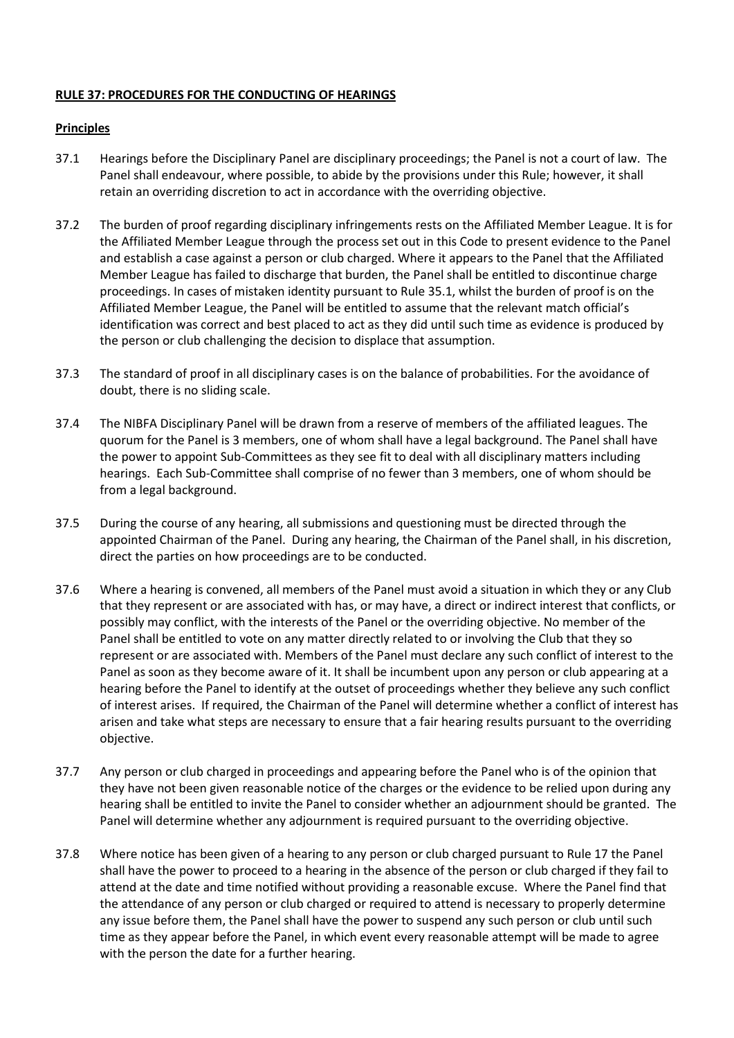**RULE 37: PROCEDURES FOR THE CONDUCTING OF HEARINGS**

**Principles**

37.1 Hearings before the Disciplinary Panel are disciplinary proceedings; the Panel is not a court of law. The Panel shall endeavour, where possible, to abide by the provisions under this Rule; however, it shall retain an overriding discretion to act in accordance with the overriding objective.

37.2 The burden of proof regarding disciplinary infringements rests on the Affiliated Member League. It is for the Affiliated Member League through the process set out in this Code to present evidence to the Panel and establish a case against a person or club charged. Where it appears to the Panel that the Affiliated Member League has failed to discharge that burden, the Panel shall be entitled to discontinue charge proceedings. In cases of mistaken identity pursuant to Rule 35.1, whilst the burden of proof is on the Affiliated Member League, the Panel will be entitled to assume that the relevant match official's identification was correct and best placed to act as they did until such time as evidence is produced by the person or club challenging the decision to displace that assumption.

37.3 The standard of proof in all disciplinary cases is on the balance of probabilities. For the avoidance of doubt, there is no sliding scale.

37.4 The NIBFA Disciplinary Panel will be drawn from a reserve of members of the affiliated leagues. The quorum for the Panel is 3 members, one of whom shall have a legal background. The Panel shall have the power to appoint Sub-Committees as they see fit to deal with all disciplinary matters including hearings. Each Sub-Committee shall comprise of no fewer than 3 members, one of whom should be from a legal background.

37.5 During the course of any hearing, all submissions and questioning must be directed through the appointed Chairman of the Panel. During any hearing, the Chairman of the Panel shall, in his discretion, direct the parties on how proceedings are to be conducted.

37.6 Where a hearing is convened, all members of the Panel must avoid a situation in which they or any Club that they represent or are associated with has, or may have, a direct or indirect interest that conflicts, or possibly may conflict, with the interests of the Panel or the overriding objective. No member of the Panel shall be entitled to vote on any matter directly related to or involving the Club that they so represent or are associated with. Members of the Panel must declare any such conflict of interest to the Panel as soon as they become aware of it. It shall be incumbent upon any person or club appearing at a hearing before the Panel to identify at the outset of proceedings whether they believe any such conflict of interest arises. If required, the Chairman of the Panel will determine whether a conflict of interest has arisen and take what steps are necessary to ensure that a fair hearing results pursuant to the overriding objective.

37.7 Any person or club charged in proceedings and appearing before the Panel who is of the opinion that they have not been given reasonable notice of the charges or the evidence to be relied upon during any hearing shall be entitled to invite the Panel to consider whether an adjournment should be granted. The Panel will determine whether any adjournment is required pursuant to the overriding objective.

37.8 Where notice has been given of a hearing to any person or club charged pursuant to Rule 17 the Panel shall have the power to proceed to a hearing in the absence of the person or club charged if they fail to attend at the date and time notified without providing a reasonable excuse. Where the Panel find that the attendance of any person or club charged or required to attend is necessary to properly determine any issue before them, the Panel shall have the power to suspend any such person or club until such time as they appear before the Panel, in which event every reasonable attempt will be made to agree with the person the date for a further hearing.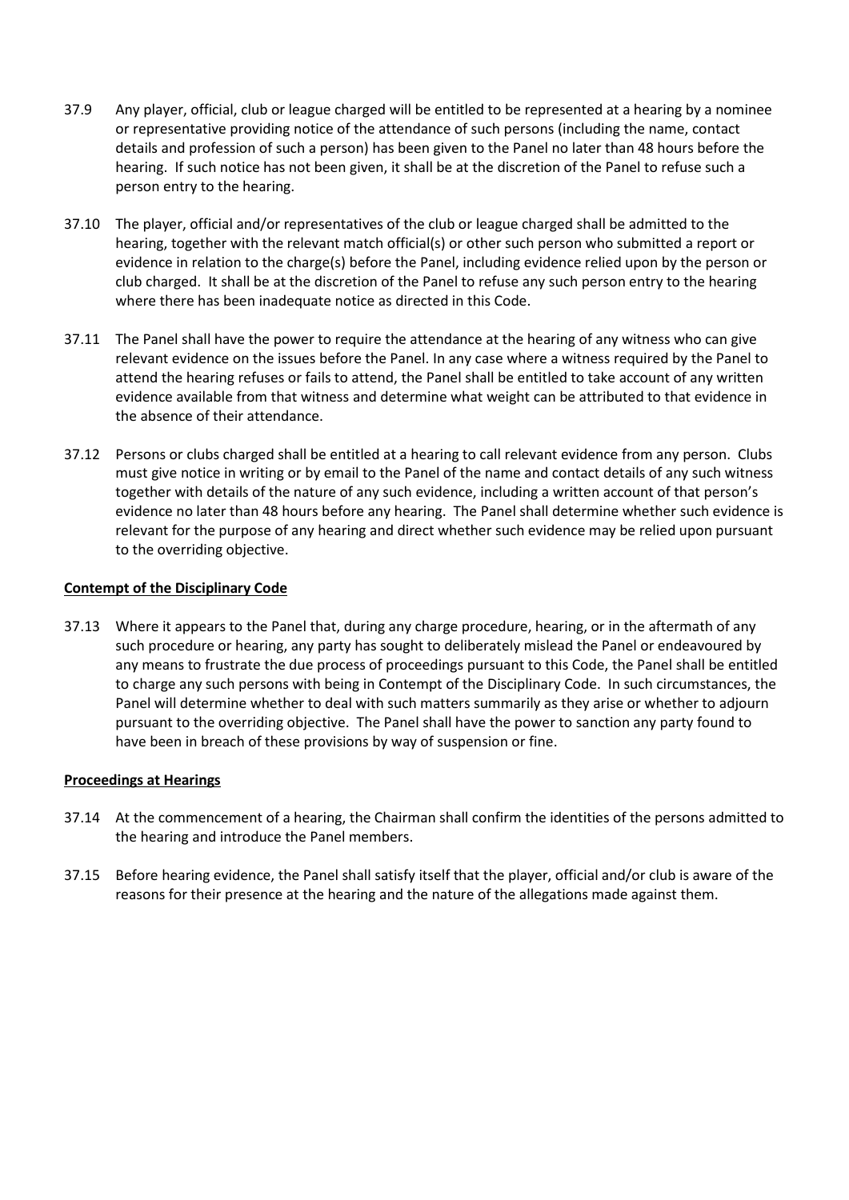37.9 Any player, official, club or league charged will be entitled to be represented at a hearing by a nominee or representative providing notice of the attendance of such persons (including the name, contact details and profession of such a person) has been given to the Panel no later than 48 hours before the hearing. If such notice has not been given, it shall be at the discretion of the Panel to refuse such a person entry to the hearing.

37.10 The player, official and/or representatives of the club or league charged shall be admitted to the hearing, together with the relevant match official(s) or other such person who submitted a report or evidence in relation to the charge(s) before the Panel, including evidence relied upon by the person or club charged. It shall be at the discretion of the Panel to refuse any such person entry to the hearing where there has been inadequate notice as directed in this Code.

37.11 The Panel shall have the power to require the attendance at the hearing of any witness who can give relevant evidence on the issues before the Panel. In any case where a witness required by the Panel to attend the hearing refuses or fails to attend, the Panel shall be entitled to take account of any written evidence available from that witness and determine what weight can be attributed to that evidence in the absence of their attendance.

37.12 Persons or clubs charged shall be entitled at a hearing to call relevant evidence from any person. Clubs must give notice in writing or by email to the Panel of the name and contact details of any such witness together with details of the nature of any such evidence, including a written account of that person's evidence no later than 48 hours before any hearing. The Panel shall determine whether such evidence is relevant for the purpose of any hearing and direct whether such evidence may be relied upon pursuant to the overriding objective.

**Contempt of the Disciplinary Code**

37.13 Where it appears to the Panel that, during any charge procedure, hearing, or in the aftermath of any such procedure or hearing, any party has sought to deliberately mislead the Panel or endeavoured by any means to frustrate the due process of proceedings pursuant to this Code, the Panel shall be entitled to charge any such persons with being in Contempt of the Disciplinary Code. In such circumstances, the Panel will determine whether to deal with such matters summarily as they arise or whether to adjourn pursuant to the overriding objective. The Panel shall have the power to sanction any party found to have been in breach of these provisions by way of suspension or fine.

**Proceedings at Hearings**

37.14 At the commencement of a hearing, the Chairman shall confirm the identities of the persons admitted to the hearing and introduce the Panel members.

37.15 Before hearing evidence, the Panel shall satisfy itself that the player, official and/or club is aware of the reasons for their presence at the hearing and the nature of the allegations made against them.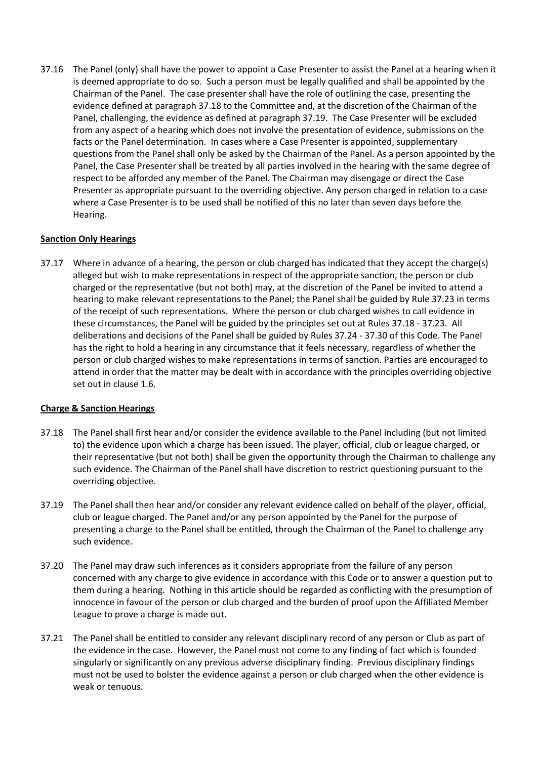37.16 The Panel (only) shall have the power to appoint a Case Presenter to assist the Panel at a hearing when it is deemed appropriate to do so. Such a person must be legally qualified and shall be appointed by the Chairman of the Panel. The case presenter shall have the role of outlining the case, presenting the evidence defined at paragraph 37.18 to the Committee and, at the discretion of the Chairman of the Panel, challenging, the evidence as defined at paragraph 37.19. The Case Presenter will be excluded from any aspect of a hearing which does not involve the presentation of evidence, submissions on the facts or the Panel determination. In cases where a Case Presenter is appointed, supplementary questions from the Panel shall only be asked by the Chairman of the Panel. As a person appointed by the Panel, the Case Presenter shall be treated by all parties involved in the hearing with the same degree of respect to be afforded any member of the Panel. The Chairman may disengage or direct the Case Presenter as appropriate pursuant to the overriding objective. Any person charged in relation to a case where a Case Presenter is to be used shall be notified of this no later than seven days before the Hearing.

**Sanction Only Hearings**

37.17 Where in advance of a hearing, the person or club charged has indicated that they accept the charge(s) alleged but wish to make representations in respect of the appropriate sanction, the person or club charged or the representative (but not both) may, at the discretion of the Panel be invited to attend a hearing to make relevant representations to the Panel; the Panel shall be guided by Rule 37.23 in terms of the receipt of such representations. Where the person or club charged wishes to call evidence in these circumstances, the Panel will be guided by the principles set out at Rules 37.18 - 37.23. All deliberations and decisions of the Panel shall be guided by Rules 37.24 - 37.30 of this Code. The Panel has the right to hold a hearing in any circumstance that it feels necessary, regardless of whether the person or club charged wishes to make representations in terms of sanction. Parties are encouraged to attend in order that the matter may be dealt with in accordance with the principles overriding objective set out in clause 1.6.

**Charge & Sanction Hearings**

37.18 The Panel shall first hear and/or consider the evidence available to the Panel including (but not limited to) the evidence upon which a charge has been issued. The player, official, club or league charged, or their representative (but not both) shall be given the opportunity through the Chairman to challenge any such evidence. The Chairman of the Panel shall have discretion to restrict questioning pursuant to the overriding objective.

37.19 The Panel shall then hear and/or consider any relevant evidence called on behalf of the player, official, club or league charged. The Panel and/or any person appointed by the Panel for the purpose of presenting a charge to the Panel shall be entitled, through the Chairman of the Panel to challenge any such evidence.

37.20 The Panel may draw such inferences as it considers appropriate from the failure of any person concerned with any charge to give evidence in accordance with this Code or to answer a question put to them during a hearing. Nothing in this article should be regarded as conflicting with the presumption of innocence in favour of the person or club charged and the burden of proof upon the Affiliated Member League to prove a charge is made out.

37.21 The Panel shall be entitled to consider any relevant disciplinary record of any person or Club as part of the evidence in the case. However, the Panel must not come to any finding of fact which is founded singularly or significantly on any previous adverse disciplinary finding. Previous disciplinary findings must not be used to bolster the evidence against a person or club charged when the other evidence is weak or tenuous.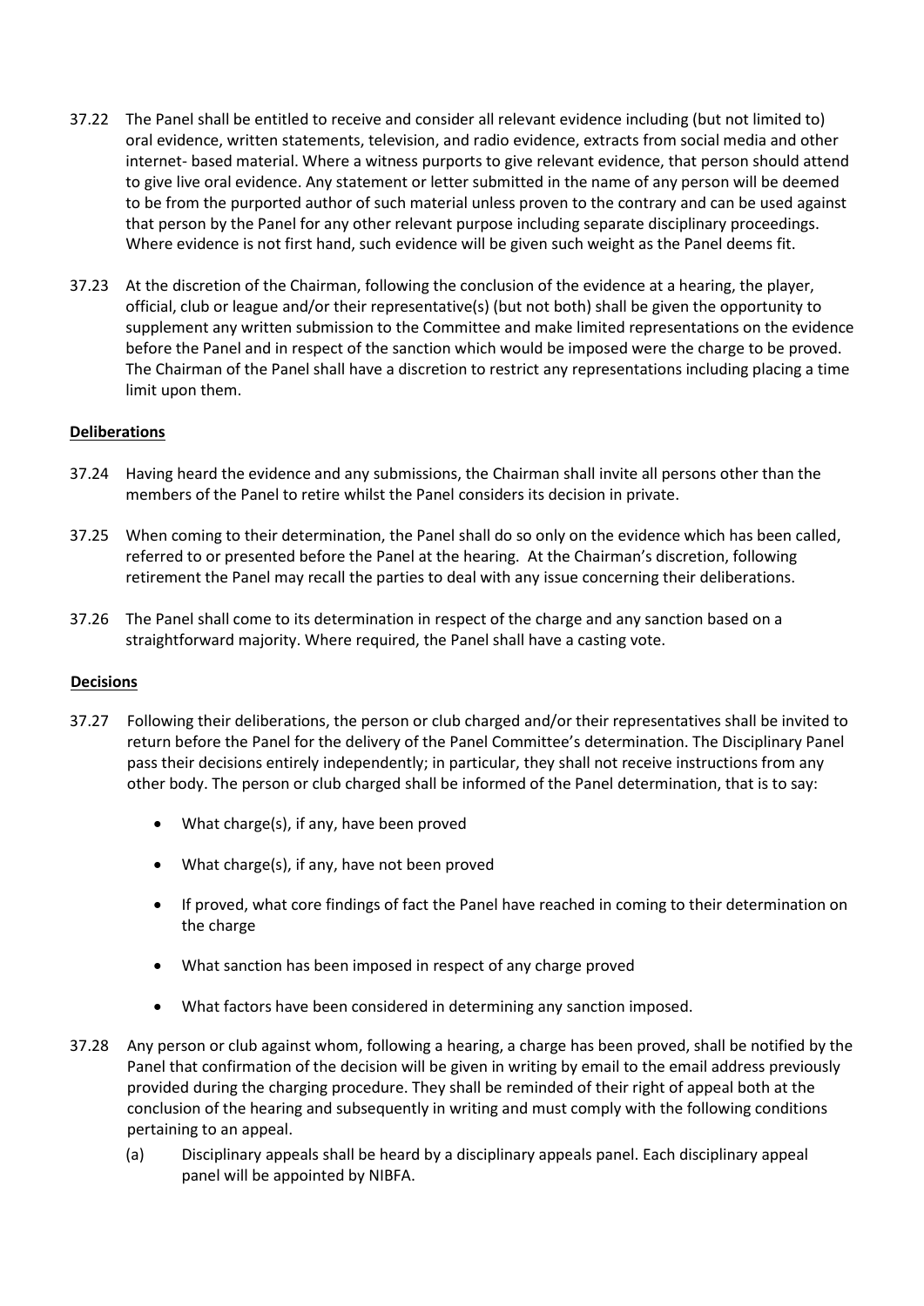37.22 The Panel shall be entitled to receive and consider all relevant evidence including (but not limited to) oral evidence, written statements, television, and radio evidence, extracts from social media and other internet- based material. Where a witness purports to give relevant evidence, that person should attend to give live oral evidence. Any statement or letter submitted in the name of any person will be deemed to be from the purported author of such material unless proven to the contrary and can be used against that person by the Panel for any other relevant purpose including separate disciplinary proceedings. Where evidence is not first hand, such evidence will be given such weight as the Panel deems fit.

37.23 At the discretion of the Chairman, following the conclusion of the evidence at a hearing, the player, official, club or league and/or their representative(s) (but not both) shall be given the opportunity to supplement any written submission to the Committee and make limited representations on the evidence before the Panel and in respect of the sanction which would be imposed were the charge to be proved. The Chairman of the Panel shall have a discretion to restrict any representations including placing a time limit upon them.

**Deliberations**

37.24 Having heard the evidence and any submissions, the Chairman shall invite all persons other than the members of the Panel to retire whilst the Panel considers its decision in private.

37.25 When coming to their determination, the Panel shall do so only on the evidence which has been called, referred to or presented before the Panel at the hearing. At the Chairman's discretion, following retirement the Panel may recall the parties to deal with any issue concerning their deliberations.

37.26 The Panel shall come to its determination in respect of the charge and any sanction based on a straightforward majority. Where required, the Panel shall have a casting vote.

**Decisions**

37.27 Following their deliberations, the person or club charged and/or their representatives shall be invited to return before the Panel for the delivery of the Panel Committee's determination. The Disciplinary Panel pass their decisions entirely independently; in particular, they shall not receive instructions from any other body. The person or club charged shall be informed of the Panel determination, that is to say:

- What charge(s), if any, have been proved
- What charge(s), if any, have not been proved
- If proved, what core findings of fact the Panel have reached in coming to their determination on the charge
- What sanction has been imposed in respect of any charge proved
- What factors have been considered in determining any sanction imposed.

37.28 Any person or club against whom, following a hearing, a charge has been proved, shall be notified by the Panel that confirmation of the decision will be given in writing by email to the email address previously provided during the charging procedure. They shall be reminded of their right of appeal both at the conclusion of the hearing and subsequently in writing and must comply with the following conditions pertaining to an appeal.

(a) Disciplinary appeals shall be heard by a disciplinary appeals panel. Each disciplinary appeal panel will be appointed by NIBFA.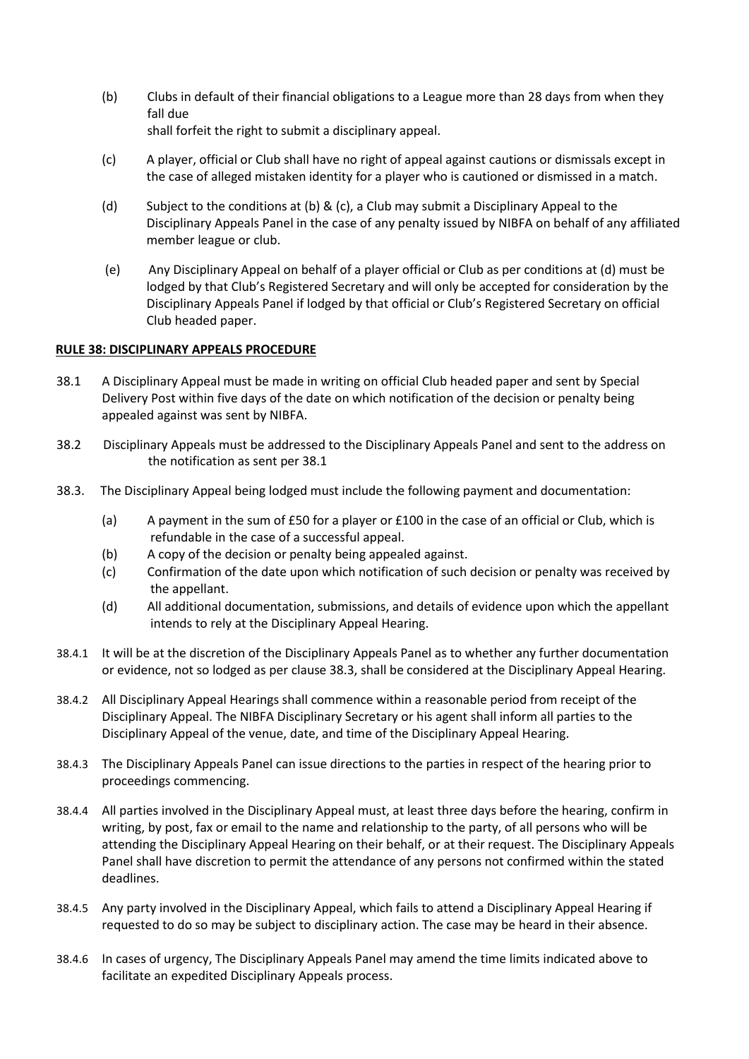(b) Clubs in default of their financial obligations to a League more than 28 days from when they fall due
shall forfeit the right to submit a disciplinary appeal.

(c) A player, official or Club shall have no right of appeal against cautions or dismissals except in the case of alleged mistaken identity for a player who is cautioned or dismissed in a match.

(d) Subject to the conditions at (b) & (c), a Club may submit a Disciplinary Appeal to the Disciplinary Appeals Panel in the case of any penalty issued by NIBFA on behalf of any affiliated member league or club.

(e) Any Disciplinary Appeal on behalf of a player official or Club as per conditions at (d) must be lodged by that Club's Registered Secretary and will only be accepted for consideration by the Disciplinary Appeals Panel if lodged by that official or Club's Registered Secretary on official Club headed paper.

**RULE 38: DISCIPLINARY APPEALS PROCEDURE**

38.1 A Disciplinary Appeal must be made in writing on official Club headed paper and sent by Special Delivery Post within five days of the date on which notification of the decision or penalty being appealed against was sent by NIBFA.

38.2 Disciplinary Appeals must be addressed to the Disciplinary Appeals Panel and sent to the address on the notification as sent per 38.1

38.3. The Disciplinary Appeal being lodged must include the following payment and documentation:

(a) A payment in the sum of £50 for a player or £100 in the case of an official or Club, which is refundable in the case of a successful appeal.
(b) A copy of the decision or penalty being appealed against.
(c) Confirmation of the date upon which notification of such decision or penalty was received by the appellant.
(d) All additional documentation, submissions, and details of evidence upon which the appellant intends to rely at the Disciplinary Appeal Hearing.

38.4.1 It will be at the discretion of the Disciplinary Appeals Panel as to whether any further documentation or evidence, not so lodged as per clause 38.3, shall be considered at the Disciplinary Appeal Hearing.

38.4.2 All Disciplinary Appeal Hearings shall commence within a reasonable period from receipt of the Disciplinary Appeal. The NIBFA Disciplinary Secretary or his agent shall inform all parties to the Disciplinary Appeal of the venue, date, and time of the Disciplinary Appeal Hearing.

38.4.3 The Disciplinary Appeals Panel can issue directions to the parties in respect of the hearing prior to proceedings commencing.

38.4.4 All parties involved in the Disciplinary Appeal must, at least three days before the hearing, confirm in writing, by post, fax or email to the name and relationship to the party, of all persons who will be attending the Disciplinary Appeal Hearing on their behalf, or at their request. The Disciplinary Appeals Panel shall have discretion to permit the attendance of any persons not confirmed within the stated deadlines.

38.4.5 Any party involved in the Disciplinary Appeal, which fails to attend a Disciplinary Appeal Hearing if requested to do so may be subject to disciplinary action. The case may be heard in their absence.

38.4.6 In cases of urgency, The Disciplinary Appeals Panel may amend the time limits indicated above to facilitate an expedited Disciplinary Appeals process.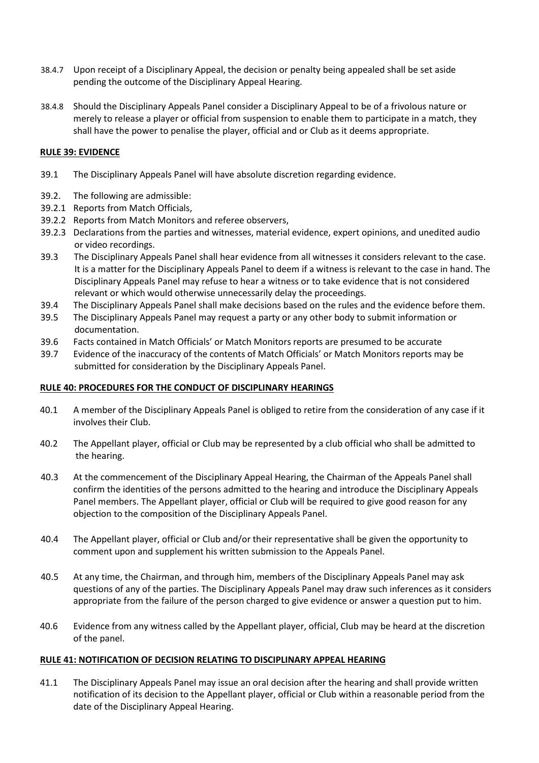38.4.7 Upon receipt of a Disciplinary Appeal, the decision or penalty being appealed shall be set aside pending the outcome of the Disciplinary Appeal Hearing.

38.4.8 Should the Disciplinary Appeals Panel consider a Disciplinary Appeal to be of a frivolous nature or merely to release a player or official from suspension to enable them to participate in a match, they shall have the power to penalise the player, official and or Club as it deems appropriate.

**RULE 39: EVIDENCE**

39.1 The Disciplinary Appeals Panel will have absolute discretion regarding evidence.

39.2. The following are admissible:

39.2.1 Reports from Match Officials,

39.2.2 Reports from Match Monitors and referee observers,

39.2.3 Declarations from the parties and witnesses, material evidence, expert opinions, and unedited audio or video recordings.

39.3 The Disciplinary Appeals Panel shall hear evidence from all witnesses it considers relevant to the case. It is a matter for the Disciplinary Appeals Panel to deem if a witness is relevant to the case in hand. The Disciplinary Appeals Panel may refuse to hear a witness or to take evidence that is not considered relevant or which would otherwise unnecessarily delay the proceedings.

39.4 The Disciplinary Appeals Panel shall make decisions based on the rules and the evidence before them.

39.5 The Disciplinary Appeals Panel may request a party or any other body to submit information or documentation.

39.6 Facts contained in Match Officials' or Match Monitors reports are presumed to be accurate

39.7 Evidence of the inaccuracy of the contents of Match Officials' or Match Monitors reports may be submitted for consideration by the Disciplinary Appeals Panel.

**RULE 40: PROCEDURES FOR THE CONDUCT OF DISCIPLINARY HEARINGS**

40.1 A member of the Disciplinary Appeals Panel is obliged to retire from the consideration of any case if it involves their Club.

40.2 The Appellant player, official or Club may be represented by a club official who shall be admitted to the hearing.

40.3 At the commencement of the Disciplinary Appeal Hearing, the Chairman of the Appeals Panel shall confirm the identities of the persons admitted to the hearing and introduce the Disciplinary Appeals Panel members. The Appellant player, official or Club will be required to give good reason for any objection to the composition of the Disciplinary Appeals Panel.

40.4 The Appellant player, official or Club and/or their representative shall be given the opportunity to comment upon and supplement his written submission to the Appeals Panel.

40.5 At any time, the Chairman, and through him, members of the Disciplinary Appeals Panel may ask questions of any of the parties. The Disciplinary Appeals Panel may draw such inferences as it considers appropriate from the failure of the person charged to give evidence or answer a question put to him.

40.6 Evidence from any witness called by the Appellant player, official, Club may be heard at the discretion of the panel.

**RULE 41: NOTIFICATION OF DECISION RELATING TO DISCIPLINARY APPEAL HEARING**

41.1 The Disciplinary Appeals Panel may issue an oral decision after the hearing and shall provide written notification of its decision to the Appellant player, official or Club within a reasonable period from the date of the Disciplinary Appeal Hearing.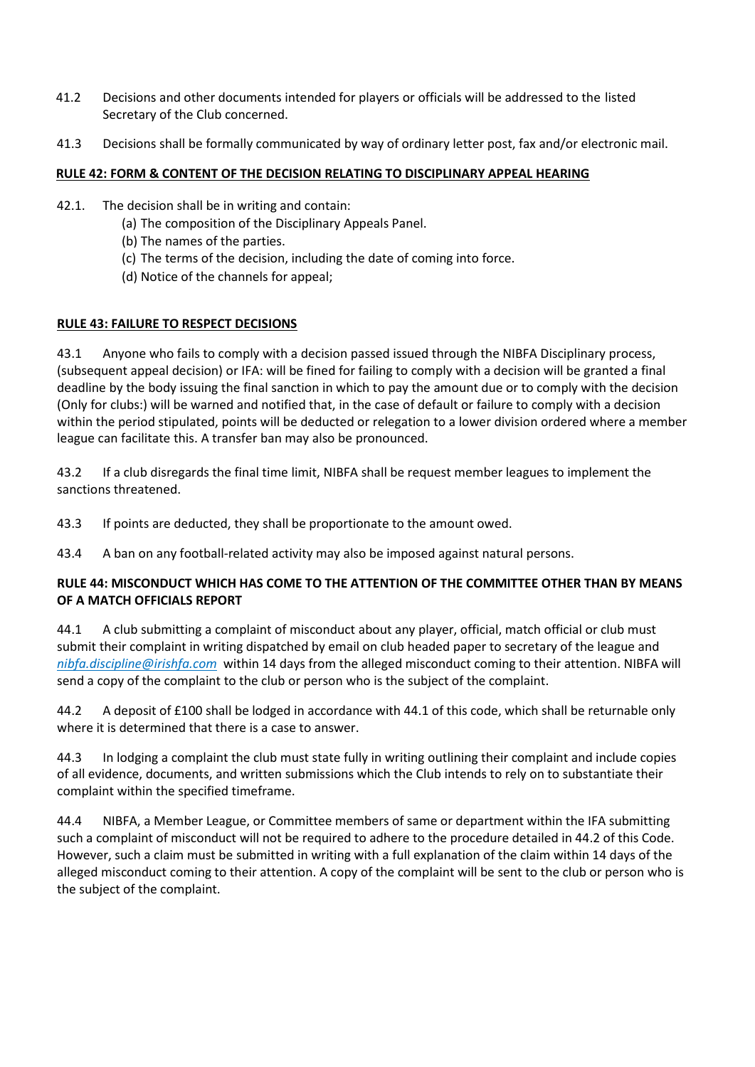41.2 Decisions and other documents intended for players or officials will be addressed to the listed Secretary of the Club concerned.

41.3 Decisions shall be formally communicated by way of ordinary letter post, fax and/or electronic mail.

## RULE 42: FORM & CONTENT OF THE DECISION RELATING TO DISCIPLINARY APPEAL HEARING

42.1. The decision shall be in writing and contain:

(a) The composition of the Disciplinary Appeals Panel.
(b) The names of the parties.
(c) The terms of the decision, including the date of coming into force.
(d) Notice of the channels for appeal;

## RULE 43: FAILURE TO RESPECT DECISIONS

43.1 Anyone who fails to comply with a decision passed issued through the NIBFA Disciplinary process, (subsequent appeal decision) or IFA: will be fined for failing to comply with a decision will be granted a final deadline by the body issuing the final sanction in which to pay the amount due or to comply with the decision (Only for clubs:) will be warned and notified that, in the case of default or failure to comply with a decision within the period stipulated, points will be deducted or relegation to a lower division ordered where a member league can facilitate this. A transfer ban may also be pronounced.

43.2 If a club disregards the final time limit, NIBFA shall be request member leagues to implement the sanctions threatened.

43.3 If points are deducted, they shall be proportionate to the amount owed.

43.4 A ban on any football-related activity may also be imposed against natural persons.

## RULE 44: MISCONDUCT WHICH HAS COME TO THE ATTENTION OF THE COMMITTEE OTHER THAN BY MEANS OF A MATCH OFFICIALS REPORT

44.1 A club submitting a complaint of misconduct about any player, official, match official or club must submit their complaint in writing dispatched by email on club headed paper to secretary of the league and *nibfa.discipline@irishfa.com* within 14 days from the alleged misconduct coming to their attention. NIBFA will send a copy of the complaint to the club or person who is the subject of the complaint.

44.2 A deposit of £100 shall be lodged in accordance with 44.1 of this code, which shall be returnable only where it is determined that there is a case to answer.

44.3 In lodging a complaint the club must state fully in writing outlining their complaint and include copies of all evidence, documents, and written submissions which the Club intends to rely on to substantiate their complaint within the specified timeframe.

44.4 NIBFA, a Member League, or Committee members of same or department within the IFA submitting such a complaint of misconduct will not be required to adhere to the procedure detailed in 44.2 of this Code. However, such a claim must be submitted in writing with a full explanation of the claim within 14 days of the alleged misconduct coming to their attention. A copy of the complaint will be sent to the club or person who is the subject of the complaint.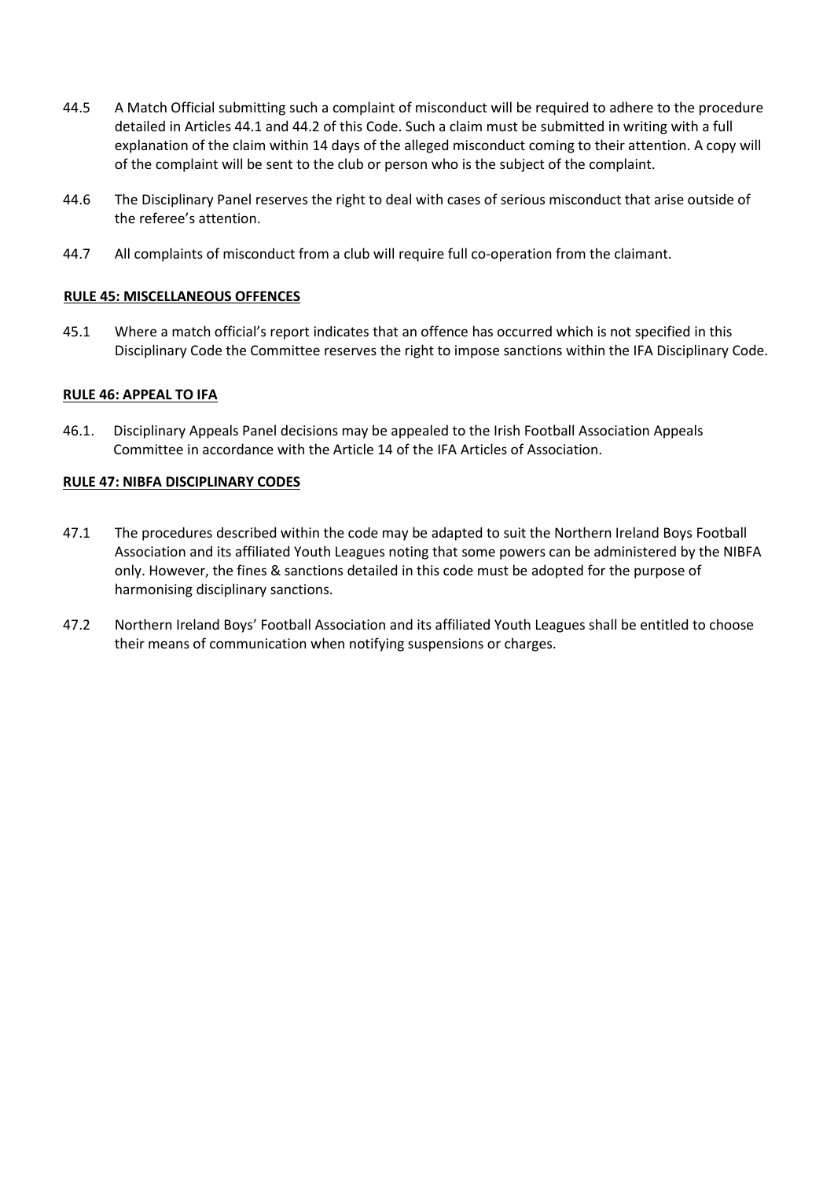44.5 A Match Official submitting such a complaint of misconduct will be required to adhere to the procedure detailed in Articles 44.1 and 44.2 of this Code. Such a claim must be submitted in writing with a full explanation of the claim within 14 days of the alleged misconduct coming to their attention. A copy will of the complaint will be sent to the club or person who is the subject of the complaint.

44.6 The Disciplinary Panel reserves the right to deal with cases of serious misconduct that arise outside of the referee's attention.

44.7 All complaints of misconduct from a club will require full co-operation from the claimant.

**RULE 45: MISCELLANEOUS OFFENCES**

45.1 Where a match official's report indicates that an offence has occurred which is not specified in this Disciplinary Code the Committee reserves the right to impose sanctions within the IFA Disciplinary Code.

**RULE 46: APPEAL TO IFA**

46.1. Disciplinary Appeals Panel decisions may be appealed to the Irish Football Association Appeals Committee in accordance with the Article 14 of the IFA Articles of Association.

**RULE 47: NIBFA DISCIPLINARY CODES**

47.1 The procedures described within the code may be adapted to suit the Northern Ireland Boys Football Association and its affiliated Youth Leagues noting that some powers can be administered by the NIBFA only. However, the fines & sanctions detailed in this code must be adopted for the purpose of harmonising disciplinary sanctions.

47.2 Northern Ireland Boys' Football Association and its affiliated Youth Leagues shall be entitled to choose their means of communication when notifying suspensions or charges.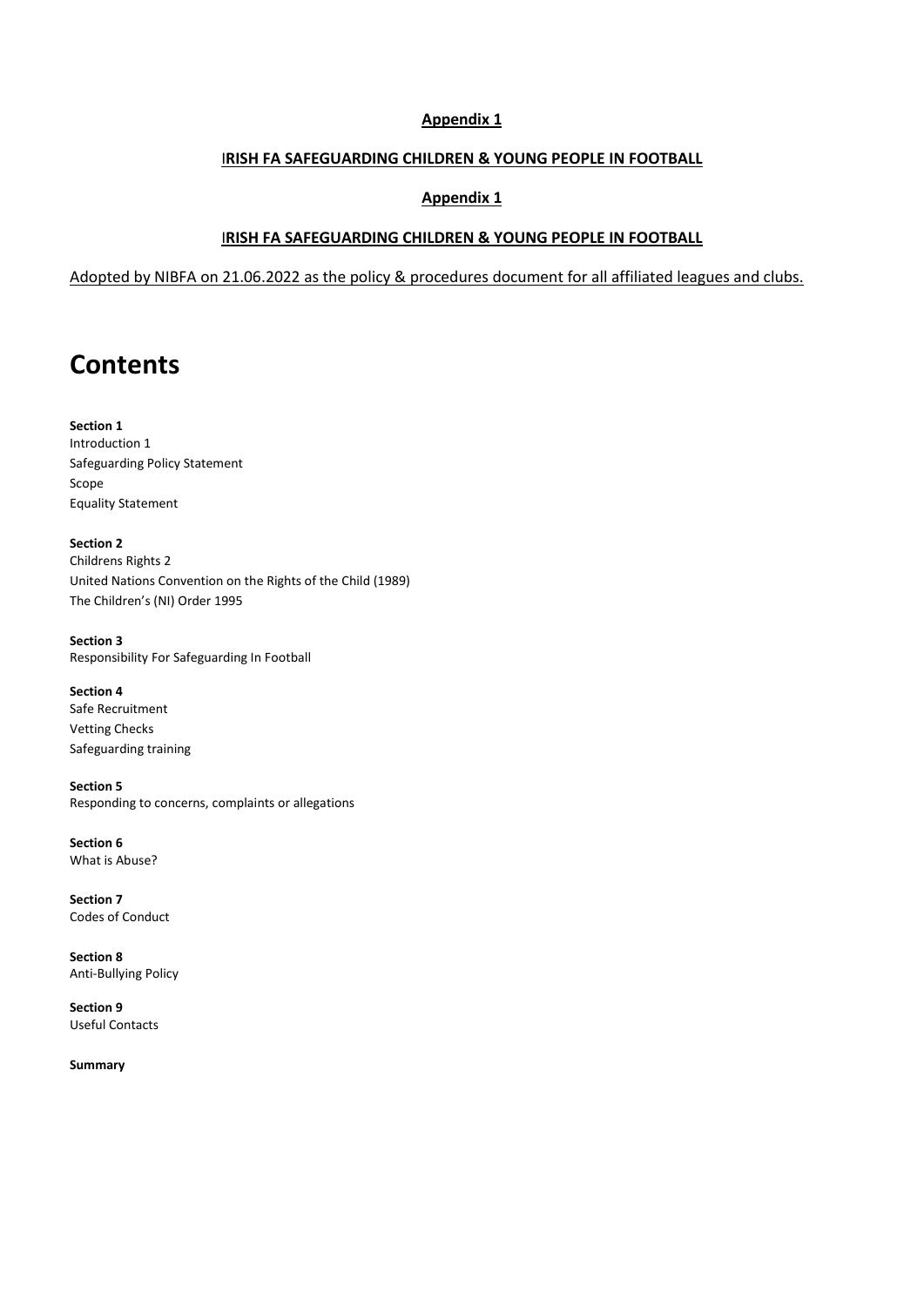**Appendix 1**

**IRISH FA SAFEGUARDING CHILDREN & YOUNG PEOPLE IN FOOTBALL**

**Appendix 1**

**IRISH FA SAFEGUARDING CHILDREN & YOUNG PEOPLE IN FOOTBALL**

Adopted by NIBFA on 21.06.2022 as the policy & procedures document for all affiliated leagues and clubs.

# Contents

**Section 1**
Introduction 1
Safeguarding Policy Statement
Scope
Equality Statement

**Section 2**
Childrens Rights 2
United Nations Convention on the Rights of the Child (1989)
The Children's (NI) Order 1995

**Section 3**
Responsibility For Safeguarding In Football

**Section 4**
Safe Recruitment
Vetting Checks
Safeguarding training

**Section 5**
Responding to concerns, complaints or allegations

**Section 6**
What is Abuse?

**Section 7**
Codes of Conduct

**Section 8**
Anti-Bullying Policy

**Section 9**
Useful Contacts

**Summary**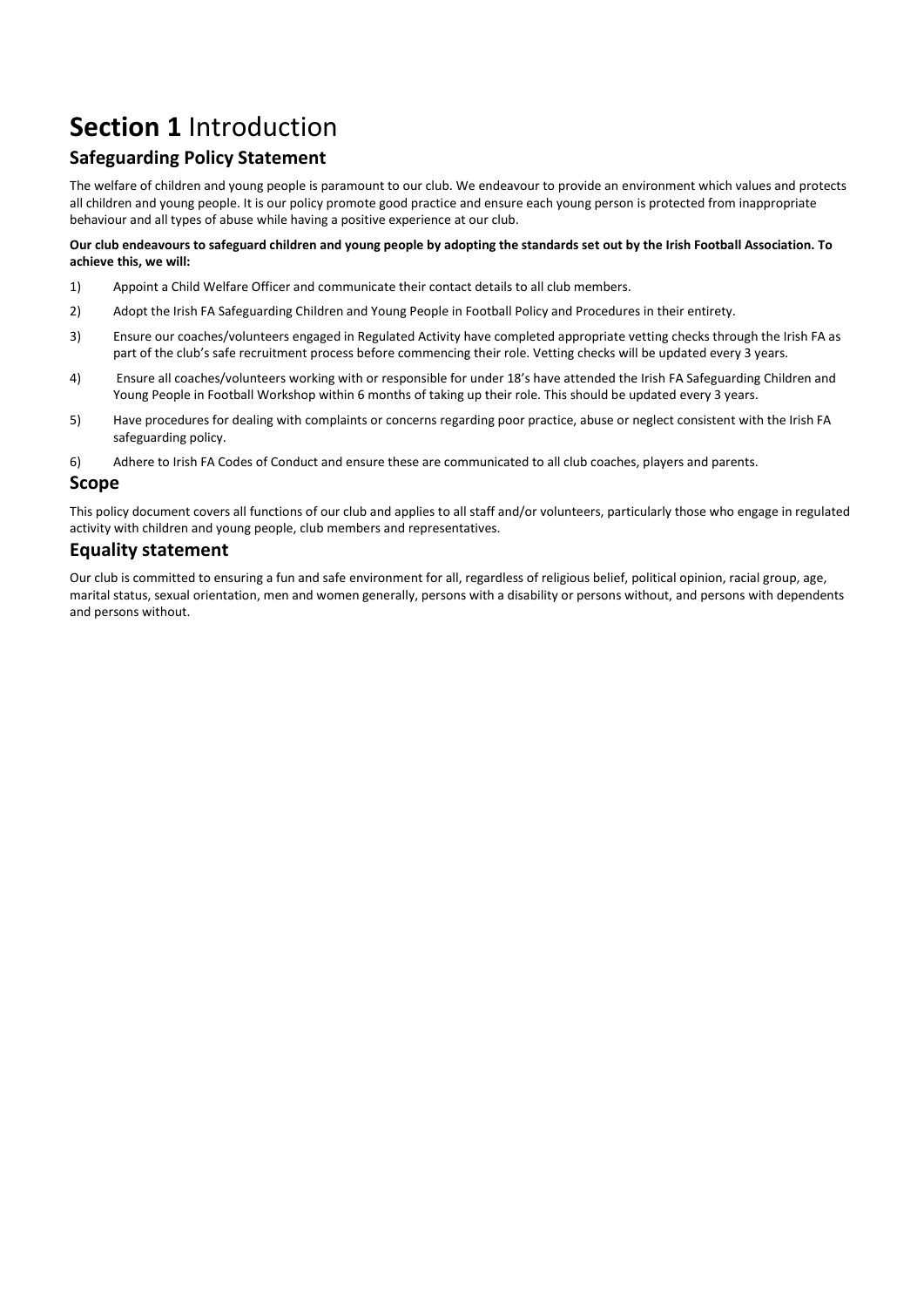# **Section 1** Introduction

## Safeguarding Policy Statement

The welfare of children and young people is paramount to our club. We endeavour to provide an environment which values and protects all children and young people. It is our policy promote good practice and ensure each young person is protected from inappropriate behaviour and all types of abuse while having a positive experience at our club.

**Our club endeavours to safeguard children and young people by adopting the standards set out by the Irish Football Association. To achieve this, we will:**

1) Appoint a Child Welfare Officer and communicate their contact details to all club members.
2) Adopt the Irish FA Safeguarding Children and Young People in Football Policy and Procedures in their entirety.
3) Ensure our coaches/volunteers engaged in Regulated Activity have completed appropriate vetting checks through the Irish FA as part of the club's safe recruitment process before commencing their role. Vetting checks will be updated every 3 years.
4) Ensure all coaches/volunteers working with or responsible for under 18's have attended the Irish FA Safeguarding Children and Young People in Football Workshop within 6 months of taking up their role. This should be updated every 3 years.
5) Have procedures for dealing with complaints or concerns regarding poor practice, abuse or neglect consistent with the Irish FA safeguarding policy.
6) Adhere to Irish FA Codes of Conduct and ensure these are communicated to all club coaches, players and parents.

## Scope

This policy document covers all functions of our club and applies to all staff and/or volunteers, particularly those who engage in regulated activity with children and young people, club members and representatives.

## Equality statement

Our club is committed to ensuring a fun and safe environment for all, regardless of religious belief, political opinion, racial group, age, marital status, sexual orientation, men and women generally, persons with a disability or persons without, and persons with dependents and persons without.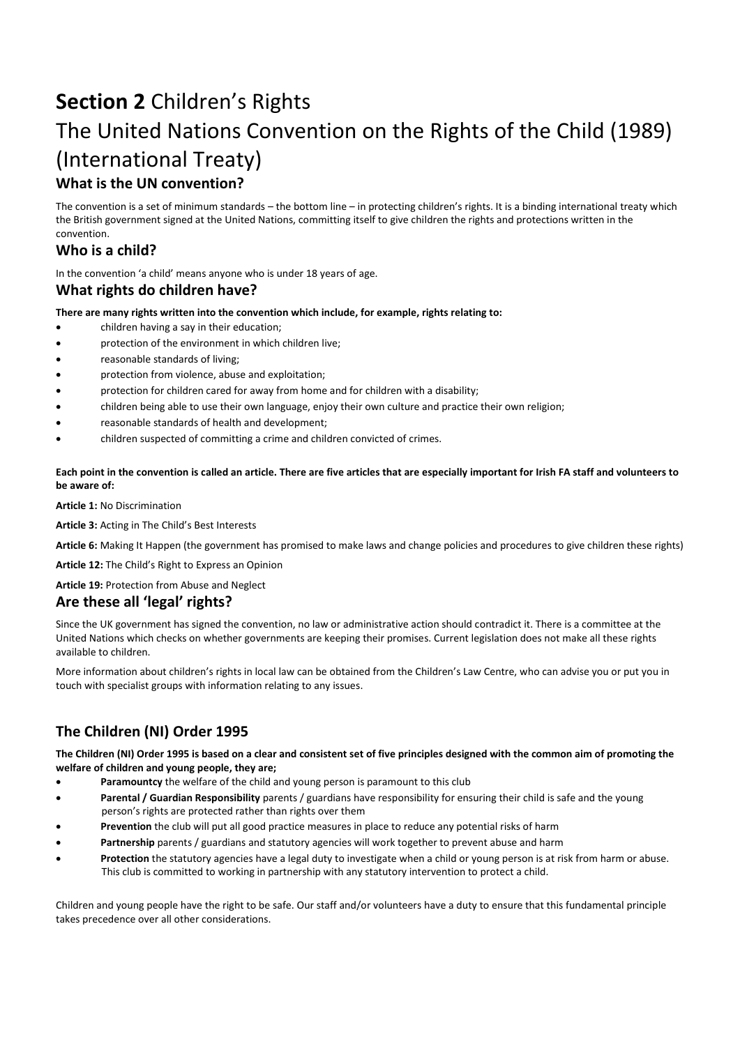# **Section 2** Children's Rights

# The United Nations Convention on the Rights of the Child (1989) (International Treaty)

### What is the UN convention?

The convention is a set of minimum standards – the bottom line – in protecting children's rights. It is a binding international treaty which the British government signed at the United Nations, committing itself to give children the rights and protections written in the convention.

### Who is a child?

In the convention 'a child' means anyone who is under 18 years of age.

### What rights do children have?

**There are many rights written into the convention which include, for example, rights relating to:**

- children having a say in their education;
- protection of the environment in which children live;
- reasonable standards of living;
- protection from violence, abuse and exploitation;
- protection for children cared for away from home and for children with a disability;
- children being able to use their own language, enjoy their own culture and practice their own religion;
- reasonable standards of health and development;
- children suspected of committing a crime and children convicted of crimes.

**Each point in the convention is called an article. There are five articles that are especially important for Irish FA staff and volunteers to be aware of:**

**Article 1:** No Discrimination

**Article 3:** Acting in The Child's Best Interests

**Article 6:** Making It Happen (the government has promised to make laws and change policies and procedures to give children these rights)

**Article 12:** The Child's Right to Express an Opinion

**Article 19:** Protection from Abuse and Neglect

### Are these all 'legal' rights?

Since the UK government has signed the convention, no law or administrative action should contradict it. There is a committee at the United Nations which checks on whether governments are keeping their promises. Current legislation does not make all these rights available to children.

More information about children's rights in local law can be obtained from the Children's Law Centre, who can advise you or put you in touch with specialist groups with information relating to any issues.

### The Children (NI) Order 1995

**The Children (NI) Order 1995 is based on a clear and consistent set of five principles designed with the common aim of promoting the welfare of children and young people, they are;**

- **Paramountcy** the welfare of the child and young person is paramount to this club
- **Parental / Guardian Responsibility** parents / guardians have responsibility for ensuring their child is safe and the young person's rights are protected rather than rights over them
- **Prevention** the club will put all good practice measures in place to reduce any potential risks of harm
- **Partnership** parents / guardians and statutory agencies will work together to prevent abuse and harm
- **Protection** the statutory agencies have a legal duty to investigate when a child or young person is at risk from harm or abuse. This club is committed to working in partnership with any statutory intervention to protect a child.

Children and young people have the right to be safe. Our staff and/or volunteers have a duty to ensure that this fundamental principle takes precedence over all other considerations.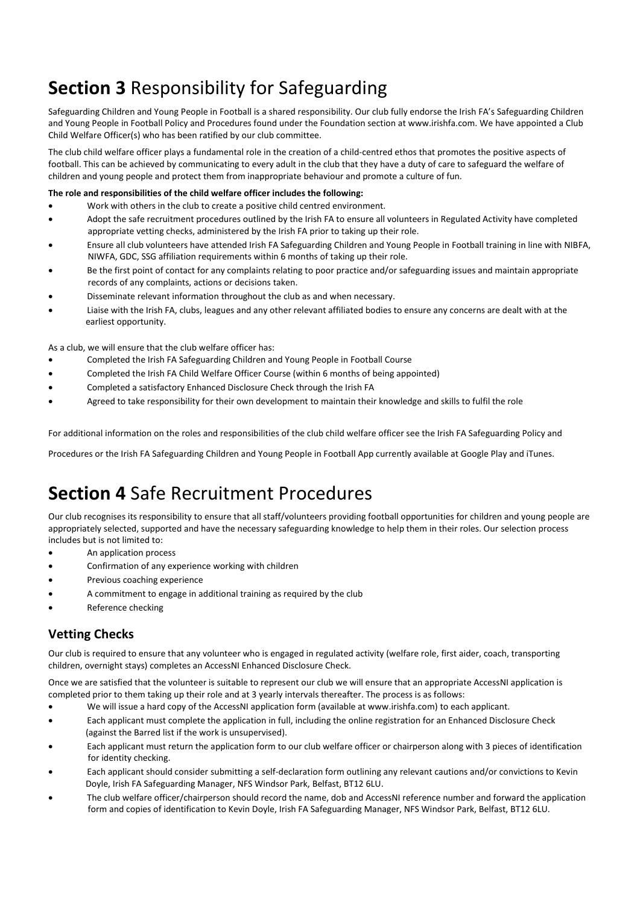# **Section 3** Responsibility for Safeguarding

Safeguarding Children and Young People in Football is a shared responsibility. Our club fully endorse the Irish FA's Safeguarding Children and Young People in Football Policy and Procedures found under the Foundation section at www.irishfa.com. We have appointed a Club Child Welfare Officer(s) who has been ratified by our club committee.

The club child welfare officer plays a fundamental role in the creation of a child-centred ethos that promotes the positive aspects of football. This can be achieved by communicating to every adult in the club that they have a duty of care to safeguard the welfare of children and young people and protect them from inappropriate behaviour and promote a culture of fun.

**The role and responsibilities of the child welfare officer includes the following:**

- Work with others in the club to create a positive child centred environment.
- Adopt the safe recruitment procedures outlined by the Irish FA to ensure all volunteers in Regulated Activity have completed appropriate vetting checks, administered by the Irish FA prior to taking up their role.
- Ensure all club volunteers have attended Irish FA Safeguarding Children and Young People in Football training in line with NIBFA, NIWFA, GDC, SSG affiliation requirements within 6 months of taking up their role.
- Be the first point of contact for any complaints relating to poor practice and/or safeguarding issues and maintain appropriate records of any complaints, actions or decisions taken.
- Disseminate relevant information throughout the club as and when necessary.
- Liaise with the Irish FA, clubs, leagues and any other relevant affiliated bodies to ensure any concerns are dealt with at the earliest opportunity.

As a club, we will ensure that the club welfare officer has:

- Completed the Irish FA Safeguarding Children and Young People in Football Course
- Completed the Irish FA Child Welfare Officer Course (within 6 months of being appointed)
- Completed a satisfactory Enhanced Disclosure Check through the Irish FA
- Agreed to take responsibility for their own development to maintain their knowledge and skills to fulfil the role

For additional information on the roles and responsibilities of the club child welfare officer see the Irish FA Safeguarding Policy and Procedures or the Irish FA Safeguarding Children and Young People in Football App currently available at Google Play and iTunes.

# **Section 4** Safe Recruitment Procedures

Our club recognises its responsibility to ensure that all staff/volunteers providing football opportunities for children and young people are appropriately selected, supported and have the necessary safeguarding knowledge to help them in their roles. Our selection process includes but is not limited to:

- An application process
- Confirmation of any experience working with children
- Previous coaching experience
- A commitment to engage in additional training as required by the club
- Reference checking

## Vetting Checks

Our club is required to ensure that any volunteer who is engaged in regulated activity (welfare role, first aider, coach, transporting children, overnight stays) completes an AccessNI Enhanced Disclosure Check.

Once we are satisfied that the volunteer is suitable to represent our club we will ensure that an appropriate AccessNI application is completed prior to them taking up their role and at 3 yearly intervals thereafter. The process is as follows:

- We will issue a hard copy of the AccessNI application form (available at www.irishfa.com) to each applicant.
- Each applicant must complete the application in full, including the online registration for an Enhanced Disclosure Check (against the Barred list if the work is unsupervised).
- Each applicant must return the application form to our club welfare officer or chairperson along with 3 pieces of identification for identity checking.
- Each applicant should consider submitting a self-declaration form outlining any relevant cautions and/or convictions to Kevin Doyle, Irish FA Safeguarding Manager, NFS Windsor Park, Belfast, BT12 6LU.
- The club welfare officer/chairperson should record the name, dob and AccessNI reference number and forward the application form and copies of identification to Kevin Doyle, Irish FA Safeguarding Manager, NFS Windsor Park, Belfast, BT12 6LU.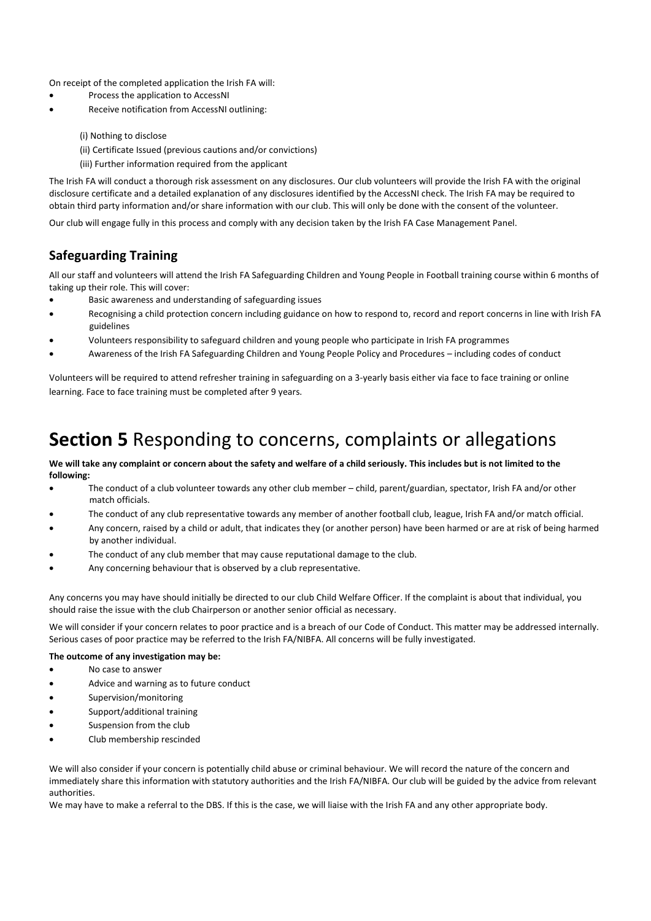On receipt of the completed application the Irish FA will:

- Process the application to AccessNI
- Receive notification from AccessNI outlining:

  (i) Nothing to disclose
  (ii) Certificate Issued (previous cautions and/or convictions)
  (iii) Further information required from the applicant

The Irish FA will conduct a thorough risk assessment on any disclosures. Our club volunteers will provide the Irish FA with the original disclosure certificate and a detailed explanation of any disclosures identified by the AccessNI check. The Irish FA may be required to obtain third party information and/or share information with our club. This will only be done with the consent of the volunteer.

Our club will engage fully in this process and comply with any decision taken by the Irish FA Case Management Panel.

## Safeguarding Training

All our staff and volunteers will attend the Irish FA Safeguarding Children and Young People in Football training course within 6 months of taking up their role. This will cover:

- Basic awareness and understanding of safeguarding issues
- Recognising a child protection concern including guidance on how to respond to, record and report concerns in line with Irish FA guidelines
- Volunteers responsibility to safeguard children and young people who participate in Irish FA programmes
- Awareness of the Irish FA Safeguarding Children and Young People Policy and Procedures – including codes of conduct

Volunteers will be required to attend refresher training in safeguarding on a 3-yearly basis either via face to face training or online learning. Face to face training must be completed after 9 years.

# **Section 5** Responding to concerns, complaints or allegations

**We will take any complaint or concern about the safety and welfare of a child seriously. This includes but is not limited to the following:**

- The conduct of a club volunteer towards any other club member – child, parent/guardian, spectator, Irish FA and/or other match officials.
- The conduct of any club representative towards any member of another football club, league, Irish FA and/or match official.
- Any concern, raised by a child or adult, that indicates they (or another person) have been harmed or are at risk of being harmed by another individual.
- The conduct of any club member that may cause reputational damage to the club.
- Any concerning behaviour that is observed by a club representative.

Any concerns you may have should initially be directed to our club Child Welfare Officer. If the complaint is about that individual, you should raise the issue with the club Chairperson or another senior official as necessary.

We will consider if your concern relates to poor practice and is a breach of our Code of Conduct. This matter may be addressed internally. Serious cases of poor practice may be referred to the Irish FA/NIBFA. All concerns will be fully investigated.

**The outcome of any investigation may be:**

- No case to answer
- Advice and warning as to future conduct
- Supervision/monitoring
- Support/additional training
- Suspension from the club
- Club membership rescinded

We will also consider if your concern is potentially child abuse or criminal behaviour. We will record the nature of the concern and immediately share this information with statutory authorities and the Irish FA/NIBFA. Our club will be guided by the advice from relevant authorities.

We may have to make a referral to the DBS. If this is the case, we will liaise with the Irish FA and any other appropriate body.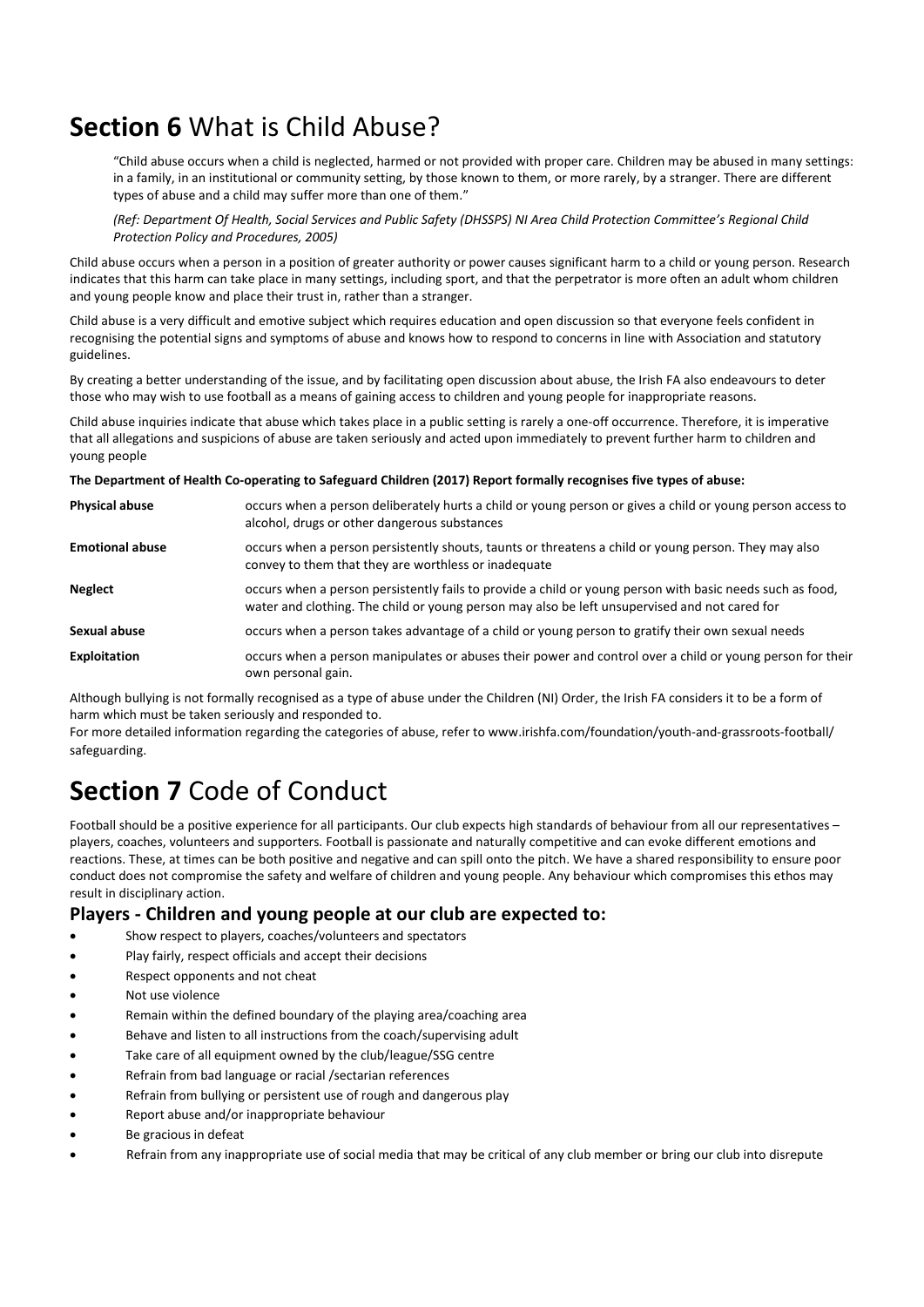# **Section 6** What is Child Abuse?

"Child abuse occurs when a child is neglected, harmed or not provided with proper care. Children may be abused in many settings: in a family, in an institutional or community setting, by those known to them, or more rarely, by a stranger. There are different types of abuse and a child may suffer more than one of them."

*(Ref: Department Of Health, Social Services and Public Safety (DHSSPS) NI Area Child Protection Committee's Regional Child Protection Policy and Procedures, 2005)*

Child abuse occurs when a person in a position of greater authority or power causes significant harm to a child or young person. Research indicates that this harm can take place in many settings, including sport, and that the perpetrator is more often an adult whom children and young people know and place their trust in, rather than a stranger.

Child abuse is a very difficult and emotive subject which requires education and open discussion so that everyone feels confident in recognising the potential signs and symptoms of abuse and knows how to respond to concerns in line with Association and statutory guidelines.

By creating a better understanding of the issue, and by facilitating open discussion about abuse, the Irish FA also endeavours to deter those who may wish to use football as a means of gaining access to children and young people for inappropriate reasons.

Child abuse inquiries indicate that abuse which takes place in a public setting is rarely a one-off occurrence. Therefore, it is imperative that all allegations and suspicions of abuse are taken seriously and acted upon immediately to prevent further harm to children and young people

**The Department of Health Co-operating to Safeguard Children (2017) Report formally recognises five types of abuse:**

| | |
|---|---|
| **Physical abuse** | occurs when a person deliberately hurts a child or young person or gives a child or young person access to alcohol, drugs or other dangerous substances |
| **Emotional abuse** | occurs when a person persistently shouts, taunts or threatens a child or young person. They may also convey to them that they are worthless or inadequate |
| **Neglect** | occurs when a person persistently fails to provide a child or young person with basic needs such as food, water and clothing. The child or young person may also be left unsupervised and not cared for |
| **Sexual abuse** | occurs when a person takes advantage of a child or young person to gratify their own sexual needs |
| **Exploitation** | occurs when a person manipulates or abuses their power and control over a child or young person for their own personal gain. |

Although bullying is not formally recognised as a type of abuse under the Children (NI) Order, the Irish FA considers it to be a form of harm which must be taken seriously and responded to.
For more detailed information regarding the categories of abuse, refer to www.irishfa.com/foundation/youth-and-grassroots-football/safeguarding.

# **Section 7** Code of Conduct

Football should be a positive experience for all participants. Our club expects high standards of behaviour from all our representatives – players, coaches, volunteers and supporters. Football is passionate and naturally competitive and can evoke different emotions and reactions. These, at times can be both positive and negative and can spill onto the pitch. We have a shared responsibility to ensure poor conduct does not compromise the safety and welfare of children and young people. Any behaviour which compromises this ethos may result in disciplinary action.

## Players - Children and young people at our club are expected to:

- Show respect to players, coaches/volunteers and spectators
- Play fairly, respect officials and accept their decisions
- Respect opponents and not cheat
- Not use violence
- Remain within the defined boundary of the playing area/coaching area
- Behave and listen to all instructions from the coach/supervising adult
- Take care of all equipment owned by the club/league/SSG centre
- Refrain from bad language or racial /sectarian references
- Refrain from bullying or persistent use of rough and dangerous play
- Report abuse and/or inappropriate behaviour
- Be gracious in defeat
- Refrain from any inappropriate use of social media that may be critical of any club member or bring our club into disrepute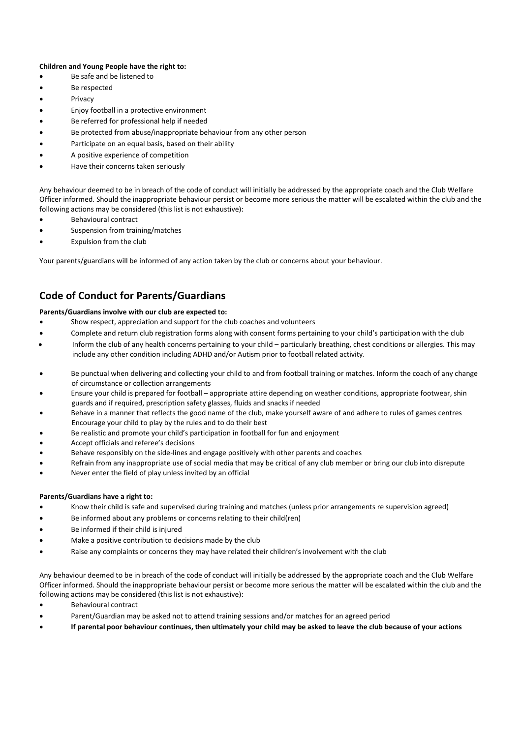**Children and Young People have the right to:**

- Be safe and be listened to
- Be respected
- Privacy
- Enjoy football in a protective environment
- Be referred for professional help if needed
- Be protected from abuse/inappropriate behaviour from any other person
- Participate on an equal basis, based on their ability
- A positive experience of competition
- Have their concerns taken seriously

Any behaviour deemed to be in breach of the code of conduct will initially be addressed by the appropriate coach and the Club Welfare Officer informed. Should the inappropriate behaviour persist or become more serious the matter will be escalated within the club and the following actions may be considered (this list is not exhaustive):

- Behavioural contract
- Suspension from training/matches
- Expulsion from the club

Your parents/guardians will be informed of any action taken by the club or concerns about your behaviour.

## Code of Conduct for Parents/Guardians

**Parents/Guardians involve with our club are expected to:**

- Show respect, appreciation and support for the club coaches and volunteers
- Complete and return club registration forms along with consent forms pertaining to your child's participation with the club
- Inform the club of any health concerns pertaining to your child – particularly breathing, chest conditions or allergies. This may include any other condition including ADHD and/or Autism prior to football related activity.
- Be punctual when delivering and collecting your child to and from football training or matches. Inform the coach of any change of circumstance or collection arrangements
- Ensure your child is prepared for football – appropriate attire depending on weather conditions, appropriate footwear, shin guards and if required, prescription safety glasses, fluids and snacks if needed
- Behave in a manner that reflects the good name of the club, make yourself aware of and adhere to rules of games centres Encourage your child to play by the rules and to do their best
- Be realistic and promote your child's participation in football for fun and enjoyment
- Accept officials and referee's decisions
- Behave responsibly on the side-lines and engage positively with other parents and coaches
- Refrain from any inappropriate use of social media that may be critical of any club member or bring our club into disrepute
- Never enter the field of play unless invited by an official

**Parents/Guardians have a right to:**

- Know their child is safe and supervised during training and matches (unless prior arrangements re supervision agreed)
- Be informed about any problems or concerns relating to their child(ren)
- Be informed if their child is injured
- Make a positive contribution to decisions made by the club
- Raise any complaints or concerns they may have related their children's involvement with the club

Any behaviour deemed to be in breach of the code of conduct will initially be addressed by the appropriate coach and the Club Welfare Officer informed. Should the inappropriate behaviour persist or become more serious the matter will be escalated within the club and the following actions may be considered (this list is not exhaustive):

- Behavioural contract
- Parent/Guardian may be asked not to attend training sessions and/or matches for an agreed period
- **If parental poor behaviour continues, then ultimately your child may be asked to leave the club because of your actions**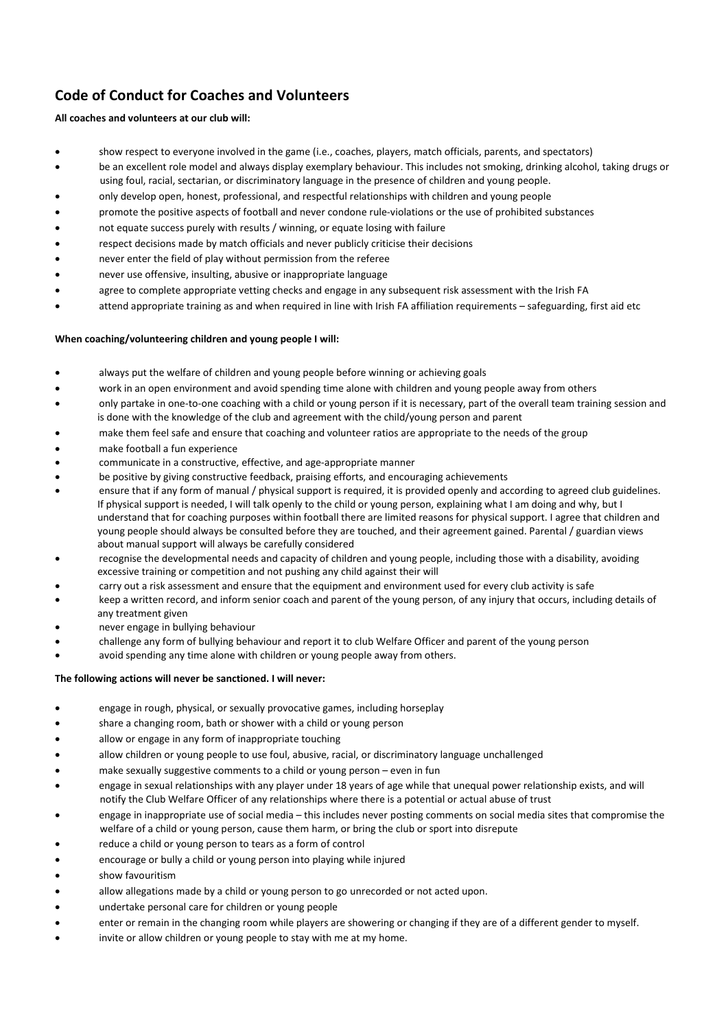## Code of Conduct for Coaches and Volunteers

**All coaches and volunteers at our club will:**

- show respect to everyone involved in the game (i.e., coaches, players, match officials, parents, and spectators)
- be an excellent role model and always display exemplary behaviour. This includes not smoking, drinking alcohol, taking drugs or using foul, racial, sectarian, or discriminatory language in the presence of children and young people.
- only develop open, honest, professional, and respectful relationships with children and young people
- promote the positive aspects of football and never condone rule-violations or the use of prohibited substances
- not equate success purely with results / winning, or equate losing with failure
- respect decisions made by match officials and never publicly criticise their decisions
- never enter the field of play without permission from the referee
- never use offensive, insulting, abusive or inappropriate language
- agree to complete appropriate vetting checks and engage in any subsequent risk assessment with the Irish FA
- attend appropriate training as and when required in line with Irish FA affiliation requirements – safeguarding, first aid etc

**When coaching/volunteering children and young people I will:**

- always put the welfare of children and young people before winning or achieving goals
- work in an open environment and avoid spending time alone with children and young people away from others
- only partake in one-to-one coaching with a child or young person if it is necessary, part of the overall team training session and is done with the knowledge of the club and agreement with the child/young person and parent
- make them feel safe and ensure that coaching and volunteer ratios are appropriate to the needs of the group
- make football a fun experience
- communicate in a constructive, effective, and age-appropriate manner
- be positive by giving constructive feedback, praising efforts, and encouraging achievements
- ensure that if any form of manual / physical support is required, it is provided openly and according to agreed club guidelines. If physical support is needed, I will talk openly to the child or young person, explaining what I am doing and why, but I understand that for coaching purposes within football there are limited reasons for physical support. I agree that children and young people should always be consulted before they are touched, and their agreement gained. Parental / guardian views about manual support will always be carefully considered
- recognise the developmental needs and capacity of children and young people, including those with a disability, avoiding excessive training or competition and not pushing any child against their will
- carry out a risk assessment and ensure that the equipment and environment used for every club activity is safe
- keep a written record, and inform senior coach and parent of the young person, of any injury that occurs, including details of any treatment given
- never engage in bullying behaviour
- challenge any form of bullying behaviour and report it to club Welfare Officer and parent of the young person
- avoid spending any time alone with children or young people away from others.

**The following actions will never be sanctioned. I will never:**

- engage in rough, physical, or sexually provocative games, including horseplay
- share a changing room, bath or shower with a child or young person
- allow or engage in any form of inappropriate touching
- allow children or young people to use foul, abusive, racial, or discriminatory language unchallenged
- make sexually suggestive comments to a child or young person – even in fun
- engage in sexual relationships with any player under 18 years of age while that unequal power relationship exists, and will notify the Club Welfare Officer of any relationships where there is a potential or actual abuse of trust
- engage in inappropriate use of social media – this includes never posting comments on social media sites that compromise the welfare of a child or young person, cause them harm, or bring the club or sport into disrepute
- reduce a child or young person to tears as a form of control
- encourage or bully a child or young person into playing while injured
- show favouritism
- allow allegations made by a child or young person to go unrecorded or not acted upon.
- undertake personal care for children or young people
- enter or remain in the changing room while players are showering or changing if they are of a different gender to myself.
- invite or allow children or young people to stay with me at my home.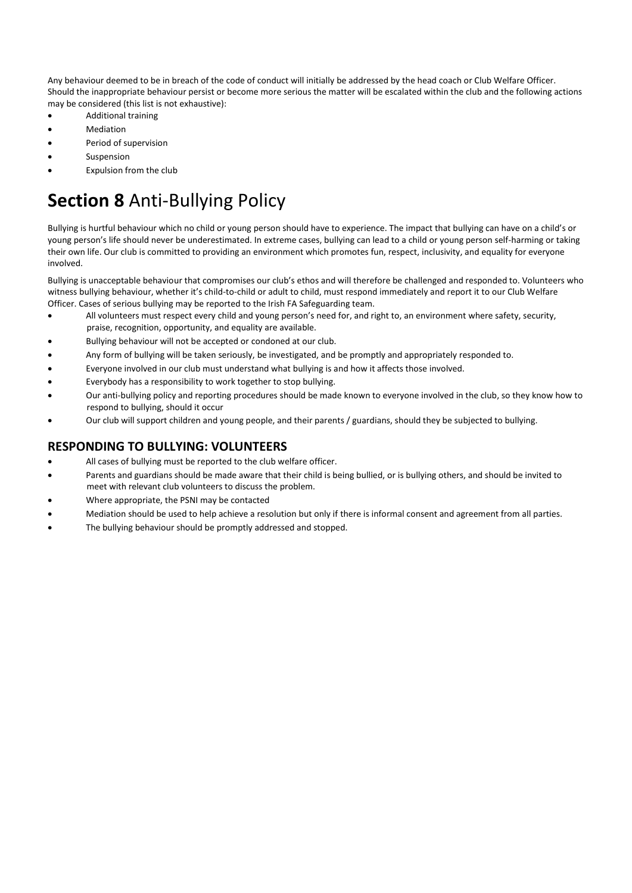Any behaviour deemed to be in breach of the code of conduct will initially be addressed by the head coach or Club Welfare Officer. Should the inappropriate behaviour persist or become more serious the matter will be escalated within the club and the following actions may be considered (this list is not exhaustive):

- Additional training
- Mediation
- Period of supervision
- Suspension
- Expulsion from the club

# **Section 8** Anti-Bullying Policy

Bullying is hurtful behaviour which no child or young person should have to experience. The impact that bullying can have on a child's or young person's life should never be underestimated. In extreme cases, bullying can lead to a child or young person self-harming or taking their own life. Our club is committed to providing an environment which promotes fun, respect, inclusivity, and equality for everyone involved.

Bullying is unacceptable behaviour that compromises our club's ethos and will therefore be challenged and responded to. Volunteers who witness bullying behaviour, whether it's child-to-child or adult to child, must respond immediately and report it to our Club Welfare Officer. Cases of serious bullying may be reported to the Irish FA Safeguarding team.

- All volunteers must respect every child and young person's need for, and right to, an environment where safety, security, praise, recognition, opportunity, and equality are available.
- Bullying behaviour will not be accepted or condoned at our club.
- Any form of bullying will be taken seriously, be investigated, and be promptly and appropriately responded to.
- Everyone involved in our club must understand what bullying is and how it affects those involved.
- Everybody has a responsibility to work together to stop bullying.
- Our anti-bullying policy and reporting procedures should be made known to everyone involved in the club, so they know how to respond to bullying, should it occur
- Our club will support children and young people, and their parents / guardians, should they be subjected to bullying.

## RESPONDING TO BULLYING: VOLUNTEERS

- All cases of bullying must be reported to the club welfare officer.
- Parents and guardians should be made aware that their child is being bullied, or is bullying others, and should be invited to meet with relevant club volunteers to discuss the problem.
- Where appropriate, the PSNI may be contacted
- Mediation should be used to help achieve a resolution but only if there is informal consent and agreement from all parties.
- The bullying behaviour should be promptly addressed and stopped.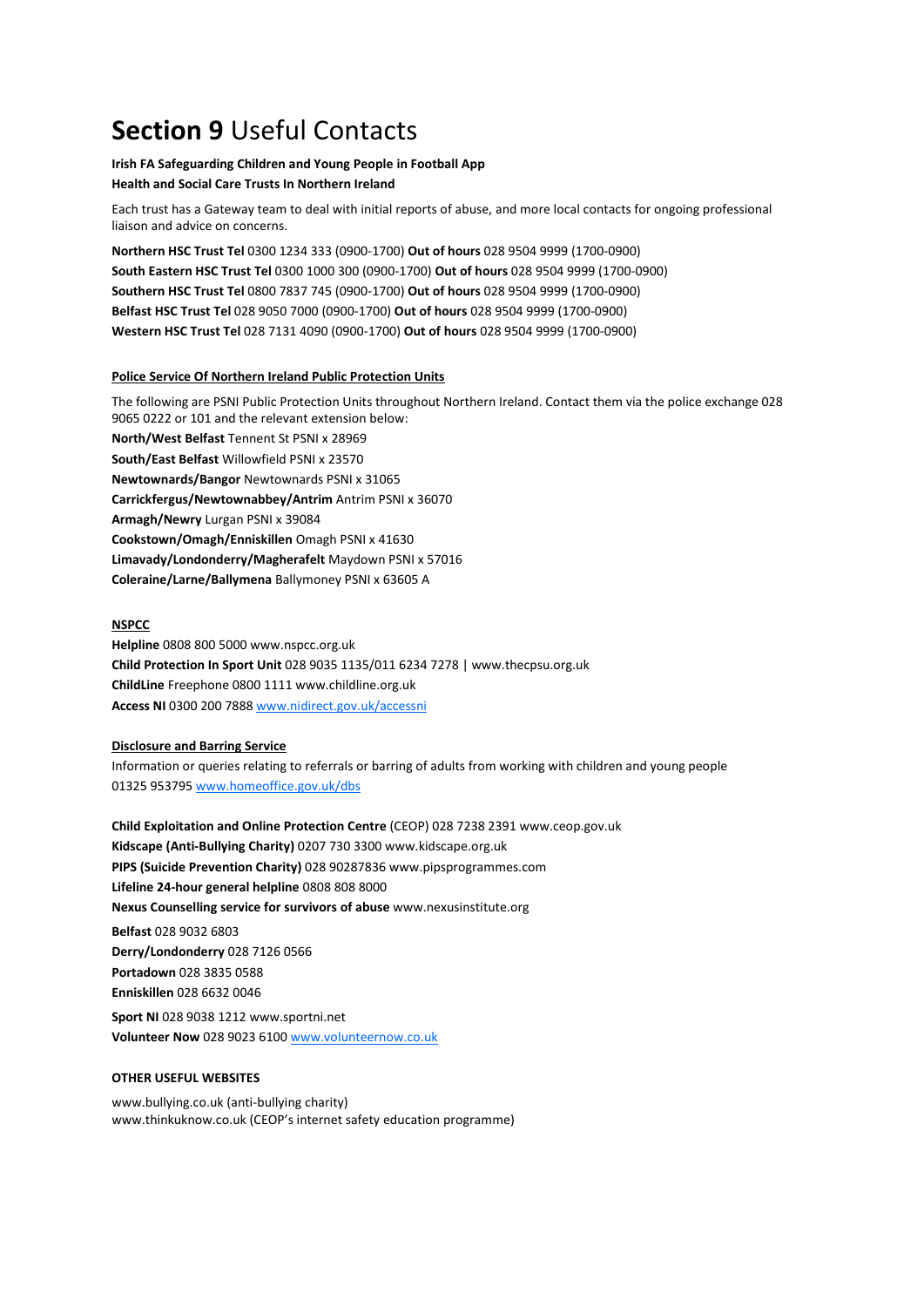# **Section 9** Useful Contacts

**Irish FA Safeguarding Children and Young People in Football App**
**Health and Social Care Trusts In Northern Ireland**

Each trust has a Gateway team to deal with initial reports of abuse, and more local contacts for ongoing professional liaison and advice on concerns.

**Northern HSC Trust Tel** 0300 1234 333 (0900-1700) **Out of hours** 028 9504 9999 (1700-0900)
**South Eastern HSC Trust Tel** 0300 1000 300 (0900-1700) **Out of hours** 028 9504 9999 (1700-0900)
**Southern HSC Trust Tel** 0800 7837 745 (0900-1700) **Out of hours** 028 9504 9999 (1700-0900)
**Belfast HSC Trust Tel** 028 9050 7000 (0900-1700) **Out of hours** 028 9504 9999 (1700-0900)
**Western HSC Trust Tel** 028 7131 4090 (0900-1700) **Out of hours** 028 9504 9999 (1700-0900)

## Police Service Of Northern Ireland Public Protection Units

The following are PSNI Public Protection Units throughout Northern Ireland. Contact them via the police exchange 028 9065 0222 or 101 and the relevant extension below:

**North/West Belfast** Tennent St PSNI x 28969
**South/East Belfast** Willowfield PSNI x 23570
**Newtownards/Bangor** Newtownards PSNI x 31065
**Carrickfergus/Newtownabbey/Antrim** Antrim PSNI x 36070
**Armagh/Newry** Lurgan PSNI x 39084
**Cookstown/Omagh/Enniskillen** Omagh PSNI x 41630
**Limavady/Londonderry/Magherafelt** Maydown PSNI x 57016
**Coleraine/Larne/Ballymena** Ballymoney PSNI x 63605 A

## NSPCC

**Helpline** 0808 800 5000 www.nspcc.org.uk
**Child Protection In Sport Unit** 028 9035 1135/011 6234 7278 | www.thecpsu.org.uk
**ChildLine** Freephone 0800 1111 www.childline.org.uk
**Access NI** 0300 200 7888 www.nidirect.gov.uk/accessni

## Disclosure and Barring Service

Information or queries relating to referrals or barring of adults from working with children and young people
01325 953795 www.homeoffice.gov.uk/dbs

**Child Exploitation and Online Protection Centre** (CEOP) 028 7238 2391 www.ceop.gov.uk
**Kidscape (Anti-Bullying Charity)** 0207 730 3300 www.kidscape.org.uk
**PIPS (Suicide Prevention Charity)** 028 90287836 www.pipsprogrammes.com
**Lifeline 24-hour general helpline** 0808 808 8000
**Nexus Counselling service for survivors of abuse** www.nexusinstitute.org

**Belfast** 028 9032 6803
**Derry/Londonderry** 028 7126 0566
**Portadown** 028 3835 0588
**Enniskillen** 028 6632 0046

**Sport NI** 028 9038 1212 www.sportni.net
**Volunteer Now** 028 9023 6100 www.volunteernow.co.uk

**OTHER USEFUL WEBSITES**

www.bullying.co.uk (anti-bullying charity)
www.thinkuknow.co.uk (CEOP's internet safety education programme)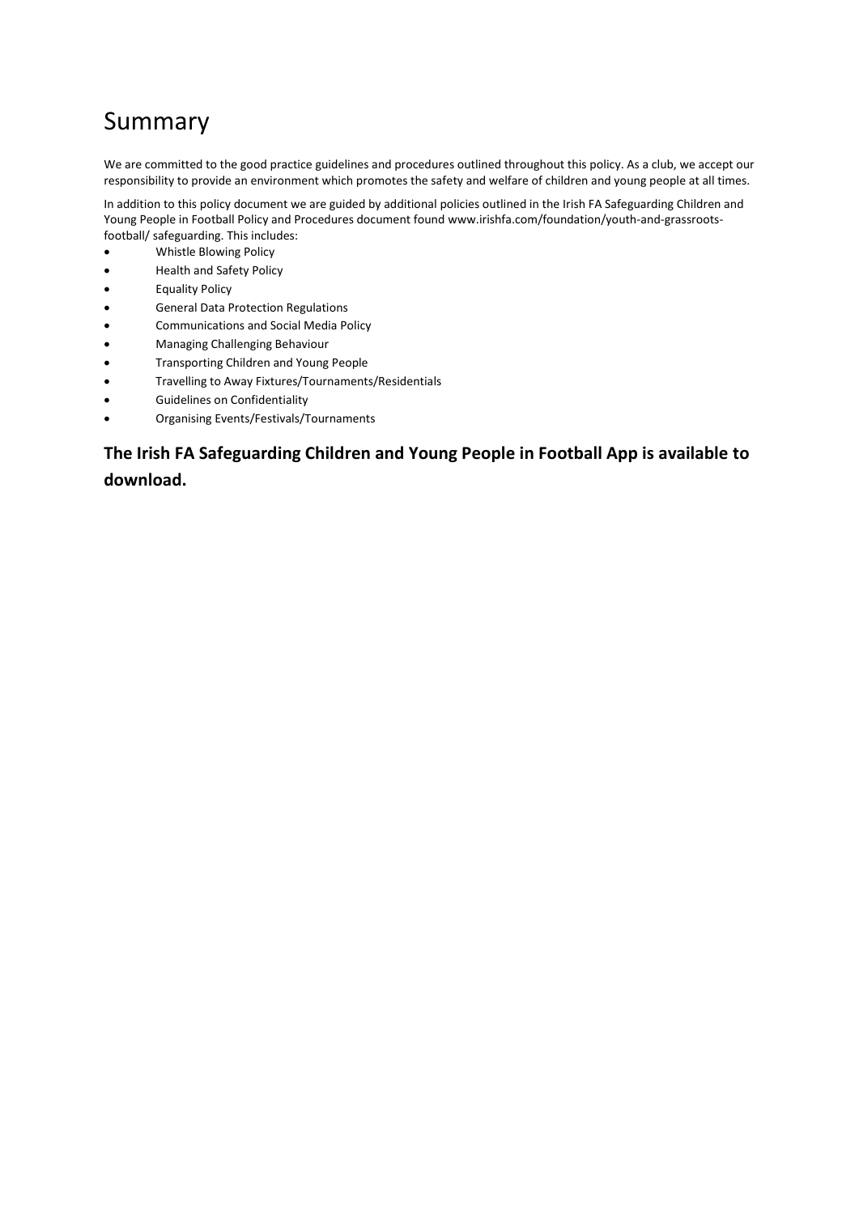# Summary

We are committed to the good practice guidelines and procedures outlined throughout this policy. As a club, we accept our responsibility to provide an environment which promotes the safety and welfare of children and young people at all times.

In addition to this policy document we are guided by additional policies outlined in the Irish FA Safeguarding Children and Young People in Football Policy and Procedures document found www.irishfa.com/foundation/youth-and-grassroots-football/ safeguarding. This includes:

- Whistle Blowing Policy
- Health and Safety Policy
- Equality Policy
- General Data Protection Regulations
- Communications and Social Media Policy
- Managing Challenging Behaviour
- Transporting Children and Young People
- Travelling to Away Fixtures/Tournaments/Residentials
- Guidelines on Confidentiality
- Organising Events/Festivals/Tournaments

**The Irish FA Safeguarding Children and Young People in Football App is available to download.**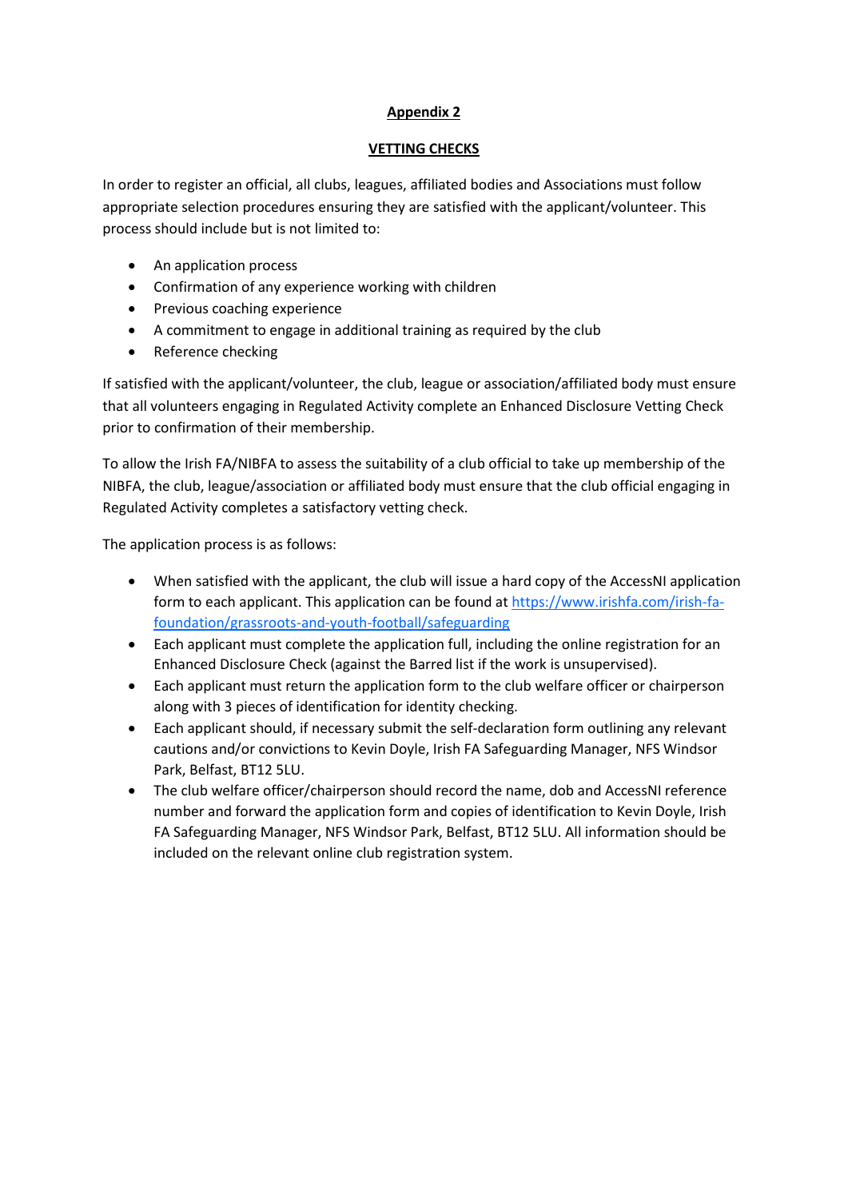## Appendix 2

### VETTING CHECKS

In order to register an official, all clubs, leagues, affiliated bodies and Associations must follow appropriate selection procedures ensuring they are satisfied with the applicant/volunteer. This process should include but is not limited to:

- An application process
- Confirmation of any experience working with children
- Previous coaching experience
- A commitment to engage in additional training as required by the club
- Reference checking

If satisfied with the applicant/volunteer, the club, league or association/affiliated body must ensure that all volunteers engaging in Regulated Activity complete an Enhanced Disclosure Vetting Check prior to confirmation of their membership.

To allow the Irish FA/NIBFA to assess the suitability of a club official to take up membership of the NIBFA, the club, league/association or affiliated body must ensure that the club official engaging in Regulated Activity completes a satisfactory vetting check.

The application process is as follows:

- When satisfied with the applicant, the club will issue a hard copy of the AccessNI application form to each applicant. This application can be found at [https://www.irishfa.com/irish-fa-foundation/grassroots-and-youth-football/safeguarding](https://www.irishfa.com/irish-fa-foundation/grassroots-and-youth-football/safeguarding)
- Each applicant must complete the application full, including the online registration for an Enhanced Disclosure Check (against the Barred list if the work is unsupervised).
- Each applicant must return the application form to the club welfare officer or chairperson along with 3 pieces of identification for identity checking.
- Each applicant should, if necessary submit the self-declaration form outlining any relevant cautions and/or convictions to Kevin Doyle, Irish FA Safeguarding Manager, NFS Windsor Park, Belfast, BT12 5LU.
- The club welfare officer/chairperson should record the name, dob and AccessNI reference number and forward the application form and copies of identification to Kevin Doyle, Irish FA Safeguarding Manager, NFS Windsor Park, Belfast, BT12 5LU. All information should be included on the relevant online club registration system.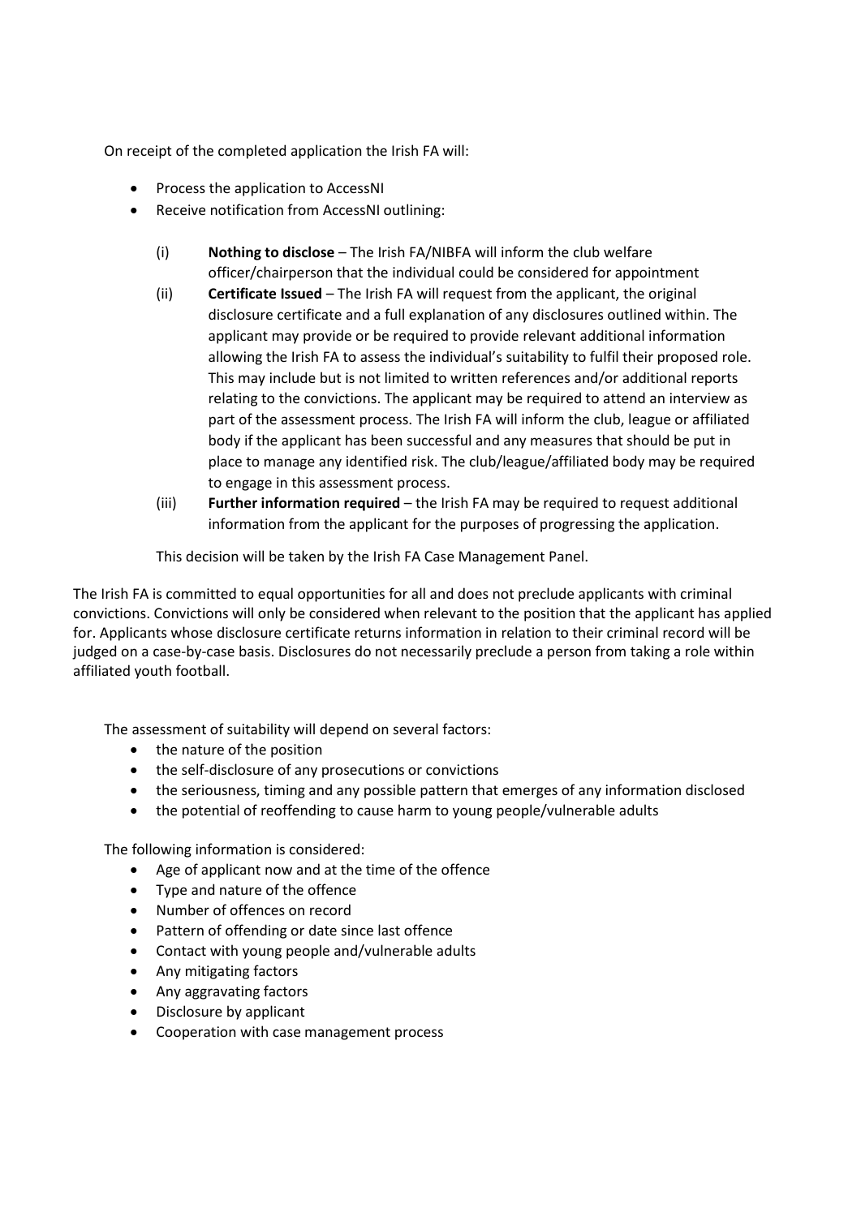On receipt of the completed application the Irish FA will:

- Process the application to AccessNI
- Receive notification from AccessNI outlining:
  - (i) **Nothing to disclose** – The Irish FA/NIBFA will inform the club welfare officer/chairperson that the individual could be considered for appointment
  - (ii) **Certificate Issued** – The Irish FA will request from the applicant, the original disclosure certificate and a full explanation of any disclosures outlined within. The applicant may provide or be required to provide relevant additional information allowing the Irish FA to assess the individual's suitability to fulfil their proposed role. This may include but is not limited to written references and/or additional reports relating to the convictions. The applicant may be required to attend an interview as part of the assessment process. The Irish FA will inform the club, league or affiliated body if the applicant has been successful and any measures that should be put in place to manage any identified risk. The club/league/affiliated body may be required to engage in this assessment process.
  - (iii) **Further information required** – the Irish FA may be required to request additional information from the applicant for the purposes of progressing the application.

This decision will be taken by the Irish FA Case Management Panel.

The Irish FA is committed to equal opportunities for all and does not preclude applicants with criminal convictions. Convictions will only be considered when relevant to the position that the applicant has applied for. Applicants whose disclosure certificate returns information in relation to their criminal record will be judged on a case-by-case basis. Disclosures do not necessarily preclude a person from taking a role within affiliated youth football.

The assessment of suitability will depend on several factors:

- the nature of the position
- the self-disclosure of any prosecutions or convictions
- the seriousness, timing and any possible pattern that emerges of any information disclosed
- the potential of reoffending to cause harm to young people/vulnerable adults

The following information is considered:

- Age of applicant now and at the time of the offence
- Type and nature of the offence
- Number of offences on record
- Pattern of offending or date since last offence
- Contact with young people and/vulnerable adults
- Any mitigating factors
- Any aggravating factors
- Disclosure by applicant
- Cooperation with case management process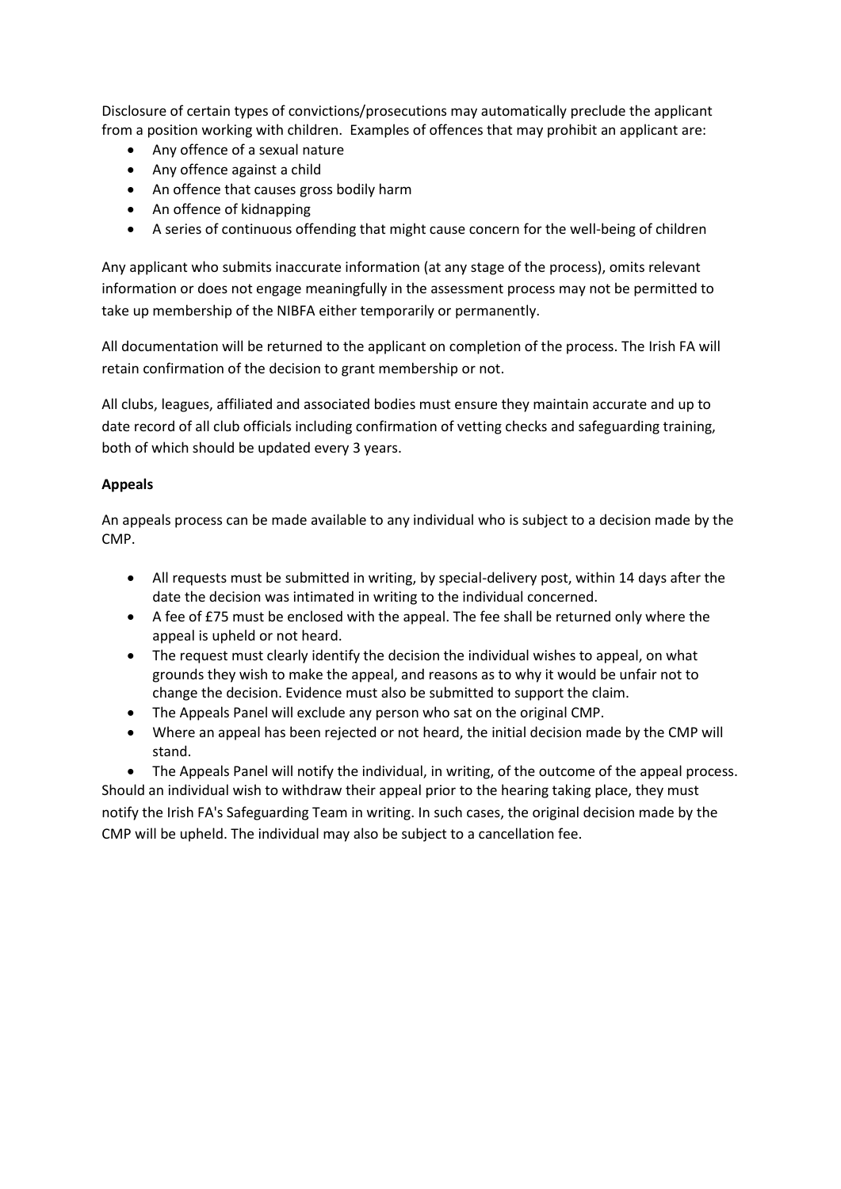Disclosure of certain types of convictions/prosecutions may automatically preclude the applicant from a position working with children. Examples of offences that may prohibit an applicant are:

- Any offence of a sexual nature
- Any offence against a child
- An offence that causes gross bodily harm
- An offence of kidnapping
- A series of continuous offending that might cause concern for the well-being of children

Any applicant who submits inaccurate information (at any stage of the process), omits relevant information or does not engage meaningfully in the assessment process may not be permitted to take up membership of the NIBFA either temporarily or permanently.

All documentation will be returned to the applicant on completion of the process. The Irish FA will retain confirmation of the decision to grant membership or not.

All clubs, leagues, affiliated and associated bodies must ensure they maintain accurate and up to date record of all club officials including confirmation of vetting checks and safeguarding training, both of which should be updated every 3 years.

**Appeals**

An appeals process can be made available to any individual who is subject to a decision made by the CMP.

- All requests must be submitted in writing, by special-delivery post, within 14 days after the date the decision was intimated in writing to the individual concerned.
- A fee of £75 must be enclosed with the appeal. The fee shall be returned only where the appeal is upheld or not heard.
- The request must clearly identify the decision the individual wishes to appeal, on what grounds they wish to make the appeal, and reasons as to why it would be unfair not to change the decision. Evidence must also be submitted to support the claim.
- The Appeals Panel will exclude any person who sat on the original CMP.
- Where an appeal has been rejected or not heard, the initial decision made by the CMP will stand.
- The Appeals Panel will notify the individual, in writing, of the outcome of the appeal process.

Should an individual wish to withdraw their appeal prior to the hearing taking place, they must notify the Irish FA's Safeguarding Team in writing. In such cases, the original decision made by the CMP will be upheld. The individual may also be subject to a cancellation fee.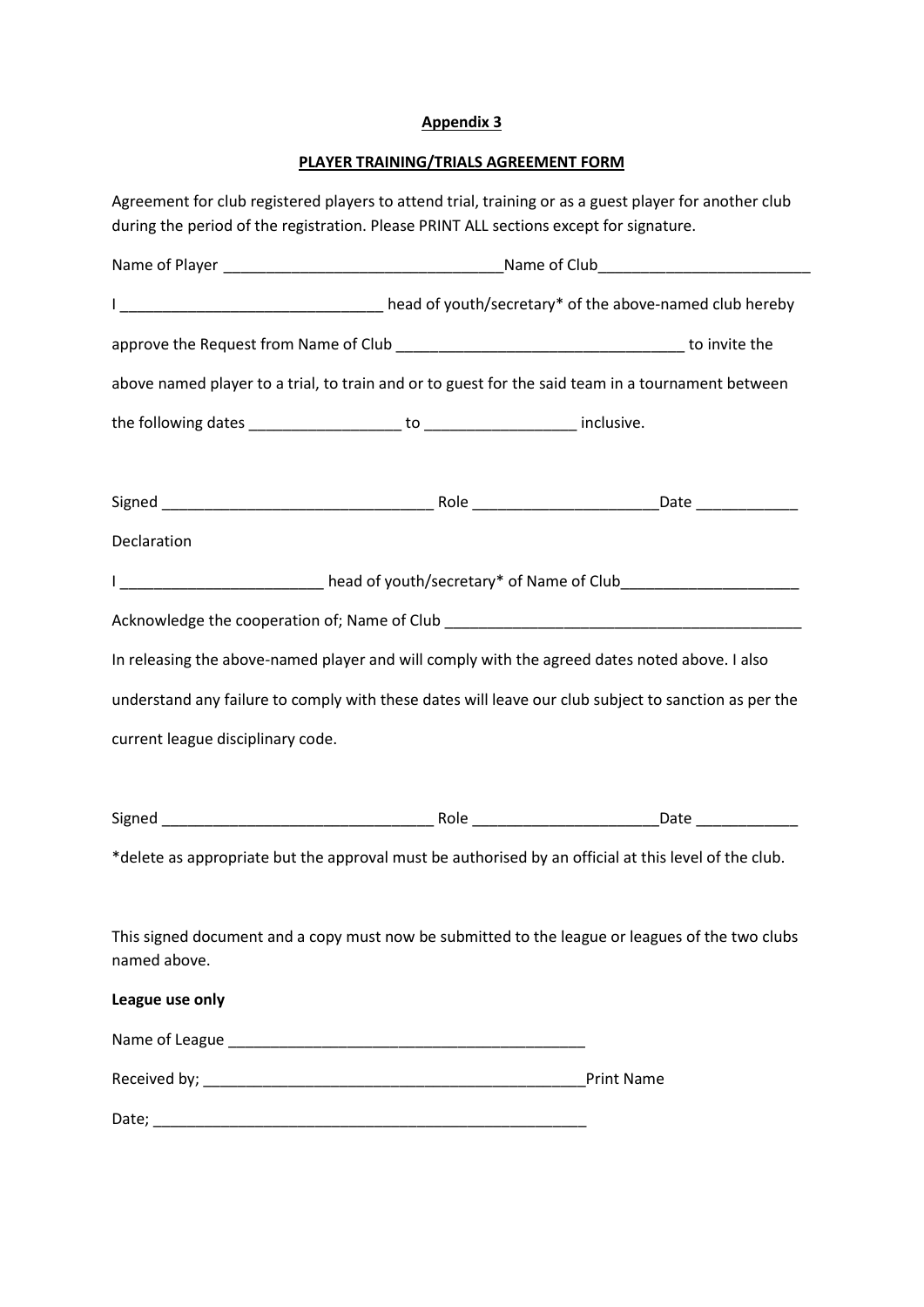**Appendix 3**

**PLAYER TRAINING/TRIALS AGREEMENT FORM**

Agreement for club registered players to attend trial, training or as a guest player for another club during the period of the registration. Please PRINT ALL sections except for signature.

Name of Player ________________________________Name of Club________________________

I ______________________________ head of youth/secretary* of the above-named club hereby

approve the Request from Name of Club _________________________________ to invite the

above named player to a trial, to train and or to guest for the said team in a tournament between

the following dates _________________ to _________________ inclusive.

Signed _______________________________ Role _____________________Date ___________

Declaration

I _______________________ head of youth/secretary* of Name of Club____________________

Acknowledge the cooperation of; Name of Club __________________________________________

In releasing the above-named player and will comply with the agreed dates noted above. I also

understand any failure to comply with these dates will leave our club subject to sanction as per the

current league disciplinary code.

Signed _______________________________ Role _____________________Date ___________

*delete as appropriate but the approval must be authorised by an official at this level of the club.

This signed document and a copy must now be submitted to the league or leagues of the two clubs named above.

**League use only**

Name of League __________________________________________

Received by; ____________________________________________Print Name

Date; ___________________________________________________